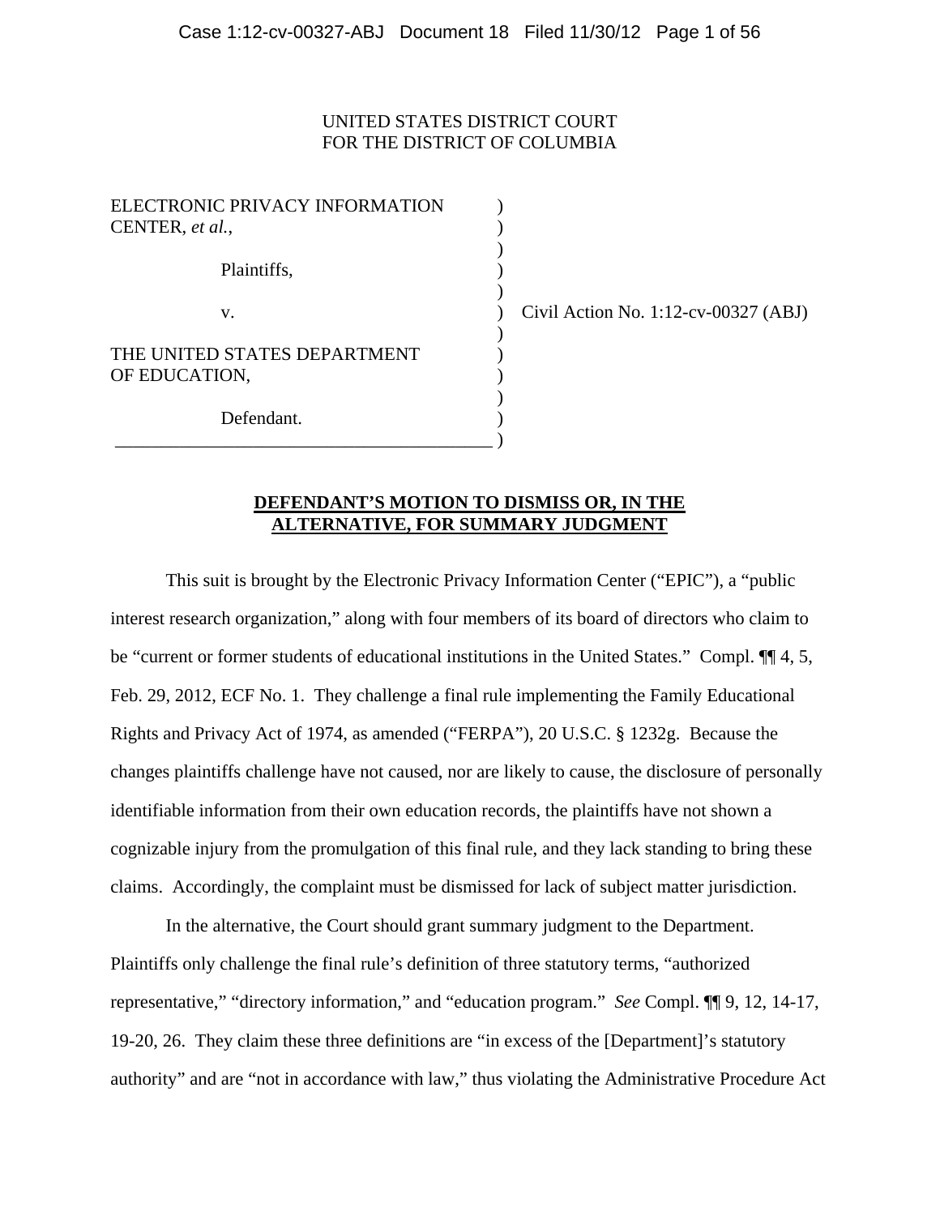UNITED STATES DISTRICT COURT
FOR THE DISTRICT OF COLUMBIA

| | | |
|---|---|---|
| ELECTRONIC PRIVACY INFORMATION CENTER, *et al.*, | ) | |
| Plaintiffs, | ) | |
| v. | ) | Civil Action No. 1:12-cv-00327 (ABJ) |
| THE UNITED STATES DEPARTMENT OF EDUCATION, | ) | |
| Defendant. | ) | |

## DEFENDANT'S MOTION TO DISMISS OR, IN THE ALTERNATIVE, FOR SUMMARY JUDGMENT

This suit is brought by the Electronic Privacy Information Center ("EPIC"), a "public interest research organization," along with four members of its board of directors who claim to be "current or former students of educational institutions in the United States." Compl. ¶¶ 4, 5, Feb. 29, 2012, ECF No. 1. They challenge a final rule implementing the Family Educational Rights and Privacy Act of 1974, as amended ("FERPA"), 20 U.S.C. § 1232g. Because the changes plaintiffs challenge have not caused, nor are likely to cause, the disclosure of personally identifiable information from their own education records, the plaintiffs have not shown a cognizable injury from the promulgation of this final rule, and they lack standing to bring these claims. Accordingly, the complaint must be dismissed for lack of subject matter jurisdiction.

In the alternative, the Court should grant summary judgment to the Department. Plaintiffs only challenge the final rule's definition of three statutory terms, "authorized representative," "directory information," and "education program." *See* Compl. ¶¶ 9, 12, 14-17, 19-20, 26. They claim these three definitions are "in excess of the [Department]'s statutory authority" and are "not in accordance with law," thus violating the Administrative Procedure Act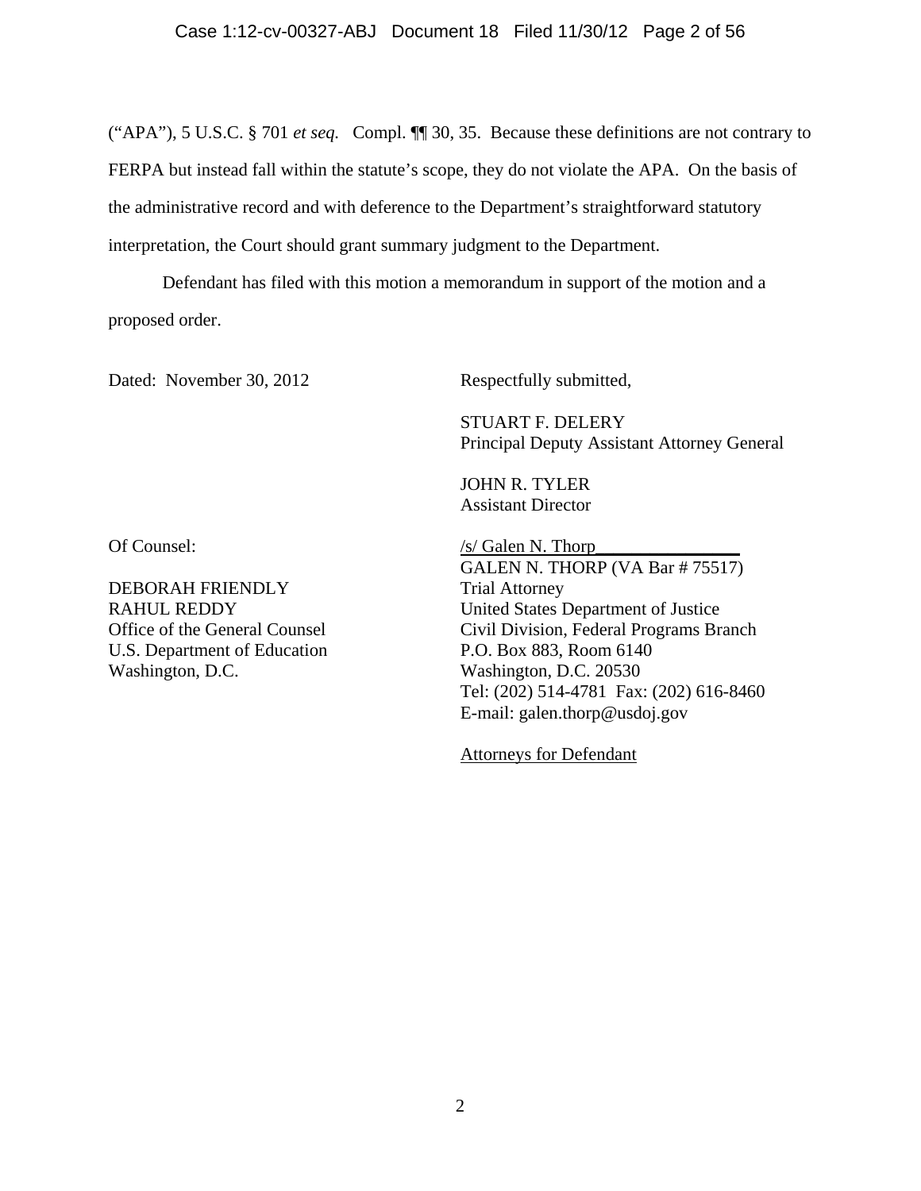("APA"), 5 U.S.C. § 701 *et seq.* Compl. ¶¶ 30, 35. Because these definitions are not contrary to FERPA but instead fall within the statute's scope, they do not violate the APA. On the basis of the administrative record and with deference to the Department's straightforward statutory interpretation, the Court should grant summary judgment to the Department.

Defendant has filed with this motion a memorandum in support of the motion and a proposed order.

Dated: November 30, 2012

Respectfully submitted,

STUART F. DELERY
Principal Deputy Assistant Attorney General

JOHN R. TYLER
Assistant Director

/s/ Galen N. Thorp
GALEN N. THORP (VA Bar # 75517)
Trial Attorney
United States Department of Justice
Civil Division, Federal Programs Branch
P.O. Box 883, Room 6140
Washington, D.C. 20530
Tel: (202) 514-4781 Fax: (202) 616-8460
E-mail: galen.thorp@usdoj.gov

Attorneys for Defendant

Of Counsel:

DEBORAH FRIENDLY
RAHUL REDDY
Office of the General Counsel
U.S. Department of Education
Washington, D.C.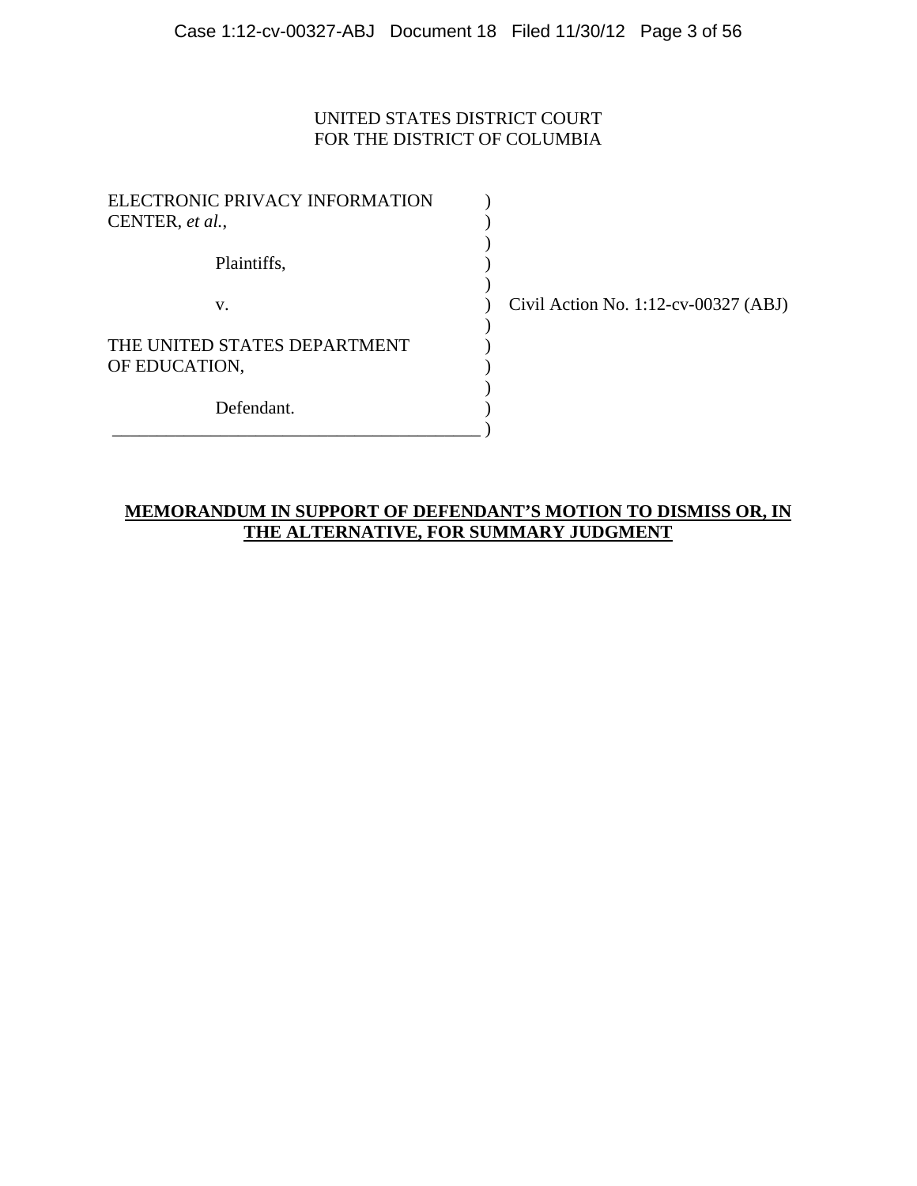UNITED STATES DISTRICT COURT
FOR THE DISTRICT OF COLUMBIA

| | | |
|---|---|---|
| ELECTRONIC PRIVACY INFORMATION CENTER, *et al.*, | ) | |
| Plaintiffs, | ) | |
| v. | ) | Civil Action No. 1:12-cv-00327 (ABJ) |
| THE UNITED STATES DEPARTMENT OF EDUCATION, | ) | |
| Defendant. | ) | |

**<u>MEMORANDUM IN SUPPORT OF DEFENDANT'S MOTION TO DISMISS OR, IN THE ALTERNATIVE, FOR SUMMARY JUDGMENT</u>**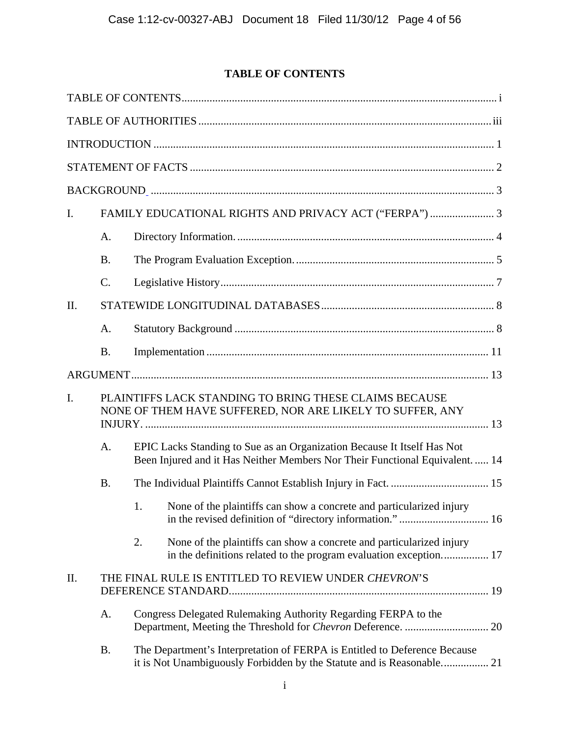# TABLE OF CONTENTS

TABLE OF CONTENTS ..... i

TABLE OF AUTHORITIES ..... iii

INTRODUCTION ..... 1

STATEMENT OF FACTS ..... 2

BACKGROUND ..... 3

I. FAMILY EDUCATIONAL RIGHTS AND PRIVACY ACT ("FERPA") ..... 3

- A. Directory Information. ..... 4
- B. The Program Evaluation Exception. ..... 5
- C. Legislative History ..... 7

II. STATEWIDE LONGITUDINAL DATABASES ..... 8

- A. Statutory Background ..... 8
- B. Implementation ..... 11

ARGUMENT ..... 13

I. PLAINTIFFS LACK STANDING TO BRING THESE CLAIMS BECAUSE NONE OF THEM HAVE SUFFERED, NOR ARE LIKELY TO SUFFER, ANY INJURY. ..... 13

- A. EPIC Lacks Standing to Sue as an Organization Because It Itself Has Not Been Injured and it Has Neither Members Nor Their Functional Equivalent. ..... 14
- B. The Individual Plaintiffs Cannot Establish Injury in Fact. ..... 15
  - 1. None of the plaintiffs can show a concrete and particularized injury in the revised definition of "directory information." ..... 16
  - 2. None of the plaintiffs can show a concrete and particularized injury in the definitions related to the program evaluation exception. ..... 17

II. THE FINAL RULE IS ENTITLED TO REVIEW UNDER *CHEVRON*'S DEFERENCE STANDARD. ..... 19

- A. Congress Delegated Rulemaking Authority Regarding FERPA to the Department, Meeting the Threshold for *Chevron* Deference. ..... 20
- B. The Department's Interpretation of FERPA is Entitled to Deference Because it is Not Unambiguously Forbidden by the Statute and is Reasonable. ..... 21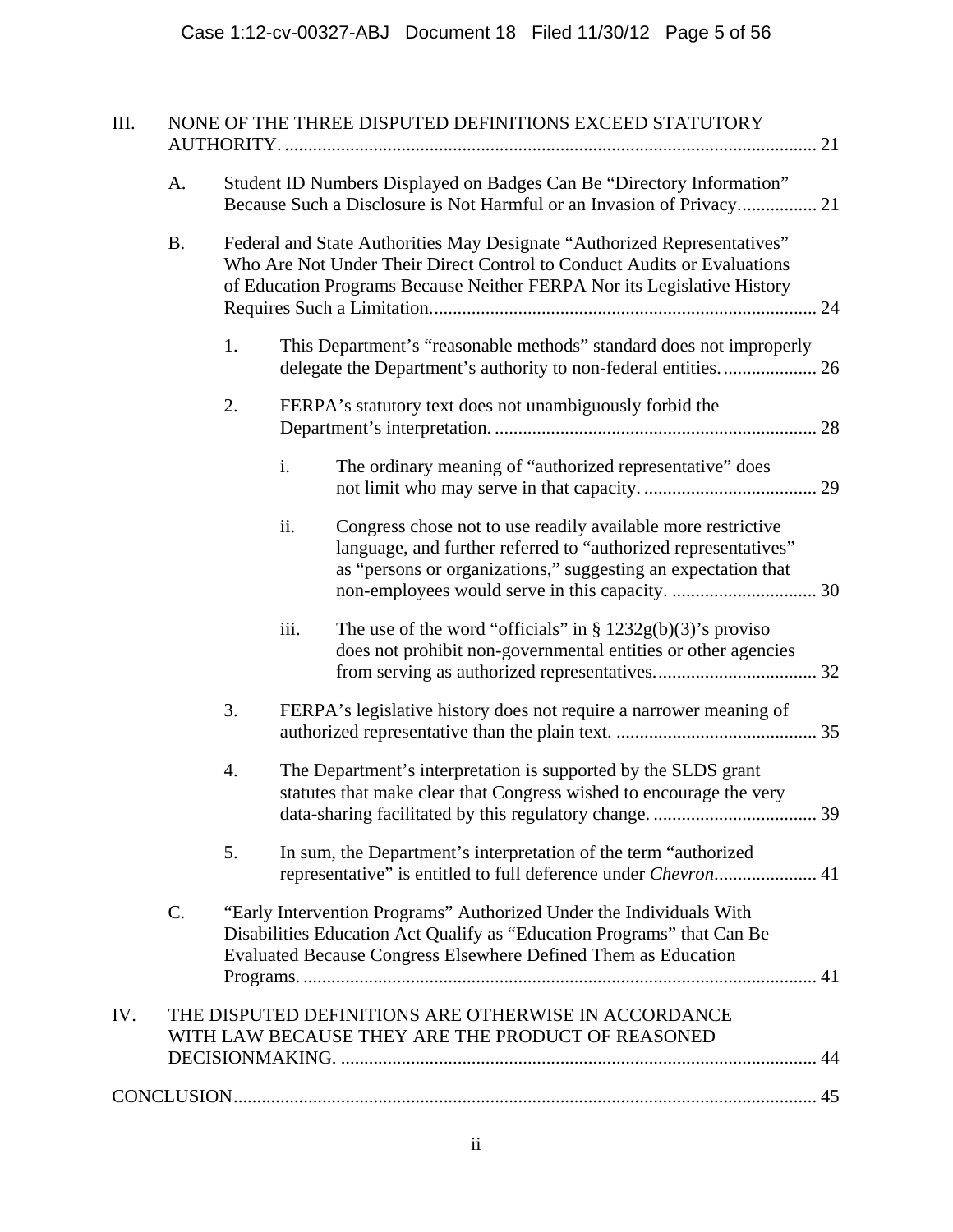III. NONE OF THE THREE DISPUTED DEFINITIONS EXCEED STATUTORY AUTHORITY. .................................................................................................................. 21

   A. Student ID Numbers Displayed on Badges Can Be "Directory Information" Because Such a Disclosure is Not Harmful or an Invasion of Privacy................. 21

   B. Federal and State Authorities May Designate "Authorized Representatives" Who Are Not Under Their Direct Control to Conduct Audits or Evaluations of Education Programs Because Neither FERPA Nor its Legislative History Requires Such a Limitation.................................................................................. 24

      1. This Department's "reasonable methods" standard does not improperly delegate the Department's authority to non-federal entities.................... 26

      2. FERPA's statutory text does not unambiguously forbid the Department's interpretation. ..................................................................... 28

         i. The ordinary meaning of "authorized representative" does not limit who may serve in that capacity. ..................................... 29

         ii. Congress chose not to use readily available more restrictive language, and further referred to "authorized representatives" as "persons or organizations," suggesting an expectation that non-employees would serve in this capacity. ............................... 30

         iii. The use of the word "officials" in § 1232g(b)(3)'s proviso does not prohibit non-governmental entities or other agencies from serving as authorized representatives.................................. 32

      3. FERPA's legislative history does not require a narrower meaning of authorized representative than the plain text. ........................................... 35

      4. The Department's interpretation is supported by the SLDS grant statutes that make clear that Congress wished to encourage the very data-sharing facilitated by this regulatory change. ................................... 39

      5. In sum, the Department's interpretation of the term "authorized representative" is entitled to full deference under *Chevron*...................... 41

   C. "Early Intervention Programs" Authorized Under the Individuals With Disabilities Education Act Qualify as "Education Programs" that Can Be Evaluated Because Congress Elsewhere Defined Them as Education Programs. .............................................................................................................. 41

IV. THE DISPUTED DEFINITIONS ARE OTHERWISE IN ACCORDANCE WITH LAW BECAUSE THEY ARE THE PRODUCT OF REASONED DECISIONMAKING. ...................................................................................................... 44

CONCLUSION............................................................................................................................ 45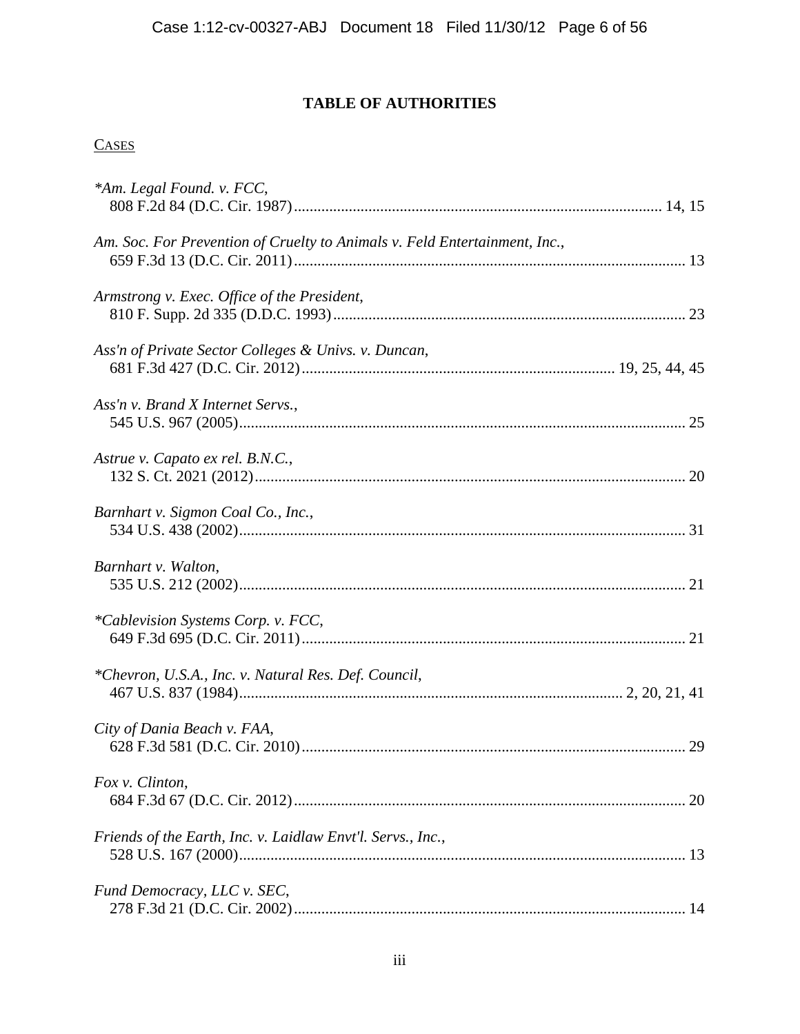# TABLE OF AUTHORITIES

CASES

*\*Am. Legal Found. v. FCC*,
808 F.2d 84 (D.C. Cir. 1987) .......... 14, 15

*Am. Soc. For Prevention of Cruelty to Animals v. Feld Entertainment, Inc.*,
659 F.3d 13 (D.C. Cir. 2011) .......... 13

*Armstrong v. Exec. Office of the President*,
810 F. Supp. 2d 335 (D.D.C. 1993) .......... 23

*Ass'n of Private Sector Colleges & Univs. v. Duncan*,
681 F.3d 427 (D.C. Cir. 2012) .......... 19, 25, 44, 45

*Ass'n v. Brand X Internet Servs.*,
545 U.S. 967 (2005) .......... 25

*Astrue v. Capato ex rel. B.N.C.*,
132 S. Ct. 2021 (2012) .......... 20

*Barnhart v. Sigmon Coal Co., Inc.*,
534 U.S. 438 (2002) .......... 31

*Barnhart v. Walton*,
535 U.S. 212 (2002) .......... 21

*\*Cablevision Systems Corp. v. FCC*,
649 F.3d 695 (D.C. Cir. 2011) .......... 21

*\*Chevron, U.S.A., Inc. v. Natural Res. Def. Council*,
467 U.S. 837 (1984) .......... 2, 20, 21, 41

*City of Dania Beach v. FAA*,
628 F.3d 581 (D.C. Cir. 2010) .......... 29

*Fox v. Clinton*,
684 F.3d 67 (D.C. Cir. 2012) .......... 20

*Friends of the Earth, Inc. v. Laidlaw Envt'l. Servs., Inc.*,
528 U.S. 167 (2000) .......... 13

*Fund Democracy, LLC v. SEC*,
278 F.3d 21 (D.C. Cir. 2002) .......... 14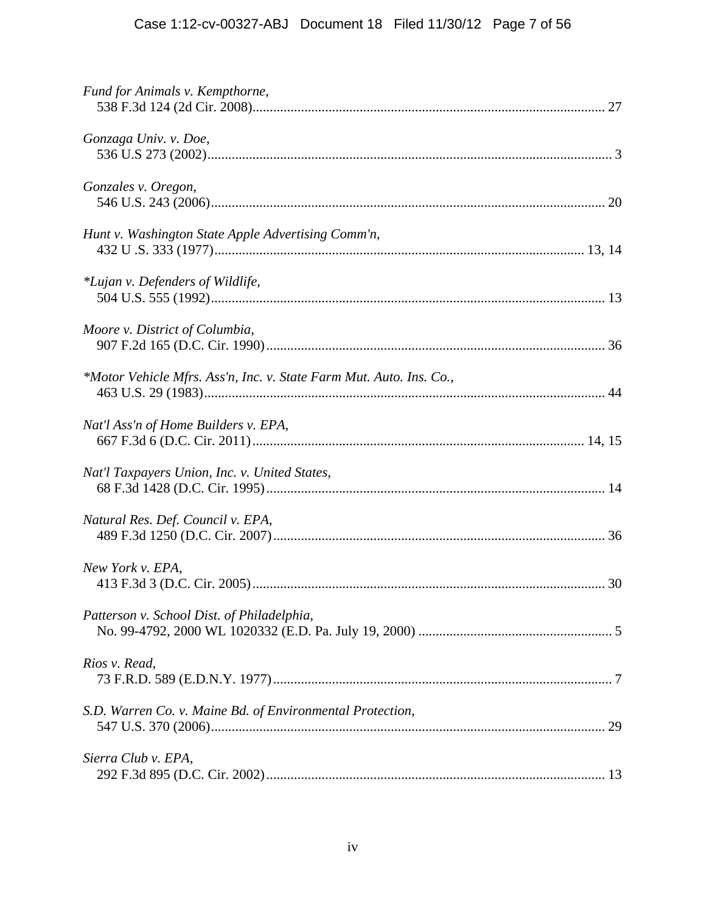*Fund for Animals v. Kempthorne*,
538 F.3d 124 (2d Cir. 2008)....................................................................................................... 27

*Gonzaga Univ. v. Doe*,
536 U.S 273 (2002)..................................................................................................................... 3

*Gonzales v. Oregon*,
546 U.S. 243 (2006)................................................................................................................... 20

*Hunt v. Washington State Apple Advertising Comm'n*,
432 U .S. 333 (1977)............................................................................................................ 13, 14

**Lujan v. Defenders of Wildlife*,
504 U.S. 555 (1992)................................................................................................................... 13

*Moore v. District of Columbia*,
907 F.2d 165 (D.C. Cir. 1990)................................................................................................... 36

**Motor Vehicle Mfrs. Ass'n, Inc. v. State Farm Mut. Auto. Ins. Co.*,
463 U.S. 29 (1983)..................................................................................................................... 44

*Nat'l Ass'n of Home Builders v. EPA*,
667 F.3d 6 (D.C. Cir. 2011)................................................................................................ 14, 15

*Nat'l Taxpayers Union, Inc. v. United States*,
68 F.3d 1428 (D.C. Cir. 1995)................................................................................................... 14

*Natural Res. Def. Council v. EPA*,
489 F.3d 1250 (D.C. Cir. 2007)................................................................................................. 36

*New York v. EPA*,
413 F.3d 3 (D.C. Cir. 2005)....................................................................................................... 30

*Patterson v. School Dist. of Philadelphia*,
No. 99-4792, 2000 WL 1020332 (E.D. Pa. July 19, 2000) ......................................................... 5

*Rios v. Read*,
73 F.R.D. 589 (E.D.N.Y. 1977)................................................................................................... 7

*S.D. Warren Co. v. Maine Bd. of Environmental Protection*,
547 U.S. 370 (2006)................................................................................................................... 29

*Sierra Club v. EPA*,
292 F.3d 895 (D.C. Cir. 2002)................................................................................................... 13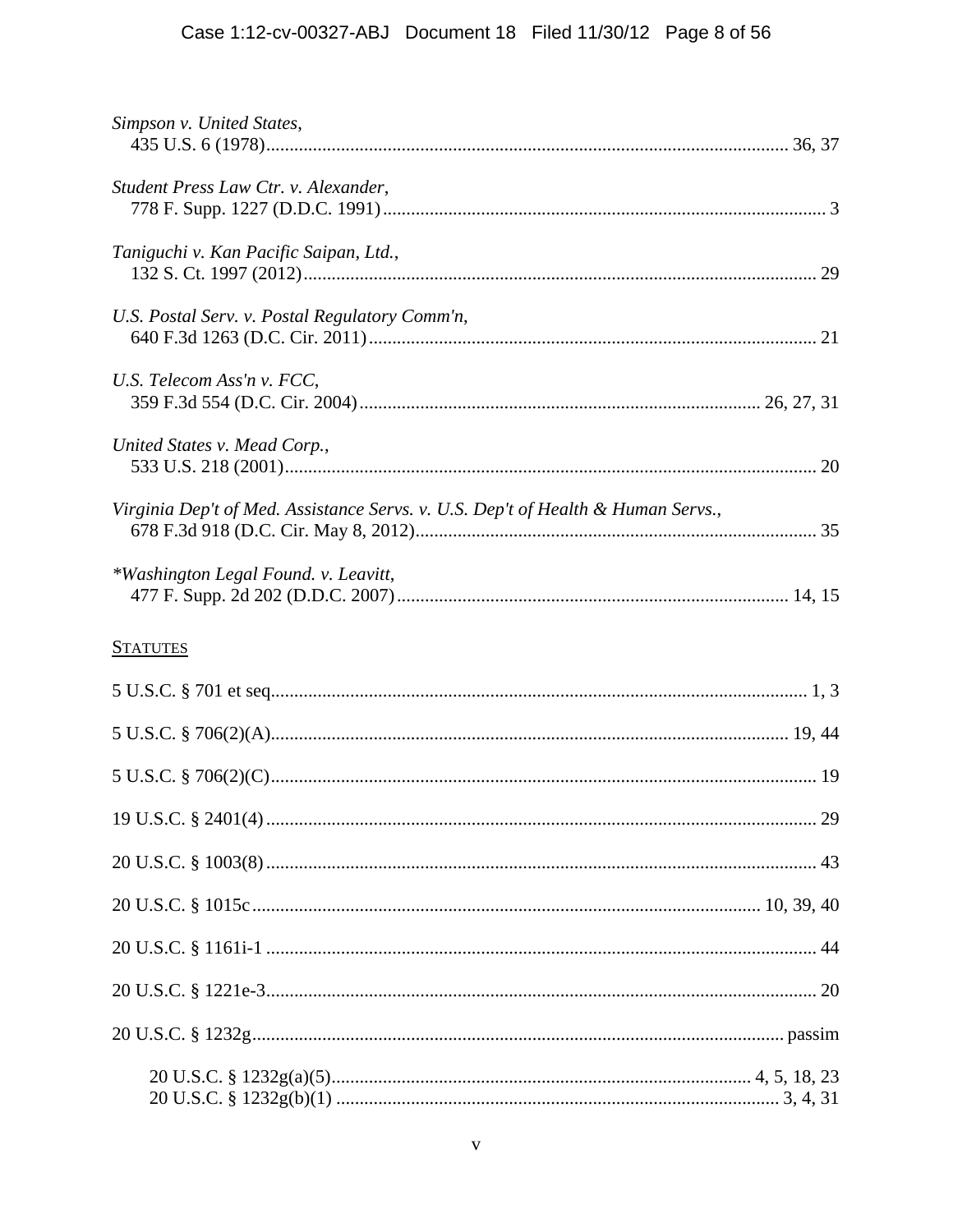*Simpson v. United States*,
435 U.S. 6 (1978)................................................................................................................ 36, 37

*Student Press Law Ctr. v. Alexander*,
778 F. Supp. 1227 (D.D.C. 1991).............................................................................................. 3

*Taniguchi v. Kan Pacific Saipan, Ltd.*,
132 S. Ct. 1997 (2012)............................................................................................................. 29

*U.S. Postal Serv. v. Postal Regulatory Comm'n*,
640 F.3d 1263 (D.C. Cir. 2011)................................................................................................ 21

*U.S. Telecom Ass'n v. FCC*,
359 F.3d 554 (D.C. Cir. 2004).................................................................................... 26, 27, 31

*United States v. Mead Corp.*,
533 U.S. 218 (2001).................................................................................................................. 20

*Virginia Dep't of Med. Assistance Servs. v. U.S. Dep't of Health & Human Servs.*,
678 F.3d 918 (D.C. Cir. May 8, 2012)..................................................................................... 35

*\*Washington Legal Found. v. Leavitt*,
477 F. Supp. 2d 202 (D.D.C. 2007)................................................................................... 14, 15

## STATUTES

5 U.S.C. § 701 et seq.................................................................................................................. 1, 3

5 U.S.C. § 706(2)(A)............................................................................................................. 19, 44

5 U.S.C. § 706(2)(C).................................................................................................................... 19

19 U.S.C. § 2401(4)..................................................................................................................... 29

20 U.S.C. § 1003(8)..................................................................................................................... 43

20 U.S.C. § 1015c........................................................................................................... 10, 39, 40

20 U.S.C. § 1161i-1 ..................................................................................................................... 44

20 U.S.C. § 1221e-3..................................................................................................................... 20

20 U.S.C. § 1232g................................................................................................................. passim

20 U.S.C. § 1232g(a)(5).......................................................................................... 4, 5, 18, 23
20 U.S.C. § 1232g(b)(1) ............................................................................................... 3, 4, 31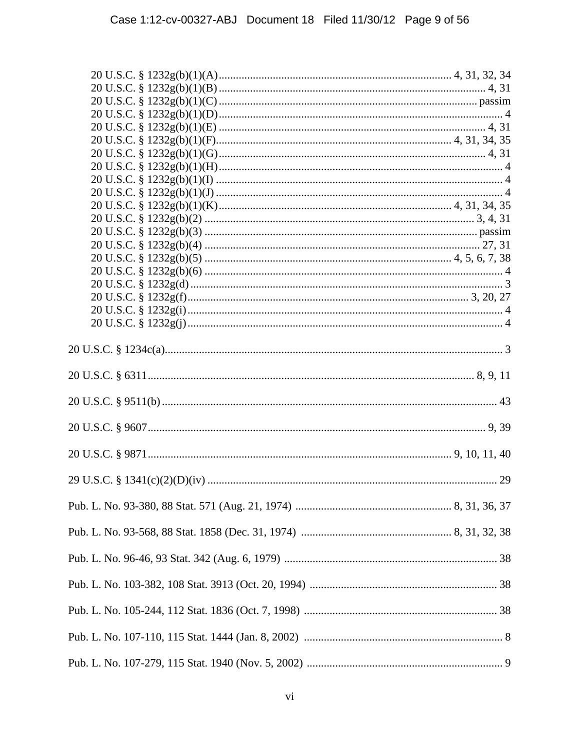20 U.S.C. § 1232g(b)(1)(A) ..................................................................... 4, 31, 32, 34
20 U.S.C. § 1232g(b)(1)(B) ..................................................................... 4, 31
20 U.S.C. § 1232g(b)(1)(C) ..................................................................... passim
20 U.S.C. § 1232g(b)(1)(D) ..................................................................... 4
20 U.S.C. § 1232g(b)(1)(E) ..................................................................... 4, 31
20 U.S.C. § 1232g(b)(1)(F) ..................................................................... 4, 31, 34, 35
20 U.S.C. § 1232g(b)(1)(G) ..................................................................... 4, 31
20 U.S.C. § 1232g(b)(1)(H) ..................................................................... 4
20 U.S.C. § 1232g(b)(1)(I) ..................................................................... 4
20 U.S.C. § 1232g(b)(1)(J) ..................................................................... 4
20 U.S.C. § 1232g(b)(1)(K) ..................................................................... 4, 31, 34, 35
20 U.S.C. § 1232g(b)(2) ..................................................................... 3, 4, 31
20 U.S.C. § 1232g(b)(3) ..................................................................... passim
20 U.S.C. § 1232g(b)(4) ..................................................................... 27, 31
20 U.S.C. § 1232g(b)(5) ..................................................................... 4, 5, 6, 7, 38
20 U.S.C. § 1232g(b)(6) ..................................................................... 4
20 U.S.C. § 1232g(d) ..................................................................... 3
20 U.S.C. § 1232g(f) ..................................................................... 3, 20, 27
20 U.S.C. § 1232g(i) ..................................................................... 4
20 U.S.C. § 1232g(j) ..................................................................... 4

20 U.S.C. § 1234c(a) ..................................................................... 3

20 U.S.C. § 6311 ..................................................................... 8, 9, 11

20 U.S.C. § 9511(b) ..................................................................... 43

20 U.S.C. § 9607 ..................................................................... 9, 39

20 U.S.C. § 9871 ..................................................................... 9, 10, 11, 40

29 U.S.C. § 1341(c)(2)(D)(iv) ..................................................................... 29

Pub. L. No. 93-380, 88 Stat. 571 (Aug. 21, 1974) ..................................................................... 8, 31, 36, 37

Pub. L. No. 93-568, 88 Stat. 1858 (Dec. 31, 1974) ..................................................................... 8, 31, 32, 38

Pub. L. No. 96-46, 93 Stat. 342 (Aug. 6, 1979) ..................................................................... 38

Pub. L. No. 103-382, 108 Stat. 3913 (Oct. 20, 1994) ..................................................................... 38

Pub. L. No. 105-244, 112 Stat. 1836 (Oct. 7, 1998) ..................................................................... 38

Pub. L. No. 107-110, 115 Stat. 1444 (Jan. 8, 2002) ..................................................................... 8

Pub. L. No. 107-279, 115 Stat. 1940 (Nov. 5, 2002) ..................................................................... 9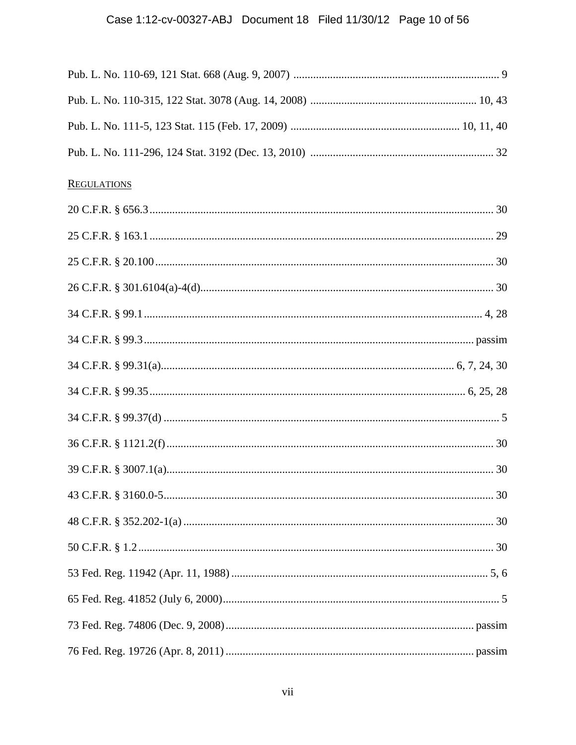Pub. L. No. 110-69, 121 Stat. 668 (Aug. 9, 2007) ........................................................................ 9

Pub. L. No. 110-315, 122 Stat. 3078 (Aug. 14, 2008) .......................................................... 10, 43

Pub. L. No. 111-5, 123 Stat. 115 (Feb. 17, 2009) ........................................................... 10, 11, 40

Pub. L. No. 111-296, 124 Stat. 3192 (Dec. 13, 2010) ................................................................ 32

REGULATIONS

20 C.F.R. § 656.3 ........................................................................................................................ 30

25 C.F.R. § 163.1 ........................................................................................................................ 29

25 C.F.R. § 20.100 ...................................................................................................................... 30

26 C.F.R. § 301.6104(a)-4(d) ....................................................................................................... 30

34 C.F.R. § 99.1 ...................................................................................................................... 4, 28

34 C.F.R. § 99.3 .................................................................................................................. passim

34 C.F.R. § 99.31(a) ...................................................................................................... 6, 7, 24, 30

34 C.F.R. § 99.35 ............................................................................................................. 6, 25, 28

34 C.F.R. § 99.37(d) ...................................................................................................................... 5

36 C.F.R. § 1121.2(f) ................................................................................................................... 30

39 C.F.R. § 3007.1(a) ................................................................................................................... 30

43 C.F.R. § 3160.0-5 .................................................................................................................... 30

48 C.F.R. § 352.202-1(a) ............................................................................................................ 30

50 C.F.R. § 1.2 ............................................................................................................................. 30

53 Fed. Reg. 11942 (Apr. 11, 1988) ........................................................................................... 5, 6

65 Fed. Reg. 41852 (July 6, 2000) ................................................................................................. 5

73 Fed. Reg. 74806 (Dec. 9, 2008) ........................................................................................ passim

76 Fed. Reg. 19726 (Apr. 8, 2011) ........................................................................................ passim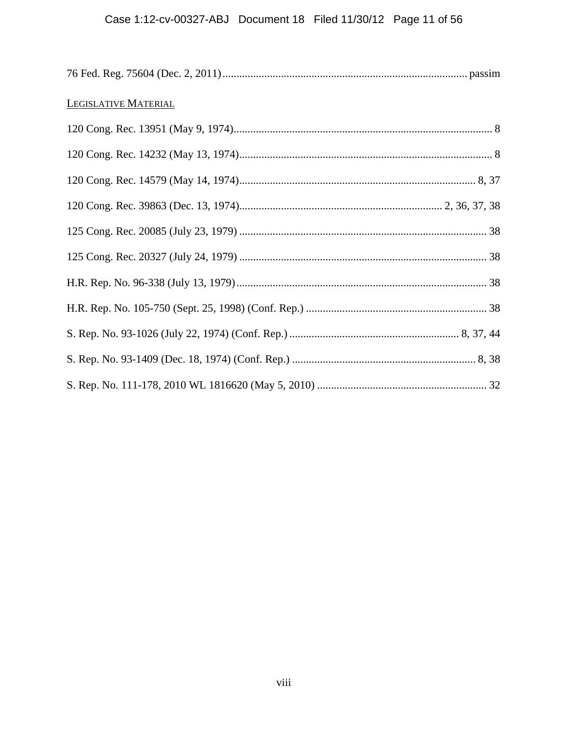76 Fed. Reg. 75604 (Dec. 2, 2011) ....................................................................................... passim

LEGISLATIVE MATERIAL

120 Cong. Rec. 13951 (May 9, 1974) ............................................................................................ 8

120 Cong. Rec. 14232 (May 13, 1974) .......................................................................................... 8

120 Cong. Rec. 14579 (May 14, 1974) ..................................................................................... 8, 37

120 Cong. Rec. 39863 (Dec. 13, 1974) ......................................................................... 2, 36, 37, 38

125 Cong. Rec. 20085 (July 23, 1979) ......................................................................................... 38

125 Cong. Rec. 20327 (July 24, 1979) ......................................................................................... 38

H.R. Rep. No. 96-338 (July 13, 1979) .......................................................................................... 38

H.R. Rep. No. 105-750 (Sept. 25, 1998) (Conf. Rep.) ................................................................. 38

S. Rep. No. 93-1026 (July 22, 1974) (Conf. Rep.) ............................................................. 8, 37, 44

S. Rep. No. 93-1409 (Dec. 18, 1974) (Conf. Rep.) .................................................................. 8, 38

S. Rep. No. 111-178, 2010 WL 1816620 (May 5, 2010) ............................................................. 32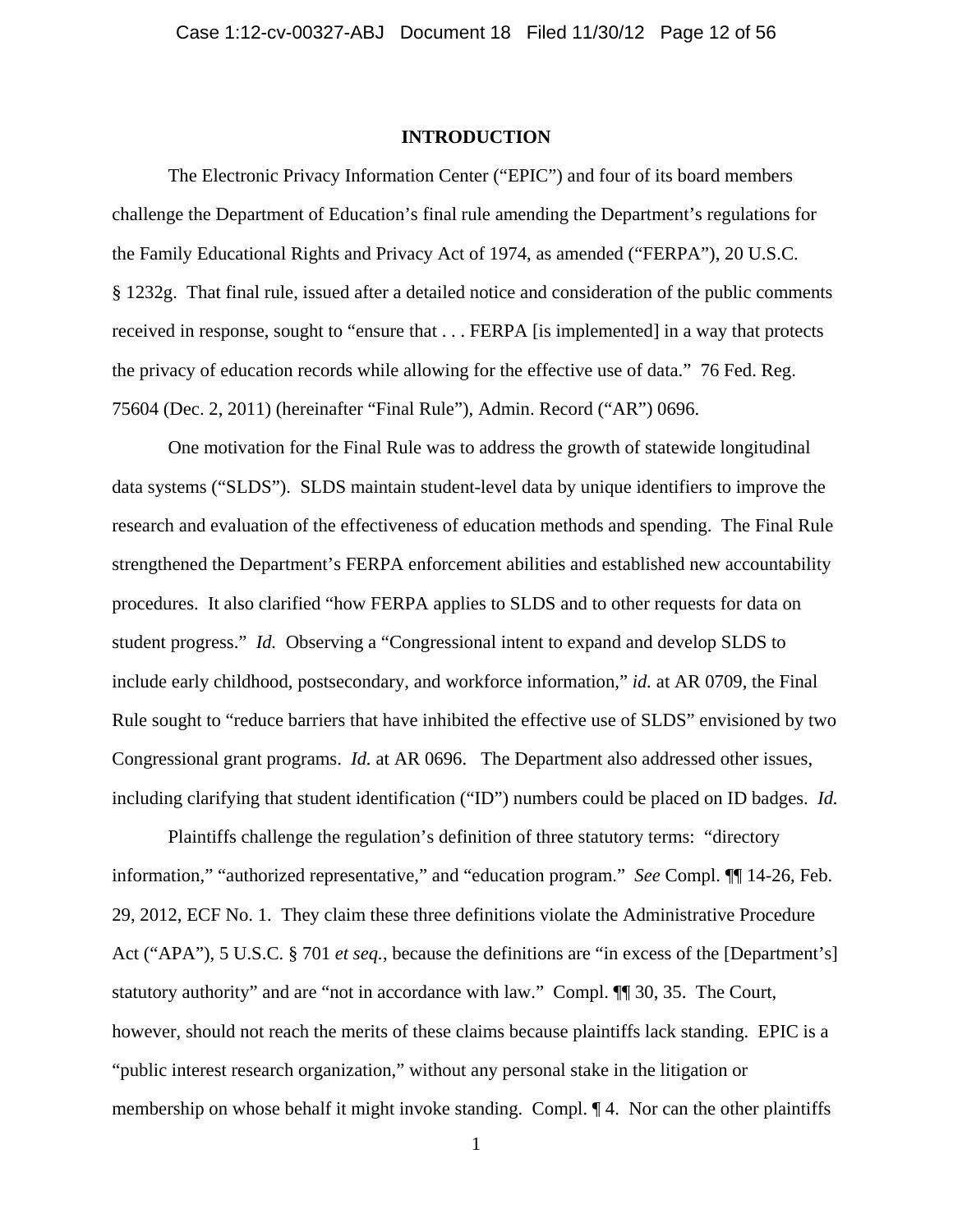## INTRODUCTION

The Electronic Privacy Information Center ("EPIC") and four of its board members challenge the Department of Education's final rule amending the Department's regulations for the Family Educational Rights and Privacy Act of 1974, as amended ("FERPA"), 20 U.S.C. § 1232g. That final rule, issued after a detailed notice and consideration of the public comments received in response, sought to "ensure that . . . FERPA [is implemented] in a way that protects the privacy of education records while allowing for the effective use of data." 76 Fed. Reg. 75604 (Dec. 2, 2011) (hereinafter "Final Rule"), Admin. Record ("AR") 0696.

One motivation for the Final Rule was to address the growth of statewide longitudinal data systems ("SLDS"). SLDS maintain student-level data by unique identifiers to improve the research and evaluation of the effectiveness of education methods and spending. The Final Rule strengthened the Department's FERPA enforcement abilities and established new accountability procedures. It also clarified "how FERPA applies to SLDS and to other requests for data on student progress." *Id.* Observing a "Congressional intent to expand and develop SLDS to include early childhood, postsecondary, and workforce information," *id.* at AR 0709, the Final Rule sought to "reduce barriers that have inhibited the effective use of SLDS" envisioned by two Congressional grant programs. *Id.* at AR 0696. The Department also addressed other issues, including clarifying that student identification ("ID") numbers could be placed on ID badges. *Id.*

Plaintiffs challenge the regulation's definition of three statutory terms: "directory information," "authorized representative," and "education program." *See* Compl. ¶¶ 14-26, Feb. 29, 2012, ECF No. 1. They claim these three definitions violate the Administrative Procedure Act ("APA"), 5 U.S.C. § 701 *et seq.*, because the definitions are "in excess of the [Department's] statutory authority" and are "not in accordance with law." Compl. ¶¶ 30, 35. The Court, however, should not reach the merits of these claims because plaintiffs lack standing. EPIC is a "public interest research organization," without any personal stake in the litigation or membership on whose behalf it might invoke standing. Compl. ¶ 4. Nor can the other plaintiffs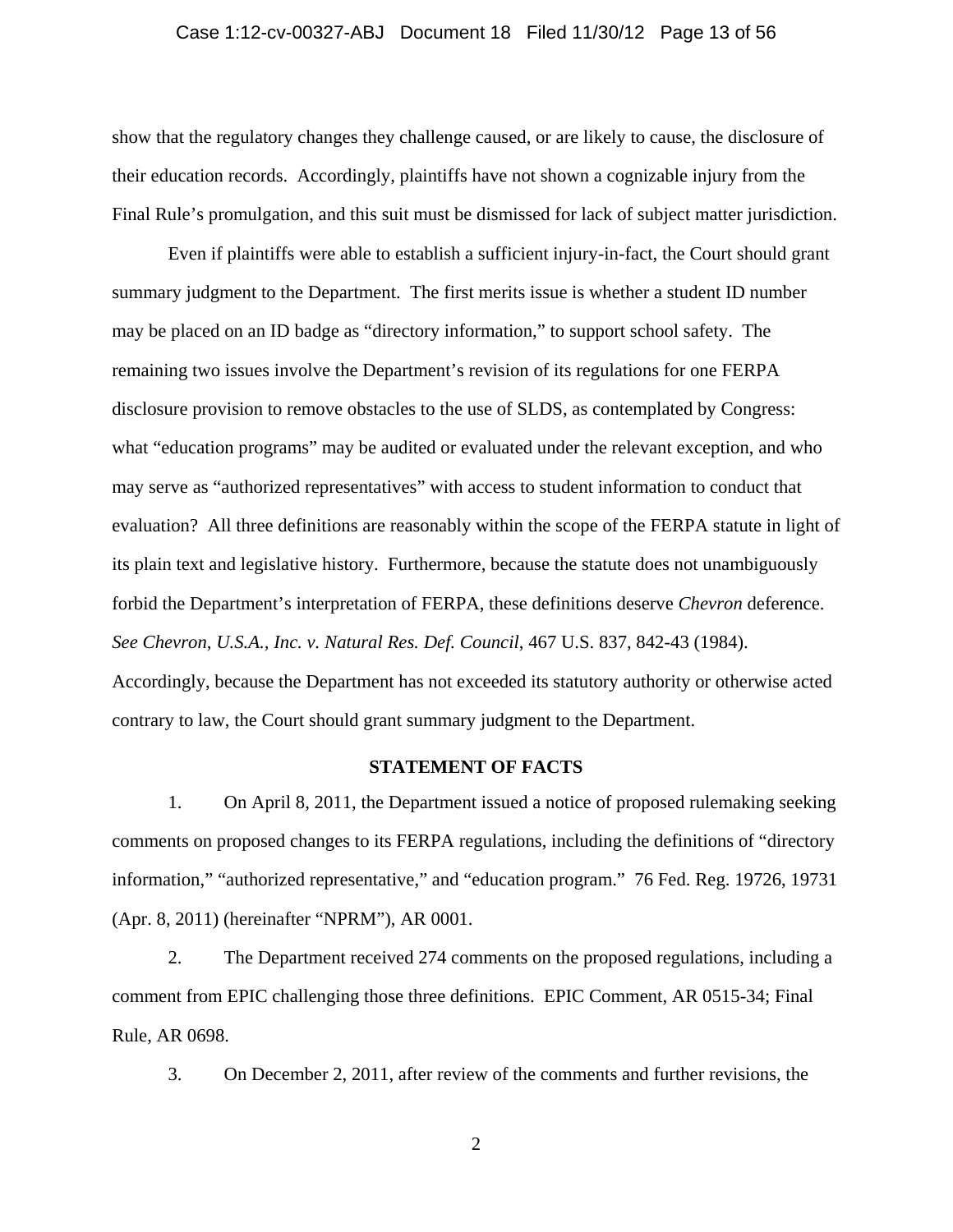show that the regulatory changes they challenge caused, or are likely to cause, the disclosure of their education records. Accordingly, plaintiffs have not shown a cognizable injury from the Final Rule's promulgation, and this suit must be dismissed for lack of subject matter jurisdiction.

Even if plaintiffs were able to establish a sufficient injury-in-fact, the Court should grant summary judgment to the Department. The first merits issue is whether a student ID number may be placed on an ID badge as "directory information," to support school safety. The remaining two issues involve the Department's revision of its regulations for one FERPA disclosure provision to remove obstacles to the use of SLDS, as contemplated by Congress: what "education programs" may be audited or evaluated under the relevant exception, and who may serve as "authorized representatives" with access to student information to conduct that evaluation? All three definitions are reasonably within the scope of the FERPA statute in light of its plain text and legislative history. Furthermore, because the statute does not unambiguously forbid the Department's interpretation of FERPA, these definitions deserve *Chevron* deference. *See Chevron, U.S.A., Inc. v. Natural Res. Def. Council*, 467 U.S. 837, 842-43 (1984). Accordingly, because the Department has not exceeded its statutory authority or otherwise acted contrary to law, the Court should grant summary judgment to the Department.

## STATEMENT OF FACTS

1. On April 8, 2011, the Department issued a notice of proposed rulemaking seeking comments on proposed changes to its FERPA regulations, including the definitions of "directory information," "authorized representative," and "education program." 76 Fed. Reg. 19726, 19731 (Apr. 8, 2011) (hereinafter "NPRM"), AR 0001.

2. The Department received 274 comments on the proposed regulations, including a comment from EPIC challenging those three definitions. EPIC Comment, AR 0515-34; Final Rule, AR 0698.

3. On December 2, 2011, after review of the comments and further revisions, the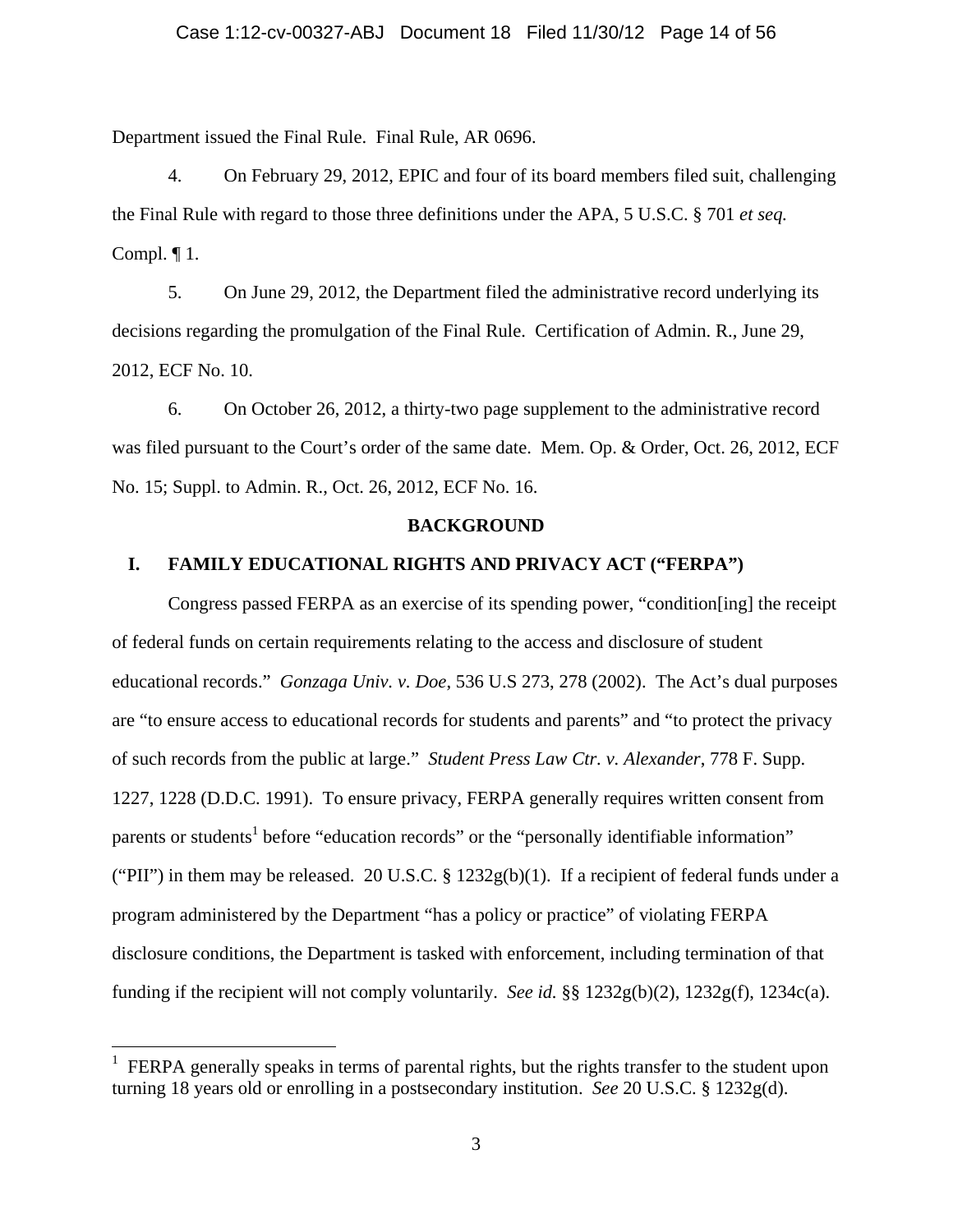Department issued the Final Rule. Final Rule, AR 0696.

4. On February 29, 2012, EPIC and four of its board members filed suit, challenging the Final Rule with regard to those three definitions under the APA, 5 U.S.C. § 701 *et seq.* Compl. ¶ 1.

5. On June 29, 2012, the Department filed the administrative record underlying its decisions regarding the promulgation of the Final Rule. Certification of Admin. R., June 29, 2012, ECF No. 10.

6. On October 26, 2012, a thirty-two page supplement to the administrative record was filed pursuant to the Court's order of the same date. Mem. Op. & Order, Oct. 26, 2012, ECF No. 15; Suppl. to Admin. R., Oct. 26, 2012, ECF No. 16.

## BACKGROUND

### I. FAMILY EDUCATIONAL RIGHTS AND PRIVACY ACT ("FERPA")

Congress passed FERPA as an exercise of its spending power, "condition[ing] the receipt of federal funds on certain requirements relating to the access and disclosure of student educational records." *Gonzaga Univ. v. Doe*, 536 U.S 273, 278 (2002). The Act's dual purposes are "to ensure access to educational records for students and parents" and "to protect the privacy of such records from the public at large." *Student Press Law Ctr. v. Alexander*, 778 F. Supp. 1227, 1228 (D.D.C. 1991). To ensure privacy, FERPA generally requires written consent from parents or students[1] before "education records" or the "personally identifiable information" ("PII") in them may be released. 20 U.S.C. § 1232g(b)(1). If a recipient of federal funds under a program administered by the Department "has a policy or practice" of violating FERPA disclosure conditions, the Department is tasked with enforcement, including termination of that funding if the recipient will not comply voluntarily. *See id.* §§ 1232g(b)(2), 1232g(f), 1234c(a).

---

[1] FERPA generally speaks in terms of parental rights, but the rights transfer to the student upon turning 18 years old or enrolling in a postsecondary institution. *See* 20 U.S.C. § 1232g(d).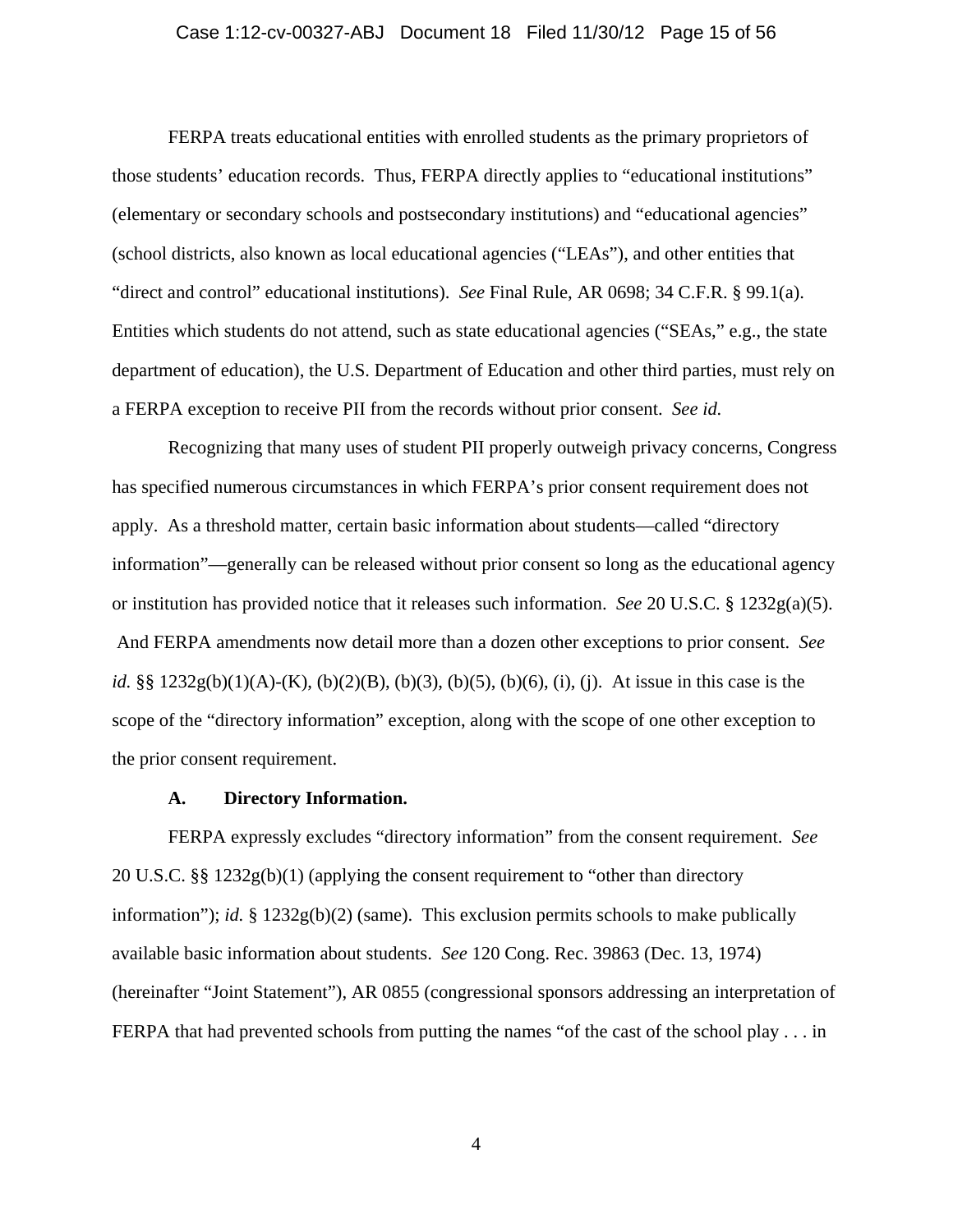FERPA treats educational entities with enrolled students as the primary proprietors of those students' education records. Thus, FERPA directly applies to "educational institutions" (elementary or secondary schools and postsecondary institutions) and "educational agencies" (school districts, also known as local educational agencies ("LEAs"), and other entities that "direct and control" educational institutions). *See* Final Rule, AR 0698; 34 C.F.R. § 99.1(a). Entities which students do not attend, such as state educational agencies ("SEAs," e.g., the state department of education), the U.S. Department of Education and other third parties, must rely on a FERPA exception to receive PII from the records without prior consent. *See id.*

Recognizing that many uses of student PII properly outweigh privacy concerns, Congress has specified numerous circumstances in which FERPA's prior consent requirement does not apply. As a threshold matter, certain basic information about students—called "directory information"—generally can be released without prior consent so long as the educational agency or institution has provided notice that it releases such information. *See* 20 U.S.C. § 1232g(a)(5). And FERPA amendments now detail more than a dozen other exceptions to prior consent. *See id.* §§ 1232g(b)(1)(A)-(K), (b)(2)(B), (b)(3), (b)(5), (b)(6), (i), (j). At issue in this case is the scope of the "directory information" exception, along with the scope of one other exception to the prior consent requirement.

### A. Directory Information.

FERPA expressly excludes "directory information" from the consent requirement. *See* 20 U.S.C. §§ 1232g(b)(1) (applying the consent requirement to "other than directory information"); *id.* § 1232g(b)(2) (same). This exclusion permits schools to make publically available basic information about students. *See* 120 Cong. Rec. 39863 (Dec. 13, 1974) (hereinafter "Joint Statement"), AR 0855 (congressional sponsors addressing an interpretation of FERPA that had prevented schools from putting the names "of the cast of the school play . . . in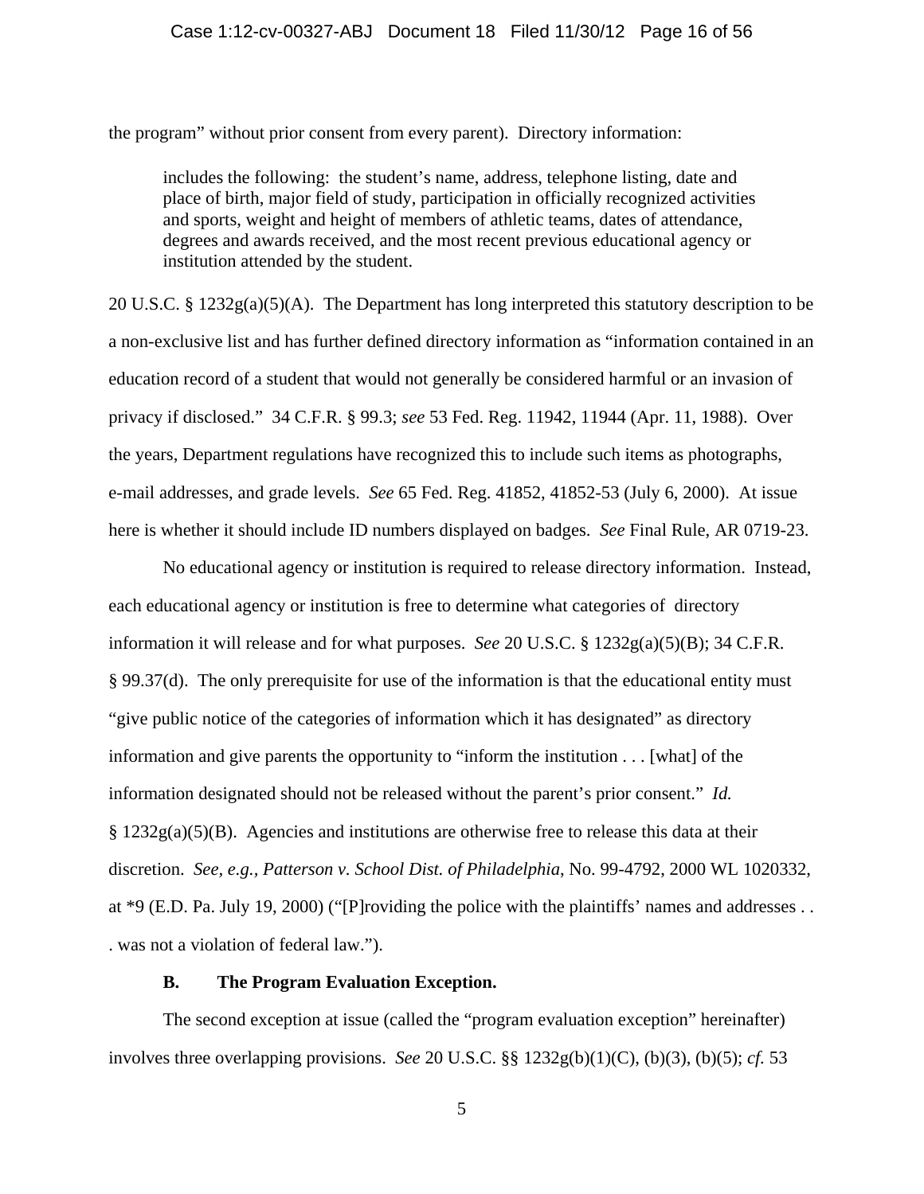the program" without prior consent from every parent). Directory information:

> includes the following: the student's name, address, telephone listing, date and place of birth, major field of study, participation in officially recognized activities and sports, weight and height of members of athletic teams, dates of attendance, degrees and awards received, and the most recent previous educational agency or institution attended by the student.

20 U.S.C. § 1232g(a)(5)(A). The Department has long interpreted this statutory description to be a non-exclusive list and has further defined directory information as "information contained in an education record of a student that would not generally be considered harmful or an invasion of privacy if disclosed." 34 C.F.R. § 99.3; *see* 53 Fed. Reg. 11942, 11944 (Apr. 11, 1988). Over the years, Department regulations have recognized this to include such items as photographs, e-mail addresses, and grade levels. *See* 65 Fed. Reg. 41852, 41852-53 (July 6, 2000). At issue here is whether it should include ID numbers displayed on badges. *See* Final Rule, AR 0719-23.

No educational agency or institution is required to release directory information. Instead, each educational agency or institution is free to determine what categories of directory information it will release and for what purposes. *See* 20 U.S.C. § 1232g(a)(5)(B); 34 C.F.R. § 99.37(d). The only prerequisite for use of the information is that the educational entity must "give public notice of the categories of information which it has designated" as directory information and give parents the opportunity to "inform the institution . . . [what] of the information designated should not be released without the parent's prior consent." *Id.* § 1232g(a)(5)(B). Agencies and institutions are otherwise free to release this data at their discretion. *See, e.g.*, *Patterson v. School Dist. of Philadelphia*, No. 99-4792, 2000 WL 1020332, at *9 (E.D. Pa. July 19, 2000) ("[P]roviding the police with the plaintiffs' names and addresses . . . was not a violation of federal law.").

### B. The Program Evaluation Exception.

The second exception at issue (called the "program evaluation exception" hereinafter) involves three overlapping provisions. *See* 20 U.S.C. §§ 1232g(b)(1)(C), (b)(3), (b)(5); *cf.* 53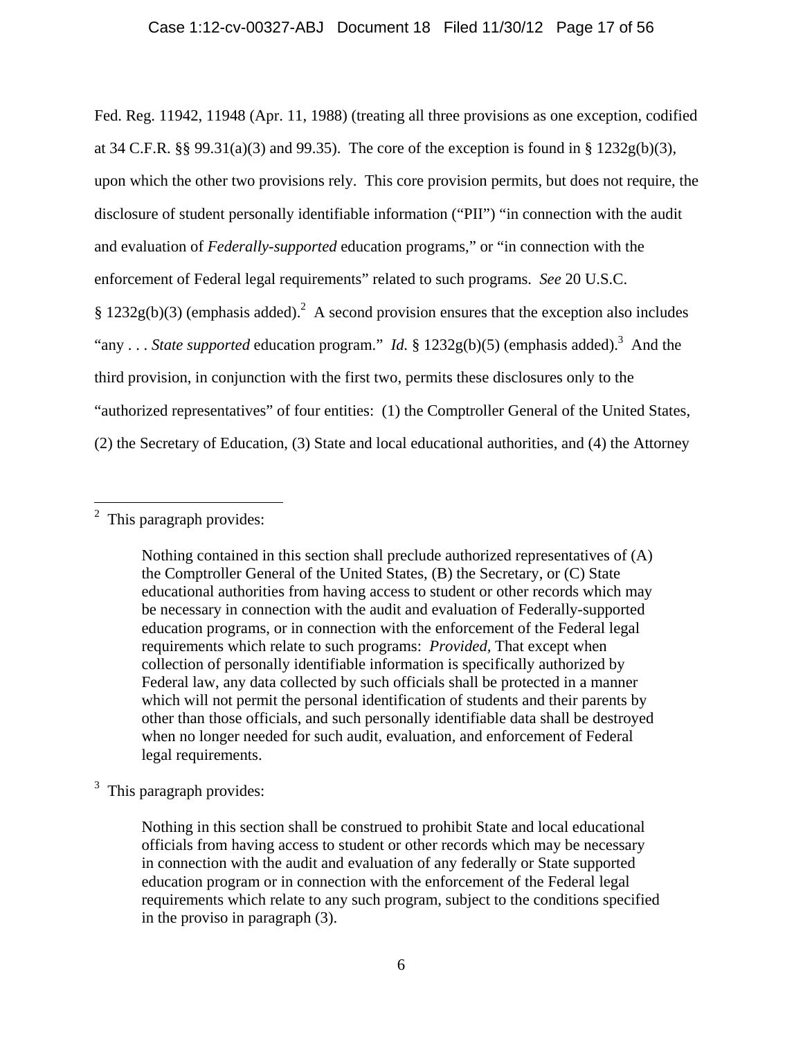Fed. Reg. 11942, 11948 (Apr. 11, 1988) (treating all three provisions as one exception, codified at 34 C.F.R. §§ 99.31(a)(3) and 99.35). The core of the exception is found in § 1232g(b)(3), upon which the other two provisions rely. This core provision permits, but does not require, the disclosure of student personally identifiable information ("PII") "in connection with the audit and evaluation of *Federally-supported* education programs," or "in connection with the enforcement of Federal legal requirements" related to such programs. *See* 20 U.S.C. § 1232g(b)(3) (emphasis added).[2] A second provision ensures that the exception also includes "any . . . *State supported* education program." *Id.* § 1232g(b)(5) (emphasis added).[3] And the third provision, in conjunction with the first two, permits these disclosures only to the "authorized representatives" of four entities: (1) the Comptroller General of the United States, (2) the Secretary of Education, (3) State and local educational authorities, and (4) the Attorney

---

[2] This paragraph provides:

> Nothing contained in this section shall preclude authorized representatives of (A) the Comptroller General of the United States, (B) the Secretary, or (C) State educational authorities from having access to student or other records which may be necessary in connection with the audit and evaluation of Federally-supported education programs, or in connection with the enforcement of the Federal legal requirements which relate to such programs: *Provided,* That except when collection of personally identifiable information is specifically authorized by Federal law, any data collected by such officials shall be protected in a manner which will not permit the personal identification of students and their parents by other than those officials, and such personally identifiable data shall be destroyed when no longer needed for such audit, evaluation, and enforcement of Federal legal requirements.

[3] This paragraph provides:

> Nothing in this section shall be construed to prohibit State and local educational officials from having access to student or other records which may be necessary in connection with the audit and evaluation of any federally or State supported education program or in connection with the enforcement of the Federal legal requirements which relate to any such program, subject to the conditions specified in the proviso in paragraph (3).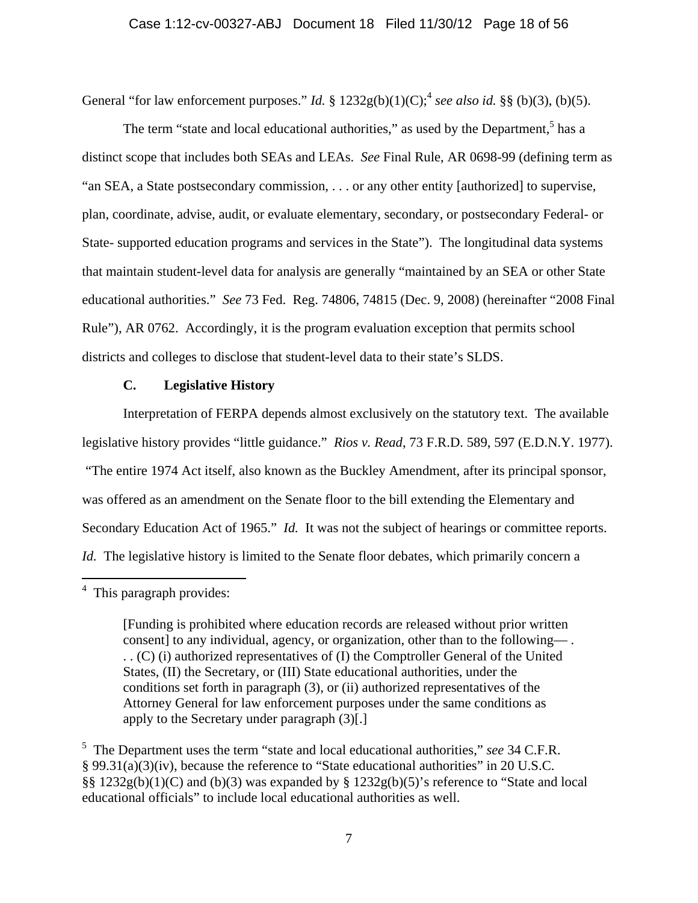General "for law enforcement purposes." *Id.* § 1232g(b)(1)(C);[4] *see also id.* §§ (b)(3), (b)(5).

The term "state and local educational authorities," as used by the Department,[5] has a distinct scope that includes both SEAs and LEAs. *See* Final Rule, AR 0698-99 (defining term as "an SEA, a State postsecondary commission, . . . or any other entity [authorized] to supervise, plan, coordinate, advise, audit, or evaluate elementary, secondary, or postsecondary Federal- or State- supported education programs and services in the State"). The longitudinal data systems that maintain student-level data for analysis are generally "maintained by an SEA or other State educational authorities." *See* 73 Fed. Reg. 74806, 74815 (Dec. 9, 2008) (hereinafter "2008 Final Rule"), AR 0762. Accordingly, it is the program evaluation exception that permits school districts and colleges to disclose that student-level data to their state's SLDS.

### C. Legislative History

Interpretation of FERPA depends almost exclusively on the statutory text. The available legislative history provides "little guidance." *Rios v. Read*, 73 F.R.D. 589, 597 (E.D.N.Y. 1977). "The entire 1974 Act itself, also known as the Buckley Amendment, after its principal sponsor, was offered as an amendment on the Senate floor to the bill extending the Elementary and Secondary Education Act of 1965." *Id.* It was not the subject of hearings or committee reports. *Id.* The legislative history is limited to the Senate floor debates, which primarily concern a

---

[4] This paragraph provides:

> [Funding is prohibited where education records are released without prior written consent] to any individual, agency, or organization, other than to the following— . . . (C) (i) authorized representatives of (I) the Comptroller General of the United States, (II) the Secretary, or (III) State educational authorities, under the conditions set forth in paragraph (3), or (ii) authorized representatives of the Attorney General for law enforcement purposes under the same conditions as apply to the Secretary under paragraph (3)[.]

[5] The Department uses the term "state and local educational authorities," *see* 34 C.F.R. § 99.31(a)(3)(iv), because the reference to "State educational authorities" in 20 U.S.C. §§ 1232g(b)(1)(C) and (b)(3) was expanded by § 1232g(b)(5)'s reference to "State and local educational officials" to include local educational authorities as well.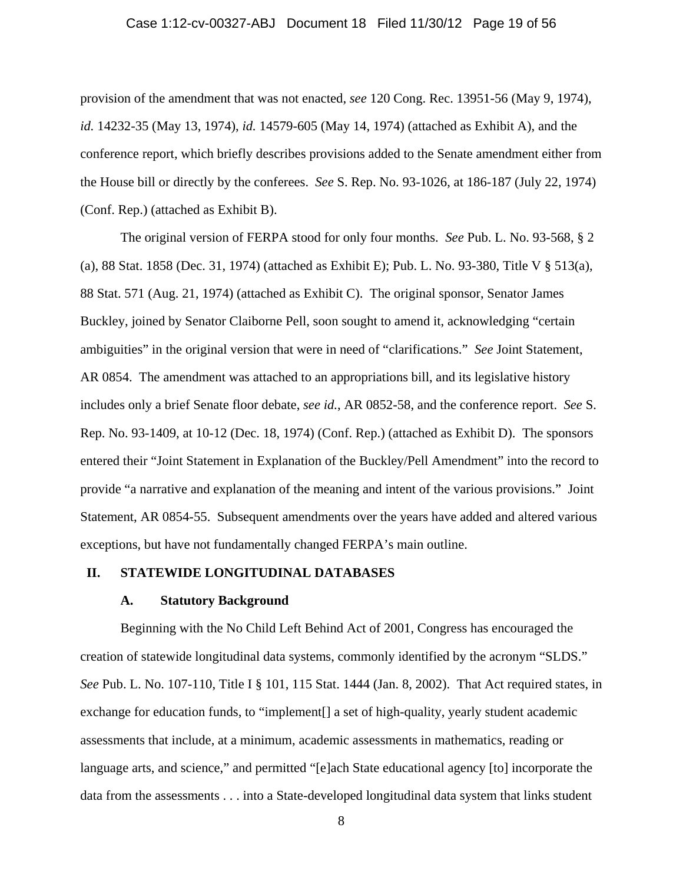provision of the amendment that was not enacted, *see* 120 Cong. Rec. 13951-56 (May 9, 1974), *id.* 14232-35 (May 13, 1974), *id.* 14579-605 (May 14, 1974) (attached as Exhibit A), and the conference report, which briefly describes provisions added to the Senate amendment either from the House bill or directly by the conferees. *See* S. Rep. No. 93-1026, at 186-187 (July 22, 1974) (Conf. Rep.) (attached as Exhibit B).

The original version of FERPA stood for only four months. *See* Pub. L. No. 93-568, § 2 (a), 88 Stat. 1858 (Dec. 31, 1974) (attached as Exhibit E); Pub. L. No. 93-380, Title V § 513(a), 88 Stat. 571 (Aug. 21, 1974) (attached as Exhibit C). The original sponsor, Senator James Buckley, joined by Senator Claiborne Pell, soon sought to amend it, acknowledging "certain ambiguities" in the original version that were in need of "clarifications." *See* Joint Statement, AR 0854. The amendment was attached to an appropriations bill, and its legislative history includes only a brief Senate floor debate, *see id.*, AR 0852-58, and the conference report. *See* S. Rep. No. 93-1409, at 10-12 (Dec. 18, 1974) (Conf. Rep.) (attached as Exhibit D). The sponsors entered their "Joint Statement in Explanation of the Buckley/Pell Amendment" into the record to provide "a narrative and explanation of the meaning and intent of the various provisions." Joint Statement, AR 0854-55. Subsequent amendments over the years have added and altered various exceptions, but have not fundamentally changed FERPA's main outline.

## II. STATEWIDE LONGITUDINAL DATABASES

### A. Statutory Background

Beginning with the No Child Left Behind Act of 2001, Congress has encouraged the creation of statewide longitudinal data systems, commonly identified by the acronym "SLDS." *See* Pub. L. No. 107-110, Title I § 101, 115 Stat. 1444 (Jan. 8, 2002). That Act required states, in exchange for education funds, to "implement[] a set of high-quality, yearly student academic assessments that include, at a minimum, academic assessments in mathematics, reading or language arts, and science," and permitted "[e]ach State educational agency [to] incorporate the data from the assessments . . . into a State-developed longitudinal data system that links student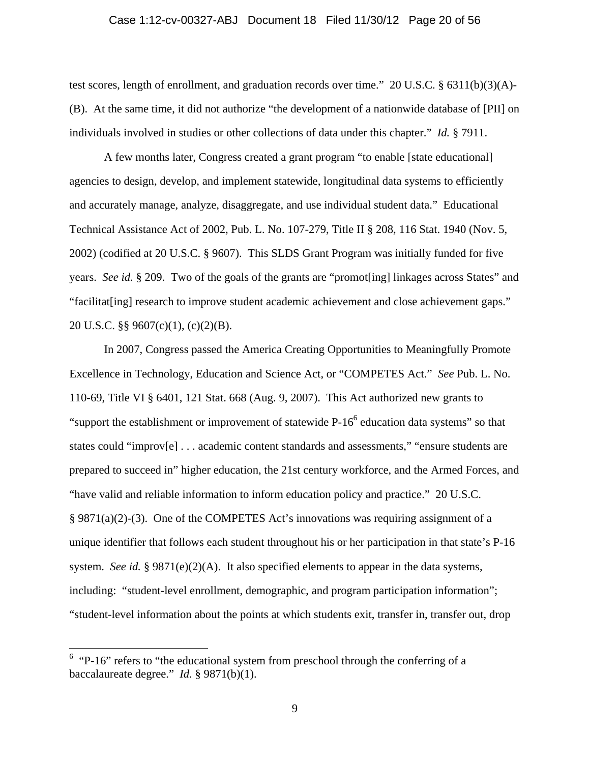test scores, length of enrollment, and graduation records over time." 20 U.S.C. § 6311(b)(3)(A)-(B). At the same time, it did not authorize "the development of a nationwide database of [PII] on individuals involved in studies or other collections of data under this chapter." *Id.* § 7911.

A few months later, Congress created a grant program "to enable [state educational] agencies to design, develop, and implement statewide, longitudinal data systems to efficiently and accurately manage, analyze, disaggregate, and use individual student data." Educational Technical Assistance Act of 2002, Pub. L. No. 107-279, Title II § 208, 116 Stat. 1940 (Nov. 5, 2002) (codified at 20 U.S.C. § 9607). This SLDS Grant Program was initially funded for five years. *See id.* § 209. Two of the goals of the grants are "promot[ing] linkages across States" and "facilitat[ing] research to improve student academic achievement and close achievement gaps." 20 U.S.C. §§ 9607(c)(1), (c)(2)(B).

In 2007, Congress passed the America Creating Opportunities to Meaningfully Promote Excellence in Technology, Education and Science Act, or "COMPETES Act." *See* Pub. L. No. 110-69, Title VI § 6401, 121 Stat. 668 (Aug. 9, 2007). This Act authorized new grants to "support the establishment or improvement of statewide P-16[6] education data systems" so that states could "improv[e] . . . academic content standards and assessments," "ensure students are prepared to succeed in" higher education, the 21st century workforce, and the Armed Forces, and "have valid and reliable information to inform education policy and practice." 20 U.S.C. § 9871(a)(2)-(3). One of the COMPETES Act's innovations was requiring assignment of a unique identifier that follows each student throughout his or her participation in that state's P-16 system. *See id.* § 9871(e)(2)(A). It also specified elements to appear in the data systems, including: "student-level enrollment, demographic, and program participation information"; "student-level information about the points at which students exit, transfer in, transfer out, drop

---

[6] "P-16" refers to "the educational system from preschool through the conferring of a baccalaureate degree." *Id.* § 9871(b)(1).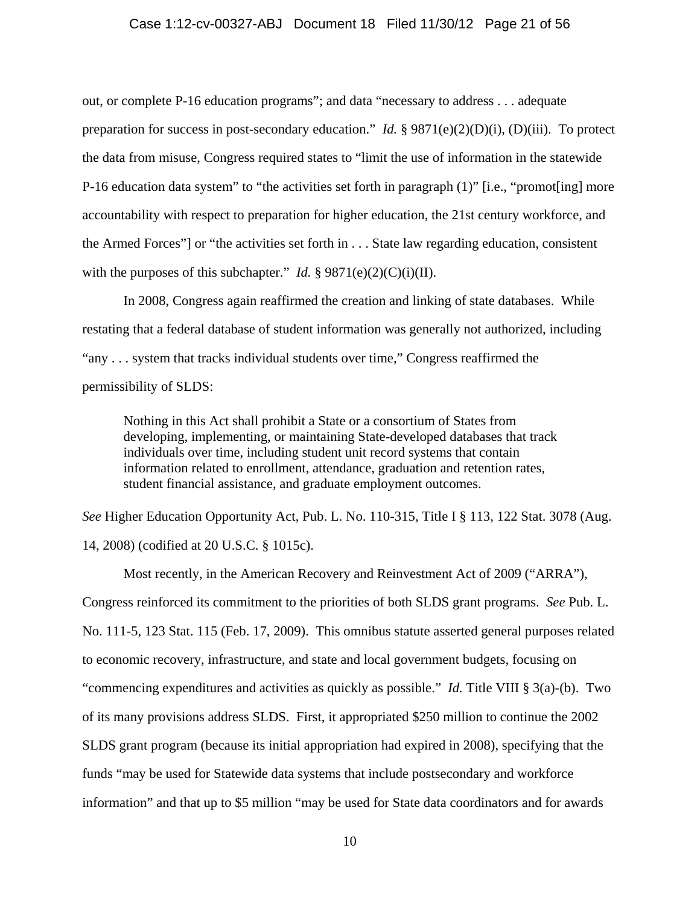out, or complete P-16 education programs"; and data "necessary to address . . . adequate preparation for success in post-secondary education." *Id.* § 9871(e)(2)(D)(i), (D)(iii). To protect the data from misuse, Congress required states to "limit the use of information in the statewide P-16 education data system" to "the activities set forth in paragraph (1)" [i.e., "promot[ing] more accountability with respect to preparation for higher education, the 21st century workforce, and the Armed Forces"] or "the activities set forth in . . . State law regarding education, consistent with the purposes of this subchapter." *Id.* § 9871(e)(2)(C)(i)(II).

In 2008, Congress again reaffirmed the creation and linking of state databases. While restating that a federal database of student information was generally not authorized, including "any . . . system that tracks individual students over time," Congress reaffirmed the permissibility of SLDS:

> Nothing in this Act shall prohibit a State or a consortium of States from developing, implementing, or maintaining State-developed databases that track individuals over time, including student unit record systems that contain information related to enrollment, attendance, graduation and retention rates, student financial assistance, and graduate employment outcomes.

*See* Higher Education Opportunity Act, Pub. L. No. 110-315, Title I § 113, 122 Stat. 3078 (Aug. 14, 2008) (codified at 20 U.S.C. § 1015c).

Most recently, in the American Recovery and Reinvestment Act of 2009 ("ARRA"), Congress reinforced its commitment to the priorities of both SLDS grant programs. *See* Pub. L. No. 111-5, 123 Stat. 115 (Feb. 17, 2009). This omnibus statute asserted general purposes related to economic recovery, infrastructure, and state and local government budgets, focusing on "commencing expenditures and activities as quickly as possible." *Id.* Title VIII § 3(a)-(b). Two of its many provisions address SLDS. First, it appropriated $250 million to continue the 2002 SLDS grant program (because its initial appropriation had expired in 2008), specifying that the funds "may be used for Statewide data systems that include postsecondary and workforce information" and that up to $5 million "may be used for State data coordinators and for awards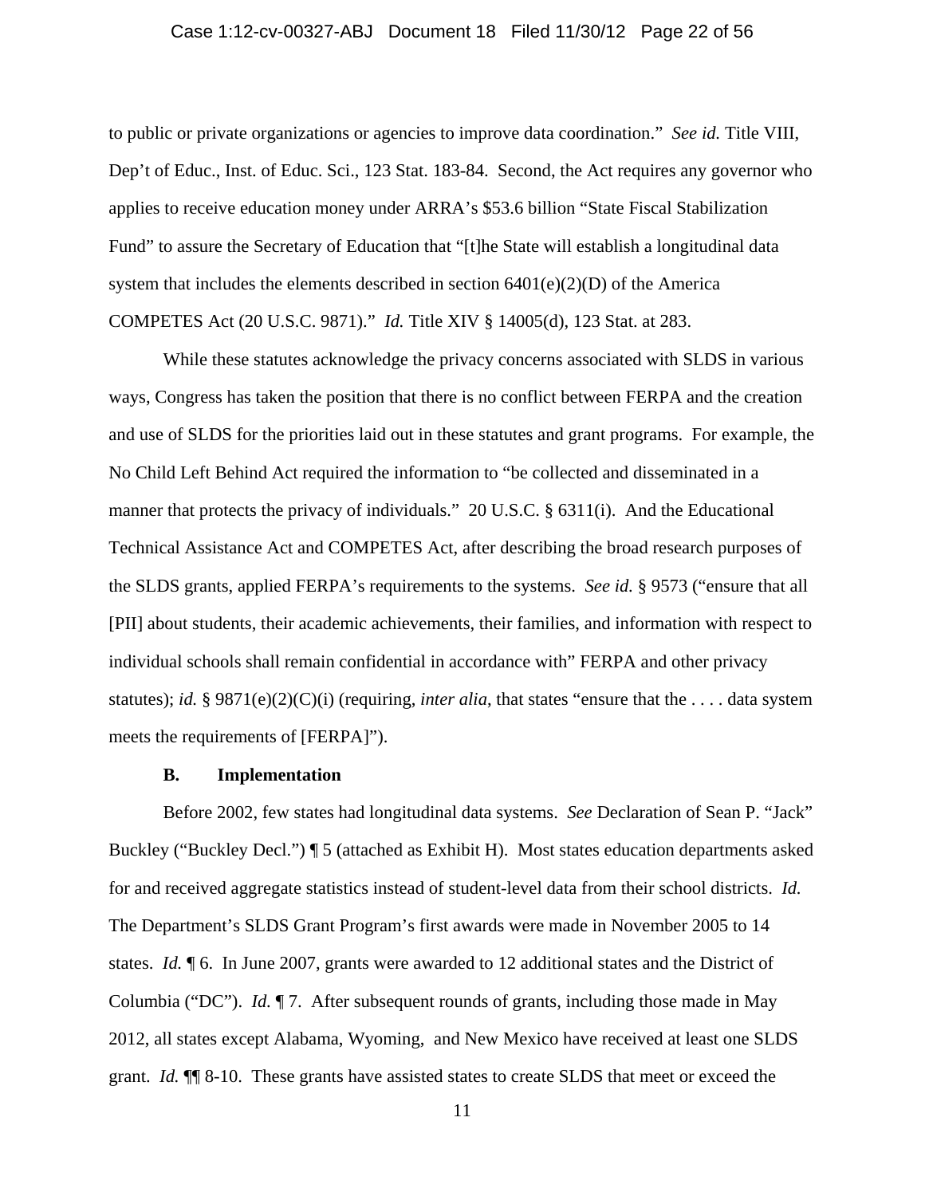to public or private organizations or agencies to improve data coordination." *See id.* Title VIII, Dep't of Educ., Inst. of Educ. Sci., 123 Stat. 183-84. Second, the Act requires any governor who applies to receive education money under ARRA's $53.6 billion "State Fiscal Stabilization Fund" to assure the Secretary of Education that "[t]he State will establish a longitudinal data system that includes the elements described in section 6401(e)(2)(D) of the America COMPETES Act (20 U.S.C. 9871)." *Id.* Title XIV § 14005(d), 123 Stat. at 283.

While these statutes acknowledge the privacy concerns associated with SLDS in various ways, Congress has taken the position that there is no conflict between FERPA and the creation and use of SLDS for the priorities laid out in these statutes and grant programs. For example, the No Child Left Behind Act required the information to "be collected and disseminated in a manner that protects the privacy of individuals." 20 U.S.C. § 6311(i). And the Educational Technical Assistance Act and COMPETES Act, after describing the broad research purposes of the SLDS grants, applied FERPA's requirements to the systems. *See id.* § 9573 ("ensure that all [PII] about students, their academic achievements, their families, and information with respect to individual schools shall remain confidential in accordance with" FERPA and other privacy statutes); *id.* § 9871(e)(2)(C)(i) (requiring, *inter alia*, that states "ensure that the . . . . data system meets the requirements of [FERPA]").

### B. Implementation

Before 2002, few states had longitudinal data systems. *See* Declaration of Sean P. "Jack" Buckley ("Buckley Decl.") ¶ 5 (attached as Exhibit H). Most states education departments asked for and received aggregate statistics instead of student-level data from their school districts. *Id.* The Department's SLDS Grant Program's first awards were made in November 2005 to 14 states. *Id.* ¶ 6. In June 2007, grants were awarded to 12 additional states and the District of Columbia ("DC"). *Id.* ¶ 7. After subsequent rounds of grants, including those made in May 2012, all states except Alabama, Wyoming, and New Mexico have received at least one SLDS grant. *Id.* ¶¶ 8-10. These grants have assisted states to create SLDS that meet or exceed the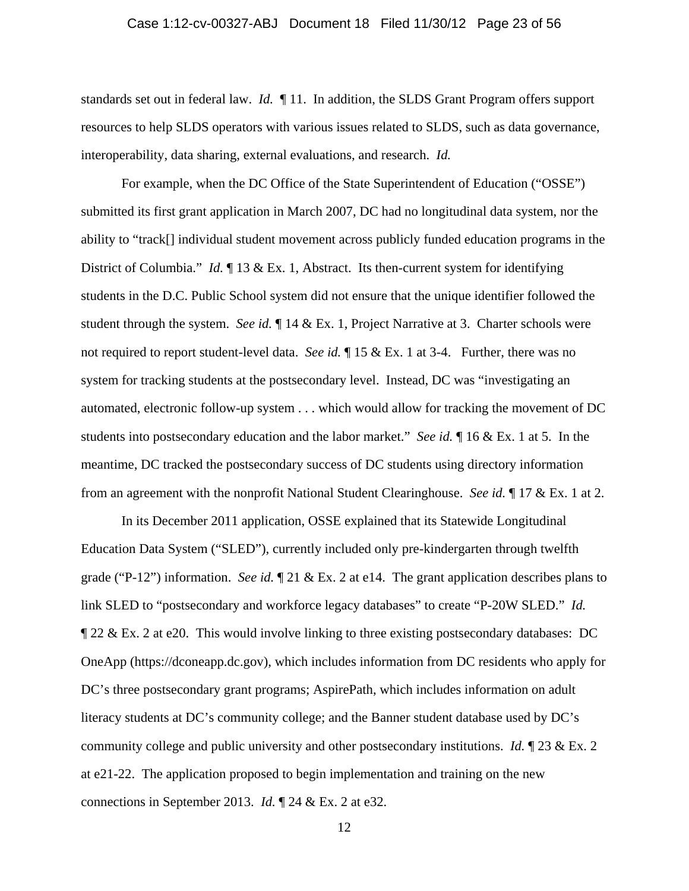standards set out in federal law. *Id.* ¶ 11. In addition, the SLDS Grant Program offers support resources to help SLDS operators with various issues related to SLDS, such as data governance, interoperability, data sharing, external evaluations, and research. *Id.*

For example, when the DC Office of the State Superintendent of Education ("OSSE") submitted its first grant application in March 2007, DC had no longitudinal data system, nor the ability to "track[] individual student movement across publicly funded education programs in the District of Columbia." *Id.* ¶ 13 & Ex. 1, Abstract. Its then-current system for identifying students in the D.C. Public School system did not ensure that the unique identifier followed the student through the system. *See id.* ¶ 14 & Ex. 1, Project Narrative at 3. Charter schools were not required to report student-level data. *See id.* ¶ 15 & Ex. 1 at 3-4. Further, there was no system for tracking students at the postsecondary level. Instead, DC was "investigating an automated, electronic follow-up system . . . which would allow for tracking the movement of DC students into postsecondary education and the labor market." *See id.* ¶ 16 & Ex. 1 at 5. In the meantime, DC tracked the postsecondary success of DC students using directory information from an agreement with the nonprofit National Student Clearinghouse. *See id.* ¶ 17 & Ex. 1 at 2.

In its December 2011 application, OSSE explained that its Statewide Longitudinal Education Data System ("SLED"), currently included only pre-kindergarten through twelfth grade ("P-12") information. *See id.* ¶ 21 & Ex. 2 at e14. The grant application describes plans to link SLED to "postsecondary and workforce legacy databases" to create "P-20W SLED." *Id.* ¶ 22 & Ex. 2 at e20. This would involve linking to three existing postsecondary databases: DC OneApp (https://dconeapp.dc.gov), which includes information from DC residents who apply for DC's three postsecondary grant programs; AspirePath, which includes information on adult literacy students at DC's community college; and the Banner student database used by DC's community college and public university and other postsecondary institutions. *Id.* ¶ 23 & Ex. 2 at e21-22. The application proposed to begin implementation and training on the new connections in September 2013. *Id.* ¶ 24 & Ex. 2 at e32.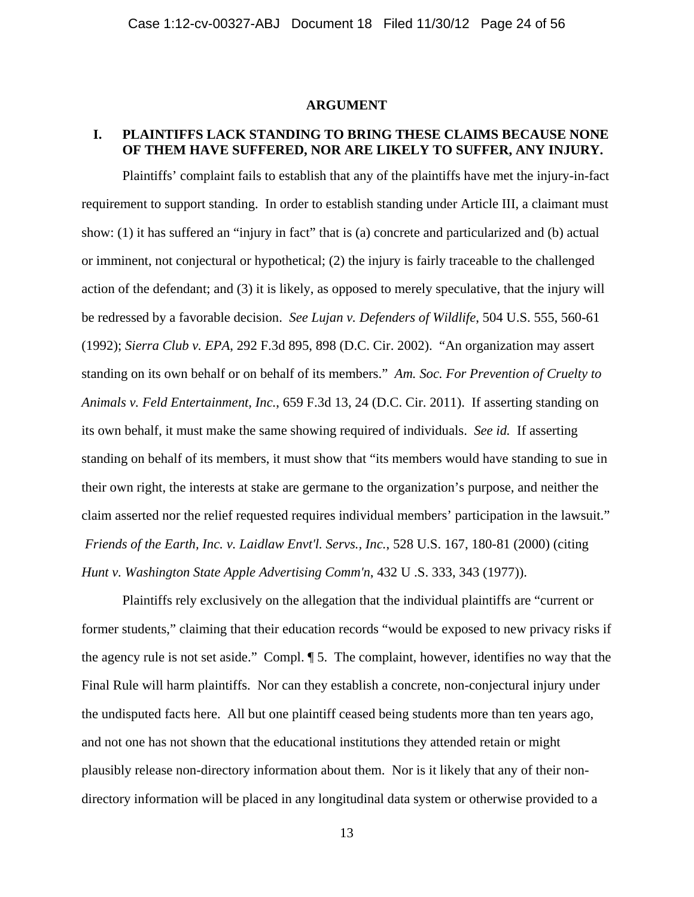## ARGUMENT

### I. PLAINTIFFS LACK STANDING TO BRING THESE CLAIMS BECAUSE NONE OF THEM HAVE SUFFERED, NOR ARE LIKELY TO SUFFER, ANY INJURY.

Plaintiffs' complaint fails to establish that any of the plaintiffs have met the injury-in-fact requirement to support standing. In order to establish standing under Article III, a claimant must show: (1) it has suffered an "injury in fact" that is (a) concrete and particularized and (b) actual or imminent, not conjectural or hypothetical; (2) the injury is fairly traceable to the challenged action of the defendant; and (3) it is likely, as opposed to merely speculative, that the injury will be redressed by a favorable decision. *See Lujan v. Defenders of Wildlife*, 504 U.S. 555, 560-61 (1992); *Sierra Club v. EPA*, 292 F.3d 895, 898 (D.C. Cir. 2002). "An organization may assert standing on its own behalf or on behalf of its members." *Am. Soc. For Prevention of Cruelty to Animals v. Feld Entertainment, Inc.*, 659 F.3d 13, 24 (D.C. Cir. 2011). If asserting standing on its own behalf, it must make the same showing required of individuals. *See id.* If asserting standing on behalf of its members, it must show that "its members would have standing to sue in their own right, the interests at stake are germane to the organization's purpose, and neither the claim asserted nor the relief requested requires individual members' participation in the lawsuit." *Friends of the Earth, Inc. v. Laidlaw Envt'l. Servs., Inc.*, 528 U.S. 167, 180-81 (2000) (citing *Hunt v. Washington State Apple Advertising Comm'n*, 432 U .S. 333, 343 (1977)).

Plaintiffs rely exclusively on the allegation that the individual plaintiffs are "current or former students," claiming that their education records "would be exposed to new privacy risks if the agency rule is not set aside." Compl. ¶ 5. The complaint, however, identifies no way that the Final Rule will harm plaintiffs. Nor can they establish a concrete, non-conjectural injury under the undisputed facts here. All but one plaintiff ceased being students more than ten years ago, and not one has not shown that the educational institutions they attended retain or might plausibly release non-directory information about them. Nor is it likely that any of their non-directory information will be placed in any longitudinal data system or otherwise provided to a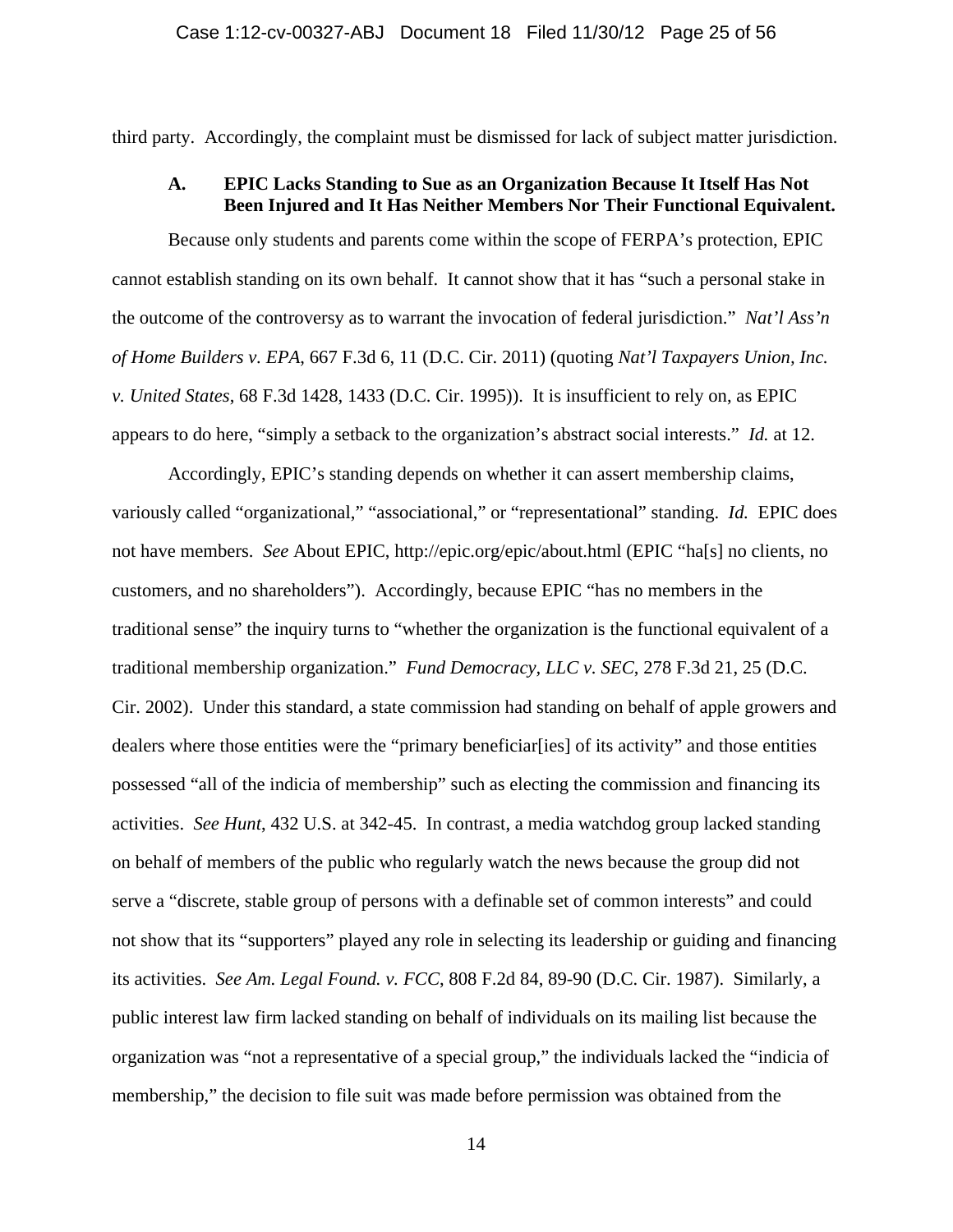third party. Accordingly, the complaint must be dismissed for lack of subject matter jurisdiction.

### A. EPIC Lacks Standing to Sue as an Organization Because It Itself Has Not Been Injured and It Has Neither Members Nor Their Functional Equivalent.

Because only students and parents come within the scope of FERPA's protection, EPIC cannot establish standing on its own behalf. It cannot show that it has "such a personal stake in the outcome of the controversy as to warrant the invocation of federal jurisdiction." *Nat'l Ass'n of Home Builders v. EPA*, 667 F.3d 6, 11 (D.C. Cir. 2011) (quoting *Nat'l Taxpayers Union, Inc. v. United States*, 68 F.3d 1428, 1433 (D.C. Cir. 1995)). It is insufficient to rely on, as EPIC appears to do here, "simply a setback to the organization's abstract social interests." *Id.* at 12.

Accordingly, EPIC's standing depends on whether it can assert membership claims, variously called "organizational," "associational," or "representational" standing. *Id.* EPIC does not have members. *See* About EPIC, http://epic.org/epic/about.html (EPIC "ha[s] no clients, no customers, and no shareholders"). Accordingly, because EPIC "has no members in the traditional sense" the inquiry turns to "whether the organization is the functional equivalent of a traditional membership organization." *Fund Democracy, LLC v. SEC*, 278 F.3d 21, 25 (D.C. Cir. 2002). Under this standard, a state commission had standing on behalf of apple growers and dealers where those entities were the "primary beneficiar[ies] of its activity" and those entities possessed "all of the indicia of membership" such as electing the commission and financing its activities. *See Hunt*, 432 U.S. at 342-45. In contrast, a media watchdog group lacked standing on behalf of members of the public who regularly watch the news because the group did not serve a "discrete, stable group of persons with a definable set of common interests" and could not show that its "supporters" played any role in selecting its leadership or guiding and financing its activities. *See Am. Legal Found. v. FCC*, 808 F.2d 84, 89-90 (D.C. Cir. 1987). Similarly, a public interest law firm lacked standing on behalf of individuals on its mailing list because the organization was "not a representative of a special group," the individuals lacked the "indicia of membership," the decision to file suit was made before permission was obtained from the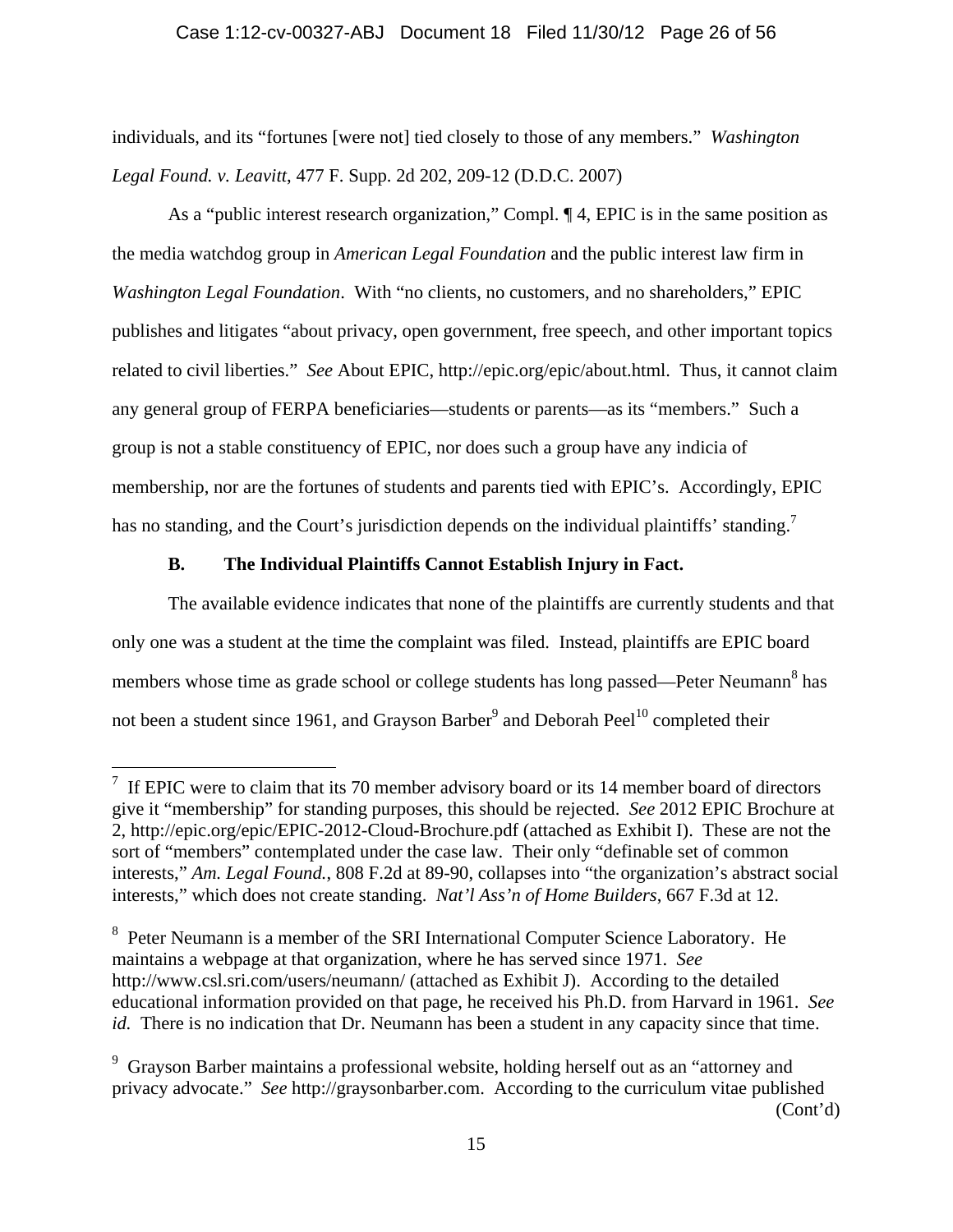individuals, and its "fortunes [were not] tied closely to those of any members." *Washington Legal Found. v. Leavitt*, 477 F. Supp. 2d 202, 209-12 (D.D.C. 2007)

As a "public interest research organization," Compl. ¶ 4, EPIC is in the same position as the media watchdog group in *American Legal Foundation* and the public interest law firm in *Washington Legal Foundation*. With "no clients, no customers, and no shareholders," EPIC publishes and litigates "about privacy, open government, free speech, and other important topics related to civil liberties." *See* About EPIC, http://epic.org/epic/about.html. Thus, it cannot claim any general group of FERPA beneficiaries—students or parents—as its "members." Such a group is not a stable constituency of EPIC, nor does such a group have any indicia of membership, nor are the fortunes of students and parents tied with EPIC's. Accordingly, EPIC has no standing, and the Court's jurisdiction depends on the individual plaintiffs' standing.[7]

### B. The Individual Plaintiffs Cannot Establish Injury in Fact.

The available evidence indicates that none of the plaintiffs are currently students and that only one was a student at the time the complaint was filed. Instead, plaintiffs are EPIC board members whose time as grade school or college students has long passed—Peter Neumann[8] has not been a student since 1961, and Grayson Barber[9] and Deborah Peel[10] completed their

---

[7] If EPIC were to claim that its 70 member advisory board or its 14 member board of directors give it "membership" for standing purposes, this should be rejected. *See* 2012 EPIC Brochure at 2, http://epic.org/epic/EPIC-2012-Cloud-Brochure.pdf (attached as Exhibit I). These are not the sort of "members" contemplated under the case law. Their only "definable set of common interests," *Am. Legal Found.*, 808 F.2d at 89-90, collapses into "the organization's abstract social interests," which does not create standing. *Nat'l Ass'n of Home Builders*, 667 F.3d at 12.

[8] Peter Neumann is a member of the SRI International Computer Science Laboratory. He maintains a webpage at that organization, where he has served since 1971. *See* http://www.csl.sri.com/users/neumann/ (attached as Exhibit J). According to the detailed educational information provided on that page, he received his Ph.D. from Harvard in 1961. *See id.* There is no indication that Dr. Neumann has been a student in any capacity since that time.

[9] Grayson Barber maintains a professional website, holding herself out as an "attorney and privacy advocate." *See* http://graysonbarber.com. According to the curriculum vitae published

(Cont'd)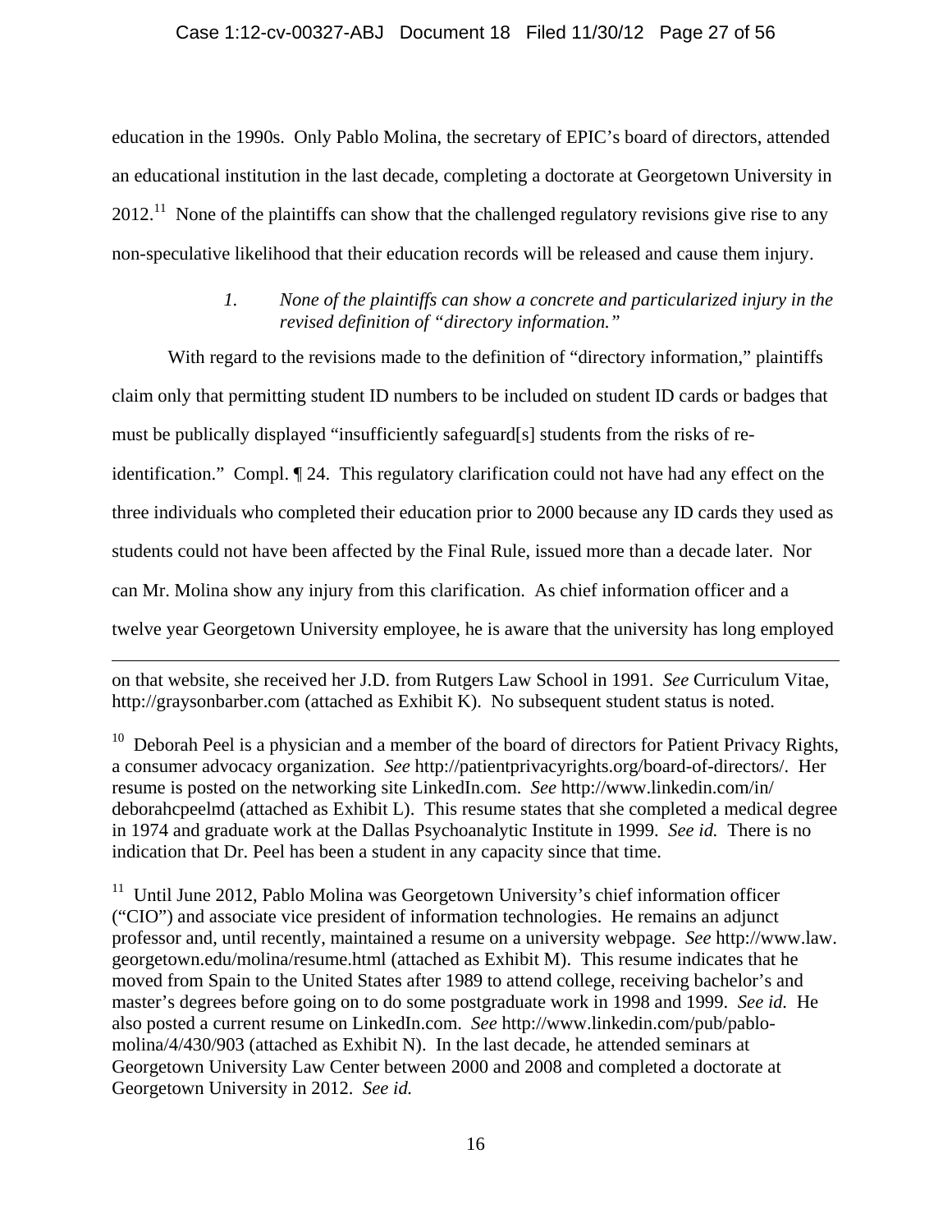education in the 1990s. Only Pablo Molina, the secretary of EPIC's board of directors, attended an educational institution in the last decade, completing a doctorate at Georgetown University in 2012.[11] None of the plaintiffs can show that the challenged regulatory revisions give rise to any non-speculative likelihood that their education records will be released and cause them injury.

> *1. None of the plaintiffs can show a concrete and particularized injury in the revised definition of "directory information."*

With regard to the revisions made to the definition of "directory information," plaintiffs claim only that permitting student ID numbers to be included on student ID cards or badges that must be publically displayed "insufficiently safeguard[s] students from the risks of re-identification." Compl. ¶ 24. This regulatory clarification could not have had any effect on the three individuals who completed their education prior to 2000 because any ID cards they used as students could not have been affected by the Final Rule, issued more than a decade later. Nor can Mr. Molina show any injury from this clarification. As chief information officer and a twelve year Georgetown University employee, he is aware that the university has long employed

---

on that website, she received her J.D. from Rutgers Law School in 1991. *See* Curriculum Vitae, http://graysonbarber.com (attached as Exhibit K). No subsequent student status is noted.

[10] Deborah Peel is a physician and a member of the board of directors for Patient Privacy Rights, a consumer advocacy organization. *See* http://patientprivacyrights.org/board-of-directors/. Her resume is posted on the networking site LinkedIn.com. *See* http://www.linkedin.com/in/deborahcpeelmd (attached as Exhibit L). This resume states that she completed a medical degree in 1974 and graduate work at the Dallas Psychoanalytic Institute in 1999. *See id.* There is no indication that Dr. Peel has been a student in any capacity since that time.

[11] Until June 2012, Pablo Molina was Georgetown University's chief information officer ("CIO") and associate vice president of information technologies. He remains an adjunct professor and, until recently, maintained a resume on a university webpage. *See* http://www.law.georgetown.edu/molina/resume.html (attached as Exhibit M). This resume indicates that he moved from Spain to the United States after 1989 to attend college, receiving bachelor's and master's degrees before going on to do some postgraduate work in 1998 and 1999. *See id.* He also posted a current resume on LinkedIn.com. *See* http://www.linkedin.com/pub/pablo-molina/4/430/903 (attached as Exhibit N). In the last decade, he attended seminars at Georgetown University Law Center between 2000 and 2008 and completed a doctorate at Georgetown University in 2012. *See id.*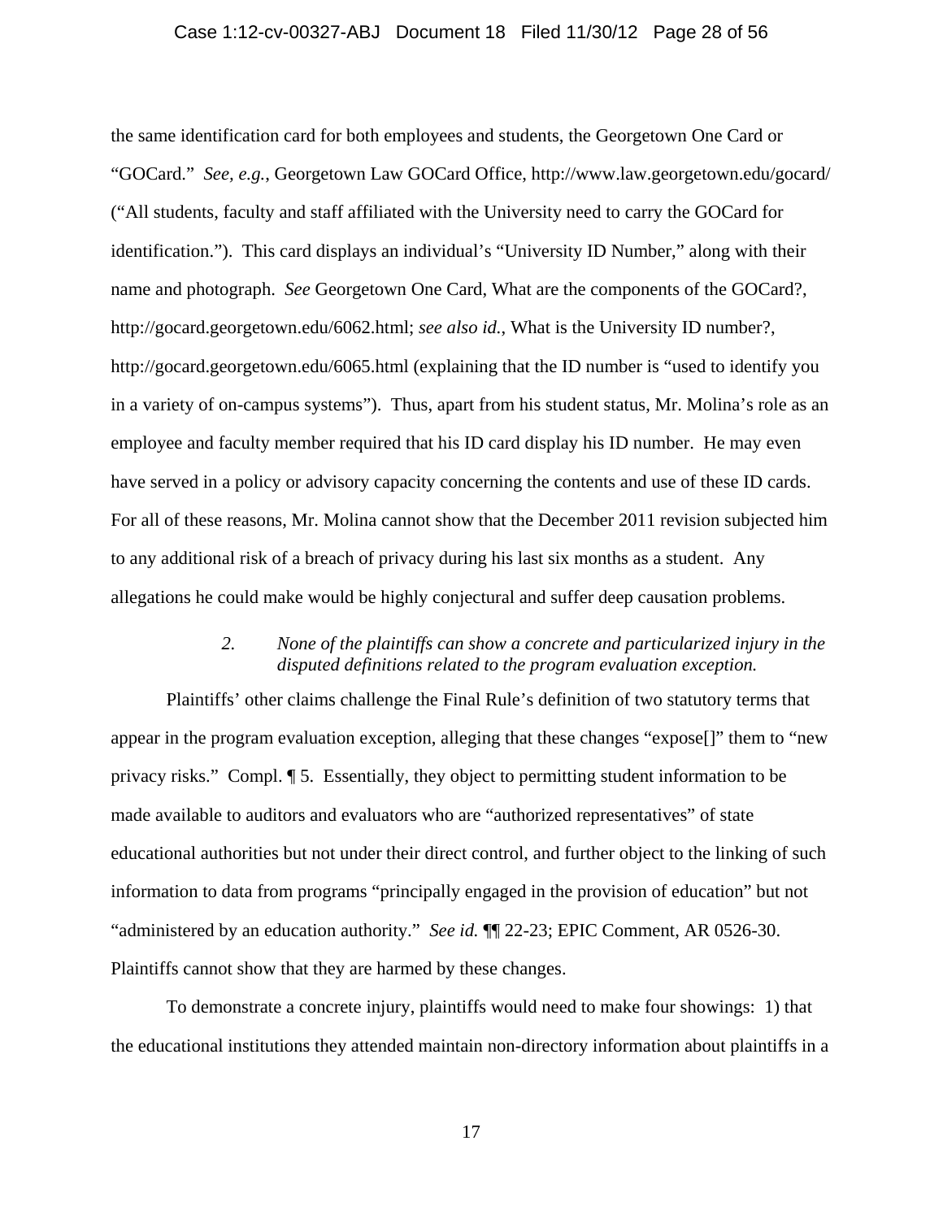the same identification card for both employees and students, the Georgetown One Card or "GOCard." *See, e.g.*, Georgetown Law GOCard Office, http://www.law.georgetown.edu/gocard/ ("All students, faculty and staff affiliated with the University need to carry the GOCard for identification."). This card displays an individual's "University ID Number," along with their name and photograph. *See* Georgetown One Card, What are the components of the GOCard?, http://gocard.georgetown.edu/6062.html; *see also id.*, What is the University ID number?, http://gocard.georgetown.edu/6065.html (explaining that the ID number is "used to identify you in a variety of on-campus systems"). Thus, apart from his student status, Mr. Molina's role as an employee and faculty member required that his ID card display his ID number. He may even have served in a policy or advisory capacity concerning the contents and use of these ID cards. For all of these reasons, Mr. Molina cannot show that the December 2011 revision subjected him to any additional risk of a breach of privacy during his last six months as a student. Any allegations he could make would be highly conjectural and suffer deep causation problems.

*2. None of the plaintiffs can show a concrete and particularized injury in the disputed definitions related to the program evaluation exception.*

Plaintiffs' other claims challenge the Final Rule's definition of two statutory terms that appear in the program evaluation exception, alleging that these changes "expose[]" them to "new privacy risks." Compl. ¶ 5. Essentially, they object to permitting student information to be made available to auditors and evaluators who are "authorized representatives" of state educational authorities but not under their direct control, and further object to the linking of such information to data from programs "principally engaged in the provision of education" but not "administered by an education authority." *See id.* ¶¶ 22-23; EPIC Comment, AR 0526-30. Plaintiffs cannot show that they are harmed by these changes.

To demonstrate a concrete injury, plaintiffs would need to make four showings: 1) that the educational institutions they attended maintain non-directory information about plaintiffs in a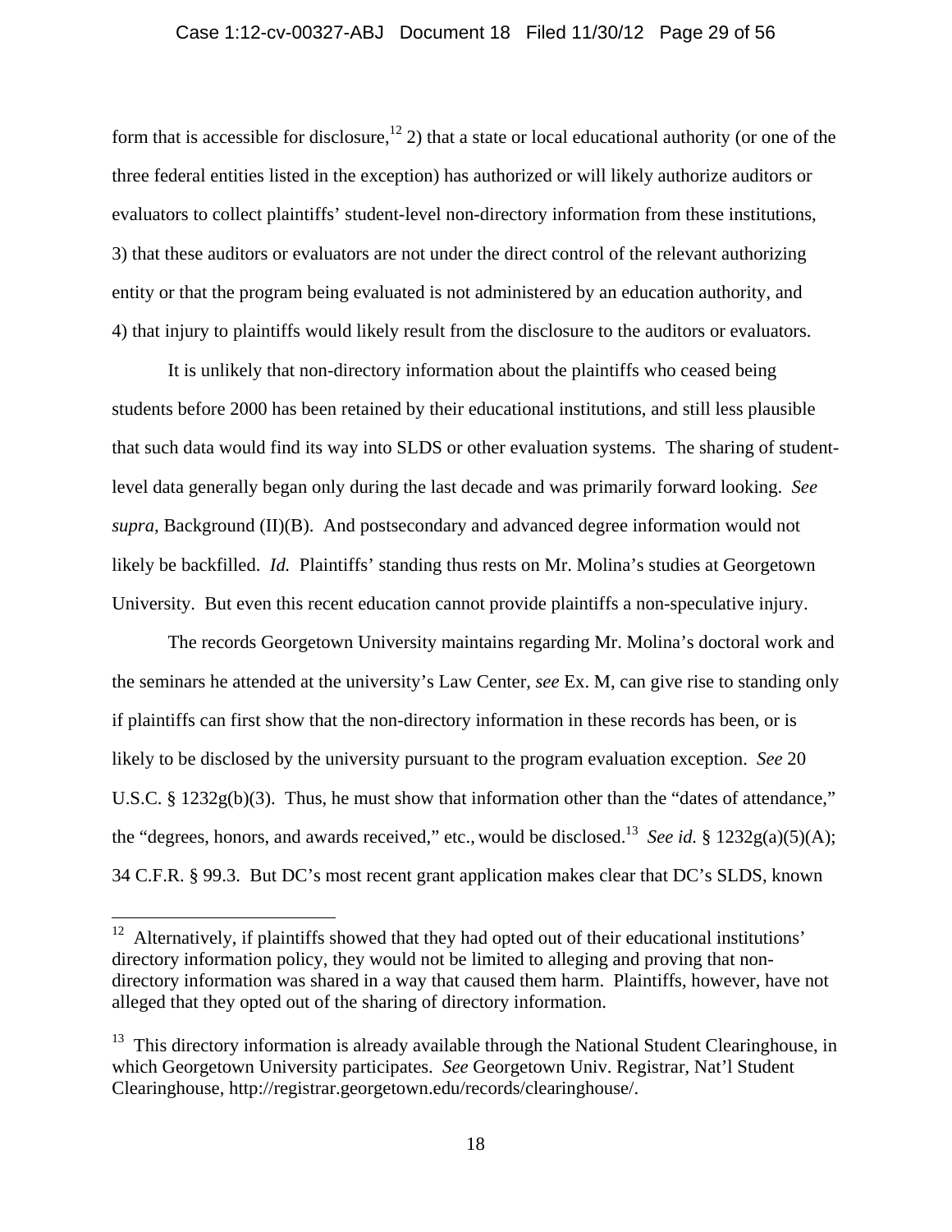form that is accessible for disclosure,[12] 2) that a state or local educational authority (or one of the three federal entities listed in the exception) has authorized or will likely authorize auditors or evaluators to collect plaintiffs' student-level non-directory information from these institutions, 3) that these auditors or evaluators are not under the direct control of the relevant authorizing entity or that the program being evaluated is not administered by an education authority, and 4) that injury to plaintiffs would likely result from the disclosure to the auditors or evaluators.

It is unlikely that non-directory information about the plaintiffs who ceased being students before 2000 has been retained by their educational institutions, and still less plausible that such data would find its way into SLDS or other evaluation systems. The sharing of student-level data generally began only during the last decade and was primarily forward looking. *See supra*, Background (II)(B). And postsecondary and advanced degree information would not likely be backfilled. *Id.* Plaintiffs' standing thus rests on Mr. Molina's studies at Georgetown University. But even this recent education cannot provide plaintiffs a non-speculative injury.

The records Georgetown University maintains regarding Mr. Molina's doctoral work and the seminars he attended at the university's Law Center, *see* Ex. M, can give rise to standing only if plaintiffs can first show that the non-directory information in these records has been, or is likely to be disclosed by the university pursuant to the program evaluation exception. *See* 20 U.S.C. § 1232g(b)(3). Thus, he must show that information other than the "dates of attendance," the "degrees, honors, and awards received," etc., would be disclosed.[13] *See id.* § 1232g(a)(5)(A); 34 C.F.R. § 99.3. But DC's most recent grant application makes clear that DC's SLDS, known

---

[12] Alternatively, if plaintiffs showed that they had opted out of their educational institutions' directory information policy, they would not be limited to alleging and proving that non-directory information was shared in a way that caused them harm. Plaintiffs, however, have not alleged that they opted out of the sharing of directory information.

[13] This directory information is already available through the National Student Clearinghouse, in which Georgetown University participates. *See* Georgetown Univ. Registrar, Nat'l Student Clearinghouse, http://registrar.georgetown.edu/records/clearinghouse/.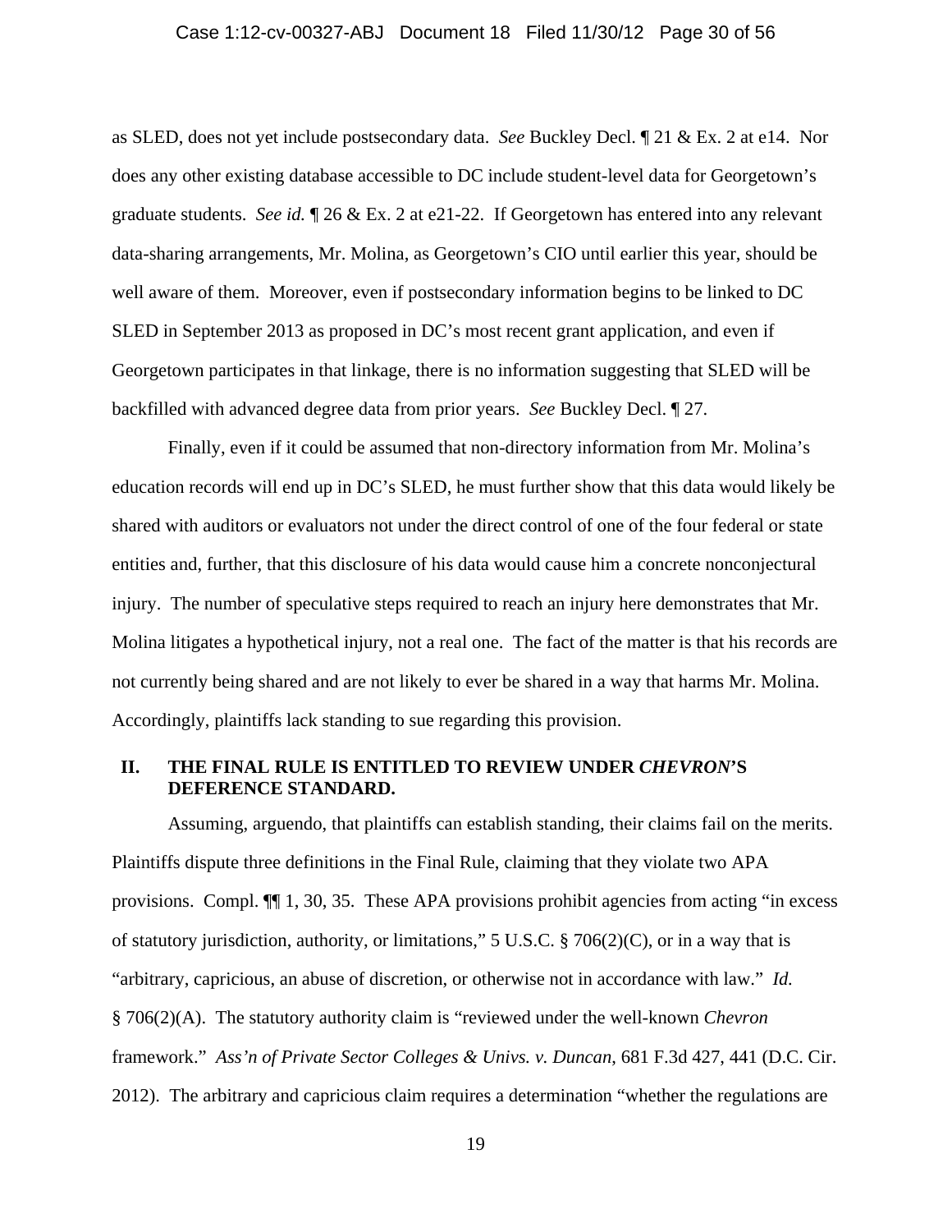as SLED, does not yet include postsecondary data. *See* Buckley Decl. ¶ 21 & Ex. 2 at e14. Nor does any other existing database accessible to DC include student-level data for Georgetown's graduate students. *See id.* ¶ 26 & Ex. 2 at e21-22. If Georgetown has entered into any relevant data-sharing arrangements, Mr. Molina, as Georgetown's CIO until earlier this year, should be well aware of them. Moreover, even if postsecondary information begins to be linked to DC SLED in September 2013 as proposed in DC's most recent grant application, and even if Georgetown participates in that linkage, there is no information suggesting that SLED will be backfilled with advanced degree data from prior years. *See* Buckley Decl. ¶ 27.

Finally, even if it could be assumed that non-directory information from Mr. Molina's education records will end up in DC's SLED, he must further show that this data would likely be shared with auditors or evaluators not under the direct control of one of the four federal or state entities and, further, that this disclosure of his data would cause him a concrete nonconjectural injury. The number of speculative steps required to reach an injury here demonstrates that Mr. Molina litigates a hypothetical injury, not a real one. The fact of the matter is that his records are not currently being shared and are not likely to ever be shared in a way that harms Mr. Molina. Accordingly, plaintiffs lack standing to sue regarding this provision.

## II. THE FINAL RULE IS ENTITLED TO REVIEW UNDER *CHEVRON*'S DEFERENCE STANDARD.

Assuming, arguendo, that plaintiffs can establish standing, their claims fail on the merits. Plaintiffs dispute three definitions in the Final Rule, claiming that they violate two APA provisions. Compl. ¶¶ 1, 30, 35. These APA provisions prohibit agencies from acting "in excess of statutory jurisdiction, authority, or limitations," 5 U.S.C. § 706(2)(C), or in a way that is "arbitrary, capricious, an abuse of discretion, or otherwise not in accordance with law." *Id.* § 706(2)(A). The statutory authority claim is "reviewed under the well-known *Chevron* framework." *Ass'n of Private Sector Colleges & Univs. v. Duncan*, 681 F.3d 427, 441 (D.C. Cir. 2012). The arbitrary and capricious claim requires a determination "whether the regulations are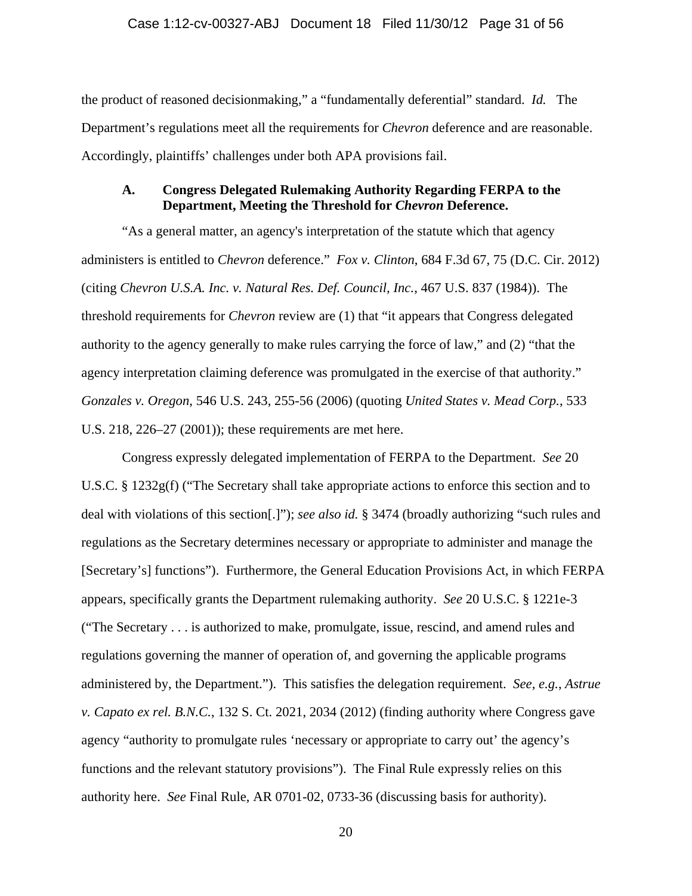the product of reasoned decisionmaking," a "fundamentally deferential" standard. *Id.* The Department's regulations meet all the requirements for *Chevron* deference and are reasonable. Accordingly, plaintiffs' challenges under both APA provisions fail.

### A. Congress Delegated Rulemaking Authority Regarding FERPA to the Department, Meeting the Threshold for *Chevron* Deference.

"As a general matter, an agency's interpretation of the statute which that agency administers is entitled to *Chevron* deference." *Fox v. Clinton*, 684 F.3d 67, 75 (D.C. Cir. 2012) (citing *Chevron U.S.A. Inc. v. Natural Res. Def. Council, Inc.*, 467 U.S. 837 (1984)). The threshold requirements for *Chevron* review are (1) that "it appears that Congress delegated authority to the agency generally to make rules carrying the force of law," and (2) "that the agency interpretation claiming deference was promulgated in the exercise of that authority." *Gonzales v. Oregon*, 546 U.S. 243, 255-56 (2006) (quoting *United States v. Mead Corp.*, 533 U.S. 218, 226–27 (2001)); these requirements are met here.

Congress expressly delegated implementation of FERPA to the Department. *See* 20 U.S.C. § 1232g(f) ("The Secretary shall take appropriate actions to enforce this section and to deal with violations of this section[.]"); *see also id.* § 3474 (broadly authorizing "such rules and regulations as the Secretary determines necessary or appropriate to administer and manage the [Secretary's] functions"). Furthermore, the General Education Provisions Act, in which FERPA appears, specifically grants the Department rulemaking authority. *See* 20 U.S.C. § 1221e-3 ("The Secretary . . . is authorized to make, promulgate, issue, rescind, and amend rules and regulations governing the manner of operation of, and governing the applicable programs administered by, the Department."). This satisfies the delegation requirement. *See, e.g., Astrue v. Capato ex rel. B.N.C.*, 132 S. Ct. 2021, 2034 (2012) (finding authority where Congress gave agency "authority to promulgate rules 'necessary or appropriate to carry out' the agency's functions and the relevant statutory provisions"). The Final Rule expressly relies on this authority here. *See* Final Rule, AR 0701-02, 0733-36 (discussing basis for authority).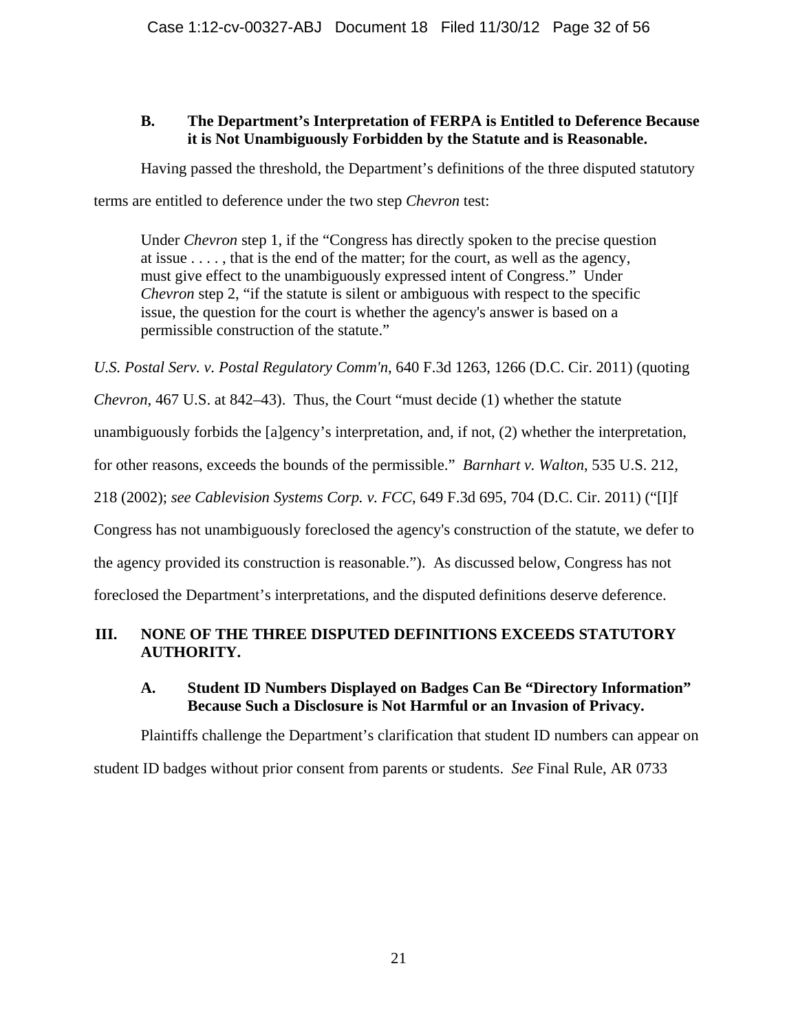### B. The Department's Interpretation of FERPA is Entitled to Deference Because it is Not Unambiguously Forbidden by the Statute and is Reasonable.

Having passed the threshold, the Department's definitions of the three disputed statutory terms are entitled to deference under the two step *Chevron* test:

> Under *Chevron* step 1, if the "Congress has directly spoken to the precise question at issue . . . . , that is the end of the matter; for the court, as well as the agency, must give effect to the unambiguously expressed intent of Congress." Under *Chevron* step 2, "if the statute is silent or ambiguous with respect to the specific issue, the question for the court is whether the agency's answer is based on a permissible construction of the statute."

*U.S. Postal Serv. v. Postal Regulatory Comm'n*, 640 F.3d 1263, 1266 (D.C. Cir. 2011) (quoting *Chevron*, 467 U.S. at 842–43). Thus, the Court "must decide (1) whether the statute unambiguously forbids the [a]gency's interpretation, and, if not, (2) whether the interpretation, for other reasons, exceeds the bounds of the permissible." *Barnhart v. Walton*, 535 U.S. 212, 218 (2002); *see Cablevision Systems Corp. v. FCC*, 649 F.3d 695, 704 (D.C. Cir. 2011) ("[I]f Congress has not unambiguously foreclosed the agency's construction of the statute, we defer to the agency provided its construction is reasonable."). As discussed below, Congress has not foreclosed the Department's interpretations, and the disputed definitions deserve deference.

## III. NONE OF THE THREE DISPUTED DEFINITIONS EXCEEDS STATUTORY AUTHORITY.

### A. Student ID Numbers Displayed on Badges Can Be "Directory Information" Because Such a Disclosure is Not Harmful or an Invasion of Privacy.

Plaintiffs challenge the Department's clarification that student ID numbers can appear on student ID badges without prior consent from parents or students. *See* Final Rule, AR 0733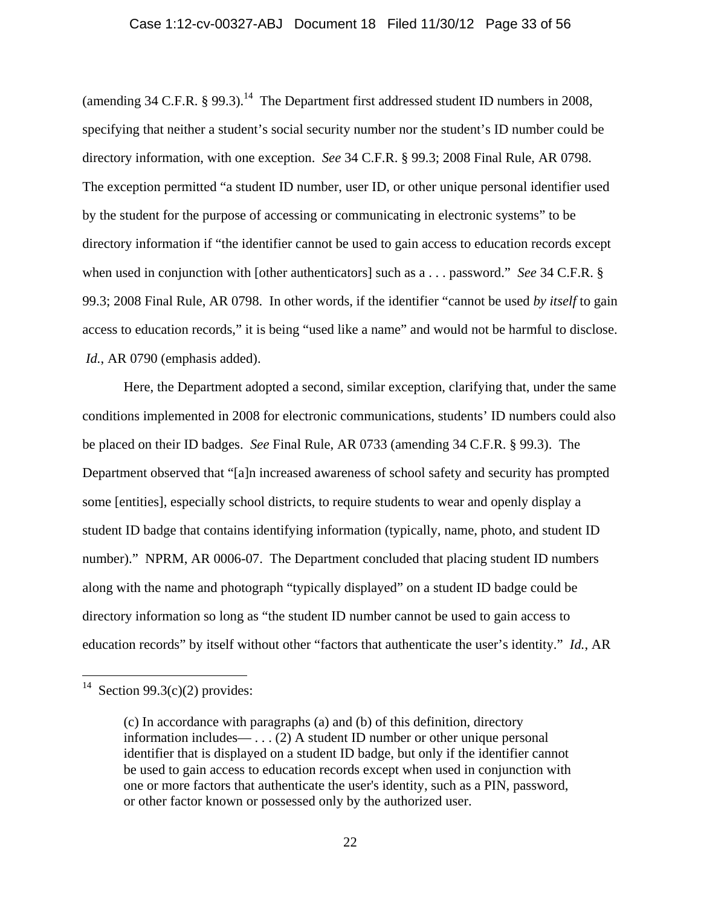(amending 34 C.F.R. § 99.3).[14] The Department first addressed student ID numbers in 2008, specifying that neither a student's social security number nor the student's ID number could be directory information, with one exception. *See* 34 C.F.R. § 99.3; 2008 Final Rule, AR 0798. The exception permitted "a student ID number, user ID, or other unique personal identifier used by the student for the purpose of accessing or communicating in electronic systems" to be directory information if "the identifier cannot be used to gain access to education records except when used in conjunction with [other authenticators] such as a . . . password." *See* 34 C.F.R. § 99.3; 2008 Final Rule, AR 0798. In other words, if the identifier "cannot be used *by itself* to gain access to education records," it is being "used like a name" and would not be harmful to disclose. *Id.*, AR 0790 (emphasis added).

Here, the Department adopted a second, similar exception, clarifying that, under the same conditions implemented in 2008 for electronic communications, students' ID numbers could also be placed on their ID badges. *See* Final Rule, AR 0733 (amending 34 C.F.R. § 99.3). The Department observed that "[a]n increased awareness of school safety and security has prompted some [entities], especially school districts, to require students to wear and openly display a student ID badge that contains identifying information (typically, name, photo, and student ID number)." NPRM, AR 0006-07. The Department concluded that placing student ID numbers along with the name and photograph "typically displayed" on a student ID badge could be directory information so long as "the student ID number cannot be used to gain access to education records" by itself without other "factors that authenticate the user's identity." *Id.*, AR

---

[14] Section 99.3(c)(2) provides:

> (c) In accordance with paragraphs (a) and (b) of this definition, directory information includes— . . . (2) A student ID number or other unique personal identifier that is displayed on a student ID badge, but only if the identifier cannot be used to gain access to education records except when used in conjunction with one or more factors that authenticate the user's identity, such as a PIN, password, or other factor known or possessed only by the authorized user.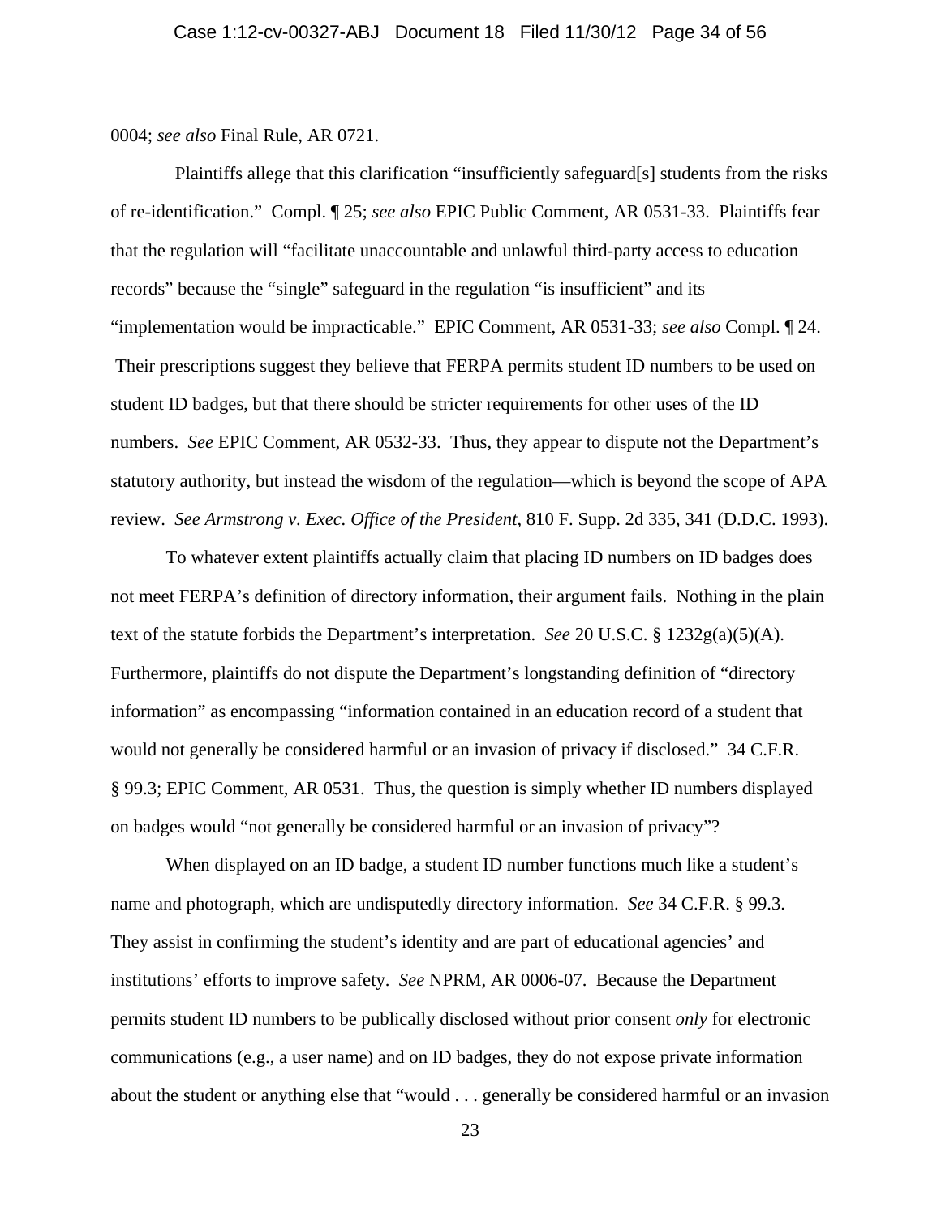0004; *see also* Final Rule, AR 0721.

Plaintiffs allege that this clarification "insufficiently safeguard[s] students from the risks of re-identification." Compl. ¶ 25; *see also* EPIC Public Comment, AR 0531-33. Plaintiffs fear that the regulation will "facilitate unaccountable and unlawful third-party access to education records" because the "single" safeguard in the regulation "is insufficient" and its "implementation would be impracticable." EPIC Comment, AR 0531-33; *see also* Compl. ¶ 24. Their prescriptions suggest they believe that FERPA permits student ID numbers to be used on student ID badges, but that there should be stricter requirements for other uses of the ID numbers. *See* EPIC Comment, AR 0532-33. Thus, they appear to dispute not the Department's statutory authority, but instead the wisdom of the regulation—which is beyond the scope of APA review. *See Armstrong v. Exec. Office of the President*, 810 F. Supp. 2d 335, 341 (D.D.C. 1993).

To whatever extent plaintiffs actually claim that placing ID numbers on ID badges does not meet FERPA's definition of directory information, their argument fails. Nothing in the plain text of the statute forbids the Department's interpretation. *See* 20 U.S.C. § 1232g(a)(5)(A). Furthermore, plaintiffs do not dispute the Department's longstanding definition of "directory information" as encompassing "information contained in an education record of a student that would not generally be considered harmful or an invasion of privacy if disclosed." 34 C.F.R. § 99.3; EPIC Comment, AR 0531. Thus, the question is simply whether ID numbers displayed on badges would "not generally be considered harmful or an invasion of privacy"?

When displayed on an ID badge, a student ID number functions much like a student's name and photograph, which are undisputedly directory information. *See* 34 C.F.R. § 99.3. They assist in confirming the student's identity and are part of educational agencies' and institutions' efforts to improve safety. *See* NPRM, AR 0006-07. Because the Department permits student ID numbers to be publically disclosed without prior consent *only* for electronic communications (e.g., a user name) and on ID badges, they do not expose private information about the student or anything else that "would . . . generally be considered harmful or an invasion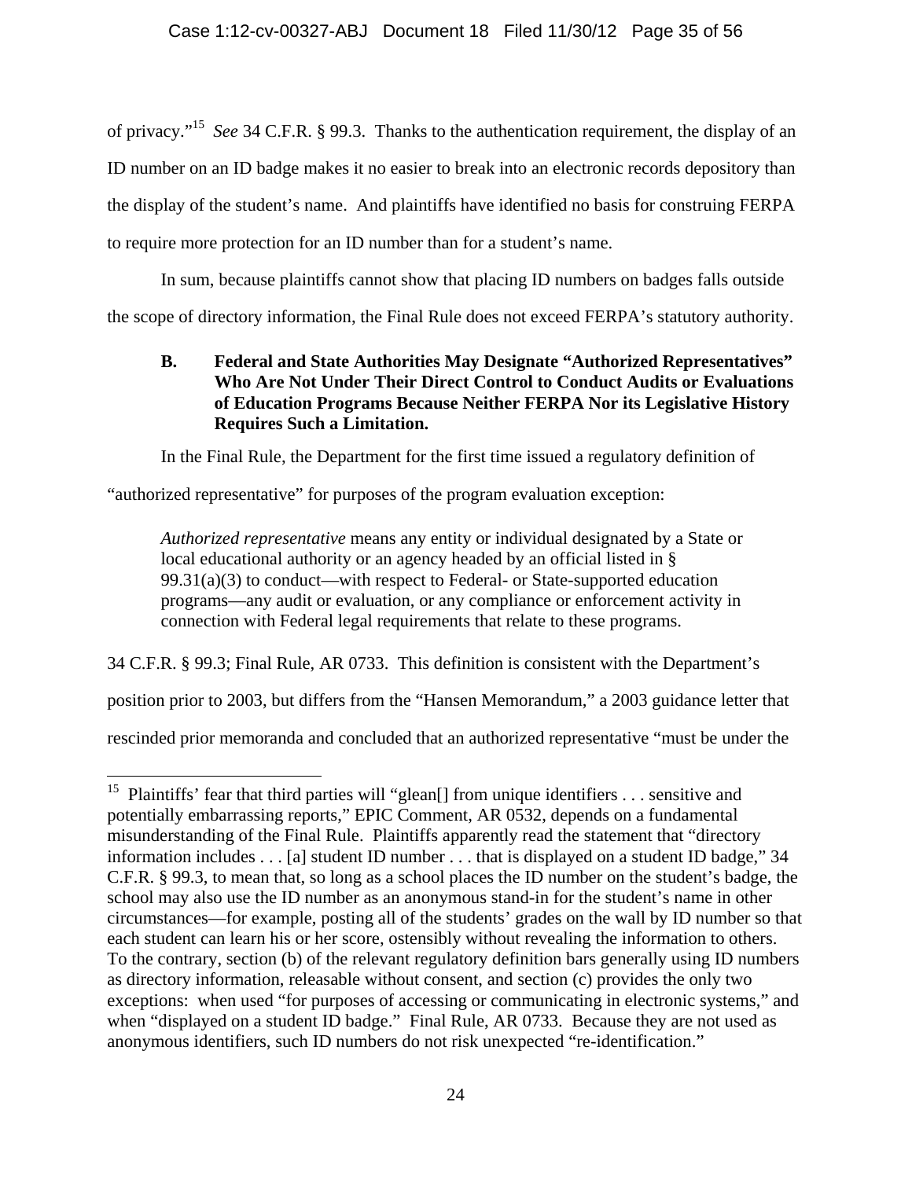of privacy."[15] *See* 34 C.F.R. § 99.3. Thanks to the authentication requirement, the display of an ID number on an ID badge makes it no easier to break into an electronic records depository than the display of the student's name. And plaintiffs have identified no basis for construing FERPA to require more protection for an ID number than for a student's name.

In sum, because plaintiffs cannot show that placing ID numbers on badges falls outside the scope of directory information, the Final Rule does not exceed FERPA's statutory authority.

### B. Federal and State Authorities May Designate "Authorized Representatives" Who Are Not Under Their Direct Control to Conduct Audits or Evaluations of Education Programs Because Neither FERPA Nor its Legislative History Requires Such a Limitation.

In the Final Rule, the Department for the first time issued a regulatory definition of "authorized representative" for purposes of the program evaluation exception:

> *Authorized representative* means any entity or individual designated by a State or local educational authority or an agency headed by an official listed in § 99.31(a)(3) to conduct—with respect to Federal- or State-supported education programs—any audit or evaluation, or any compliance or enforcement activity in connection with Federal legal requirements that relate to these programs.

34 C.F.R. § 99.3; Final Rule, AR 0733. This definition is consistent with the Department's position prior to 2003, but differs from the "Hansen Memorandum," a 2003 guidance letter that rescinded prior memoranda and concluded that an authorized representative "must be under the

---

[15] Plaintiffs' fear that third parties will "glean[] from unique identifiers . . . sensitive and potentially embarrassing reports," EPIC Comment, AR 0532, depends on a fundamental misunderstanding of the Final Rule. Plaintiffs apparently read the statement that "directory information includes . . . [a] student ID number . . . that is displayed on a student ID badge," 34 C.F.R. § 99.3, to mean that, so long as a school places the ID number on the student's badge, the school may also use the ID number as an anonymous stand-in for the student's name in other circumstances—for example, posting all of the students' grades on the wall by ID number so that each student can learn his or her score, ostensibly without revealing the information to others. To the contrary, section (b) of the relevant regulatory definition bars generally using ID numbers as directory information, releasable without consent, and section (c) provides the only two exceptions: when used "for purposes of accessing or communicating in electronic systems," and when "displayed on a student ID badge." Final Rule, AR 0733. Because they are not used as anonymous identifiers, such ID numbers do not risk unexpected "re-identification."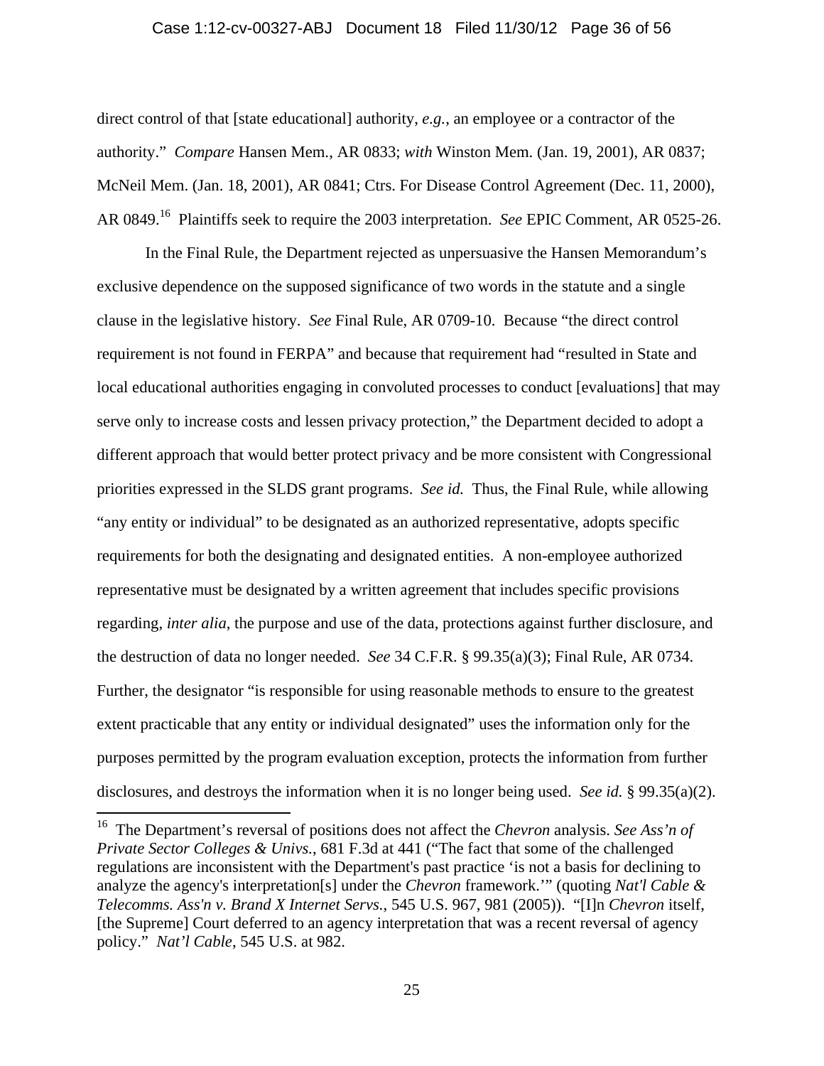direct control of that [state educational] authority, *e.g.*, an employee or a contractor of the authority." *Compare* Hansen Mem., AR 0833; *with* Winston Mem. (Jan. 19, 2001), AR 0837; McNeil Mem. (Jan. 18, 2001), AR 0841; Ctrs. For Disease Control Agreement (Dec. 11, 2000), AR 0849.[16] Plaintiffs seek to require the 2003 interpretation. *See* EPIC Comment, AR 0525-26.

In the Final Rule, the Department rejected as unpersuasive the Hansen Memorandum's exclusive dependence on the supposed significance of two words in the statute and a single clause in the legislative history. *See* Final Rule, AR 0709-10. Because "the direct control requirement is not found in FERPA" and because that requirement had "resulted in State and local educational authorities engaging in convoluted processes to conduct [evaluations] that may serve only to increase costs and lessen privacy protection," the Department decided to adopt a different approach that would better protect privacy and be more consistent with Congressional priorities expressed in the SLDS grant programs. *See id.* Thus, the Final Rule, while allowing "any entity or individual" to be designated as an authorized representative, adopts specific requirements for both the designating and designated entities. A non-employee authorized representative must be designated by a written agreement that includes specific provisions regarding, *inter alia*, the purpose and use of the data, protections against further disclosure, and the destruction of data no longer needed. *See* 34 C.F.R. § 99.35(a)(3); Final Rule, AR 0734. Further, the designator "is responsible for using reasonable methods to ensure to the greatest extent practicable that any entity or individual designated" uses the information only for the purposes permitted by the program evaluation exception, protects the information from further disclosures, and destroys the information when it is no longer being used. *See id.* § 99.35(a)(2).

---

[16] The Department's reversal of positions does not affect the *Chevron* analysis. *See Ass'n of Private Sector Colleges & Univs.*, 681 F.3d at 441 ("The fact that some of the challenged regulations are inconsistent with the Department's past practice 'is not a basis for declining to analyze the agency's interpretation[s] under the *Chevron* framework.'" (quoting *Nat'l Cable & Telecomms. Ass'n v. Brand X Internet Servs.*, 545 U.S. 967, 981 (2005)). "[I]n *Chevron* itself, [the Supreme] Court deferred to an agency interpretation that was a recent reversal of agency policy." *Nat'l Cable*, 545 U.S. at 982.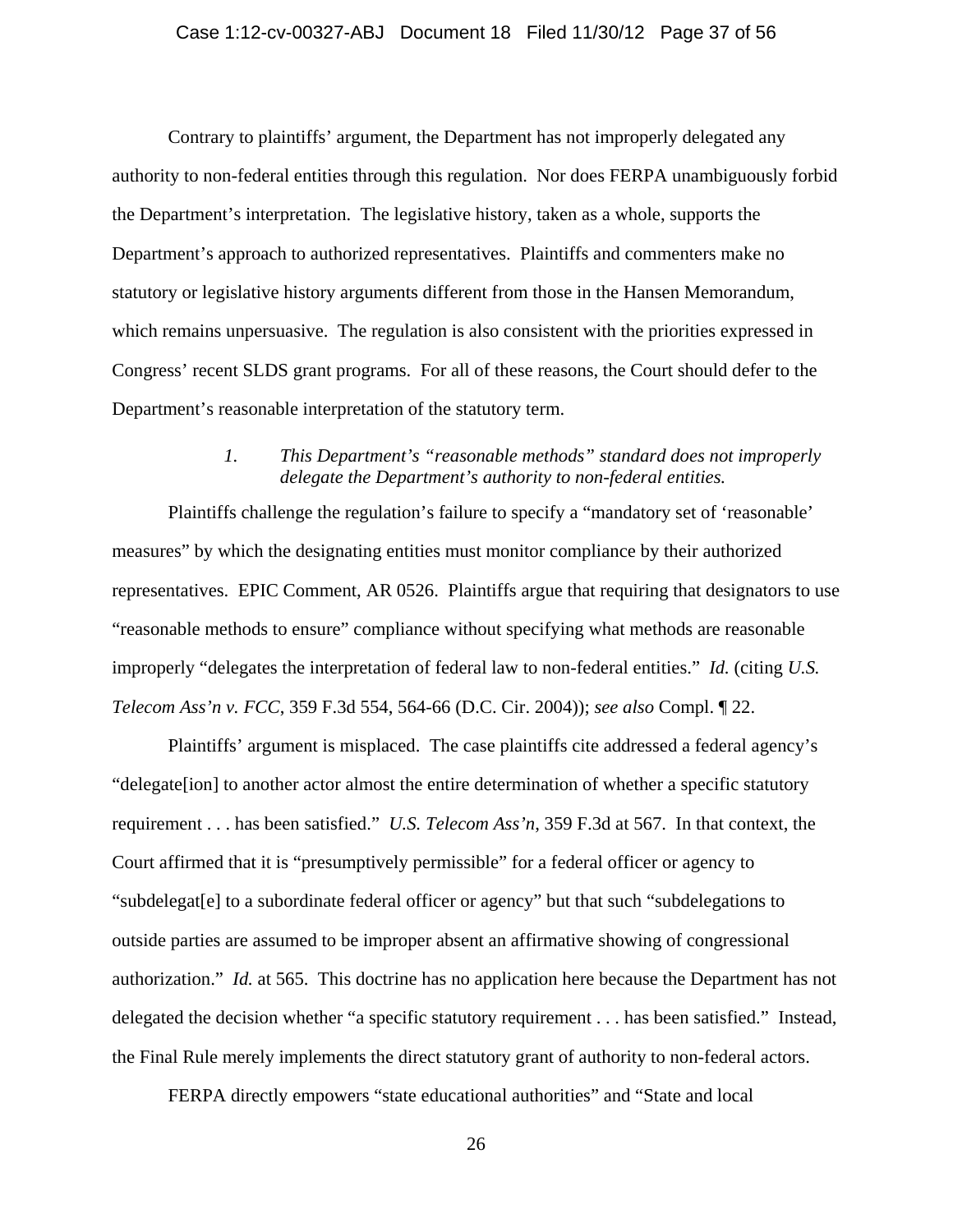Contrary to plaintiffs' argument, the Department has not improperly delegated any authority to non-federal entities through this regulation. Nor does FERPA unambiguously forbid the Department's interpretation. The legislative history, taken as a whole, supports the Department's approach to authorized representatives. Plaintiffs and commenters make no statutory or legislative history arguments different from those in the Hansen Memorandum, which remains unpersuasive. The regulation is also consistent with the priorities expressed in Congress' recent SLDS grant programs. For all of these reasons, the Court should defer to the Department's reasonable interpretation of the statutory term.

*1. This Department's "reasonable methods" standard does not improperly delegate the Department's authority to non-federal entities.*

Plaintiffs challenge the regulation's failure to specify a "mandatory set of 'reasonable' measures" by which the designating entities must monitor compliance by their authorized representatives. EPIC Comment, AR 0526. Plaintiffs argue that requiring that designators to use "reasonable methods to ensure" compliance without specifying what methods are reasonable improperly "delegates the interpretation of federal law to non-federal entities." *Id.* (citing *U.S. Telecom Ass'n v. FCC*, 359 F.3d 554, 564-66 (D.C. Cir. 2004)); *see also* Compl. ¶ 22.

Plaintiffs' argument is misplaced. The case plaintiffs cite addressed a federal agency's "delegate[ion] to another actor almost the entire determination of whether a specific statutory requirement . . . has been satisfied." *U.S. Telecom Ass'n*, 359 F.3d at 567. In that context, the Court affirmed that it is "presumptively permissible" for a federal officer or agency to "subdelegat[e] to a subordinate federal officer or agency" but that such "subdelegations to outside parties are assumed to be improper absent an affirmative showing of congressional authorization." *Id.* at 565. This doctrine has no application here because the Department has not delegated the decision whether "a specific statutory requirement . . . has been satisfied." Instead, the Final Rule merely implements the direct statutory grant of authority to non-federal actors.

FERPA directly empowers "state educational authorities" and "State and local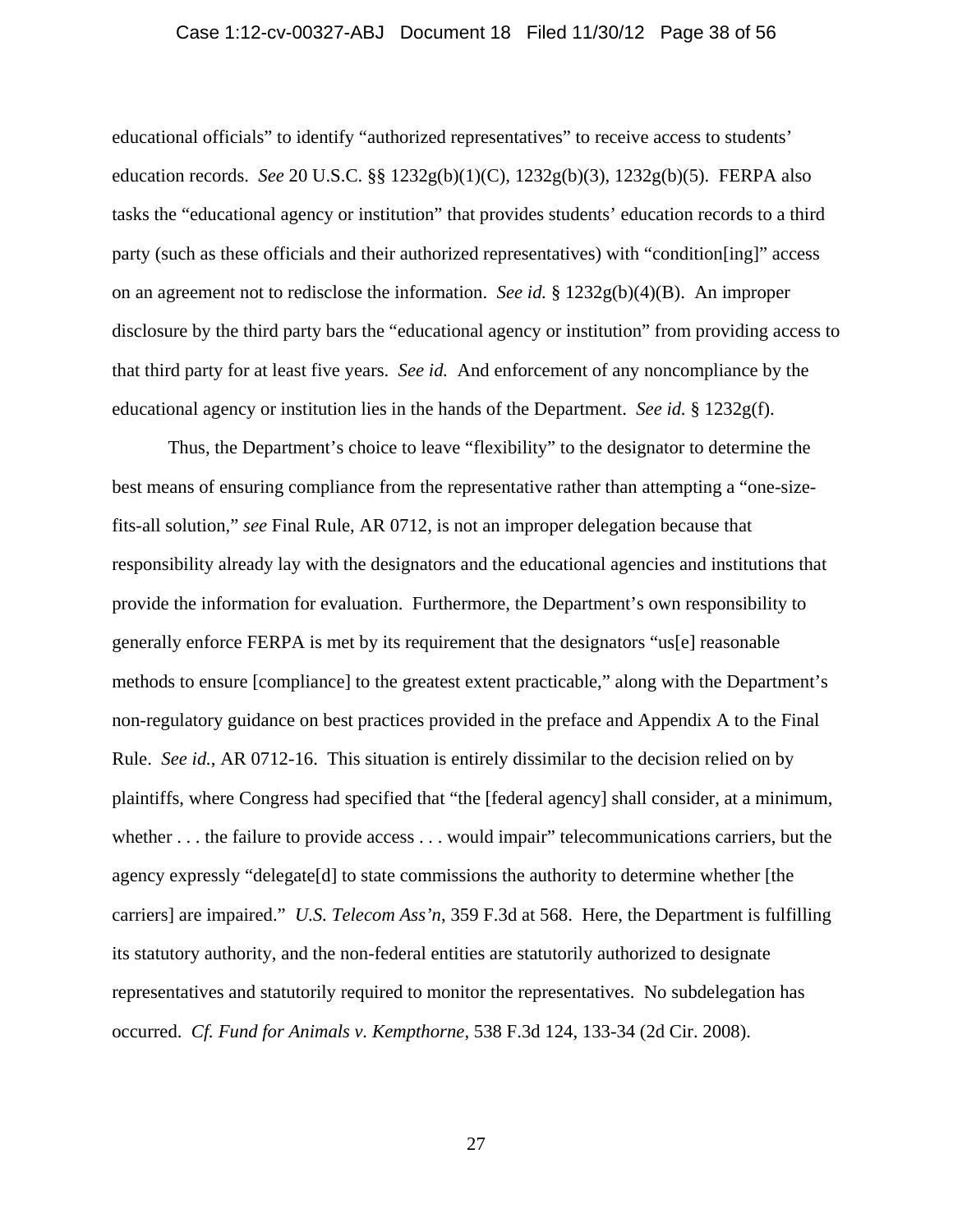educational officials" to identify "authorized representatives" to receive access to students' education records. *See* 20 U.S.C. §§ 1232g(b)(1)(C), 1232g(b)(3), 1232g(b)(5). FERPA also tasks the "educational agency or institution" that provides students' education records to a third party (such as these officials and their authorized representatives) with "condition[ing]" access on an agreement not to redisclose the information. *See id.* § 1232g(b)(4)(B). An improper disclosure by the third party bars the "educational agency or institution" from providing access to that third party for at least five years. *See id.* And enforcement of any noncompliance by the educational agency or institution lies in the hands of the Department. *See id.* § 1232g(f).

Thus, the Department's choice to leave "flexibility" to the designator to determine the best means of ensuring compliance from the representative rather than attempting a "one-size-fits-all solution," *see* Final Rule, AR 0712, is not an improper delegation because that responsibility already lay with the designators and the educational agencies and institutions that provide the information for evaluation. Furthermore, the Department's own responsibility to generally enforce FERPA is met by its requirement that the designators "us[e] reasonable methods to ensure [compliance] to the greatest extent practicable," along with the Department's non-regulatory guidance on best practices provided in the preface and Appendix A to the Final Rule. *See id.*, AR 0712-16. This situation is entirely dissimilar to the decision relied on by plaintiffs, where Congress had specified that "the [federal agency] shall consider, at a minimum, whether . . . the failure to provide access . . . would impair" telecommunications carriers, but the agency expressly "delegate[d] to state commissions the authority to determine whether [the carriers] are impaired." *U.S. Telecom Ass'n*, 359 F.3d at 568. Here, the Department is fulfilling its statutory authority, and the non-federal entities are statutorily authorized to designate representatives and statutorily required to monitor the representatives. No subdelegation has occurred. *Cf. Fund for Animals v. Kempthorne*, 538 F.3d 124, 133-34 (2d Cir. 2008).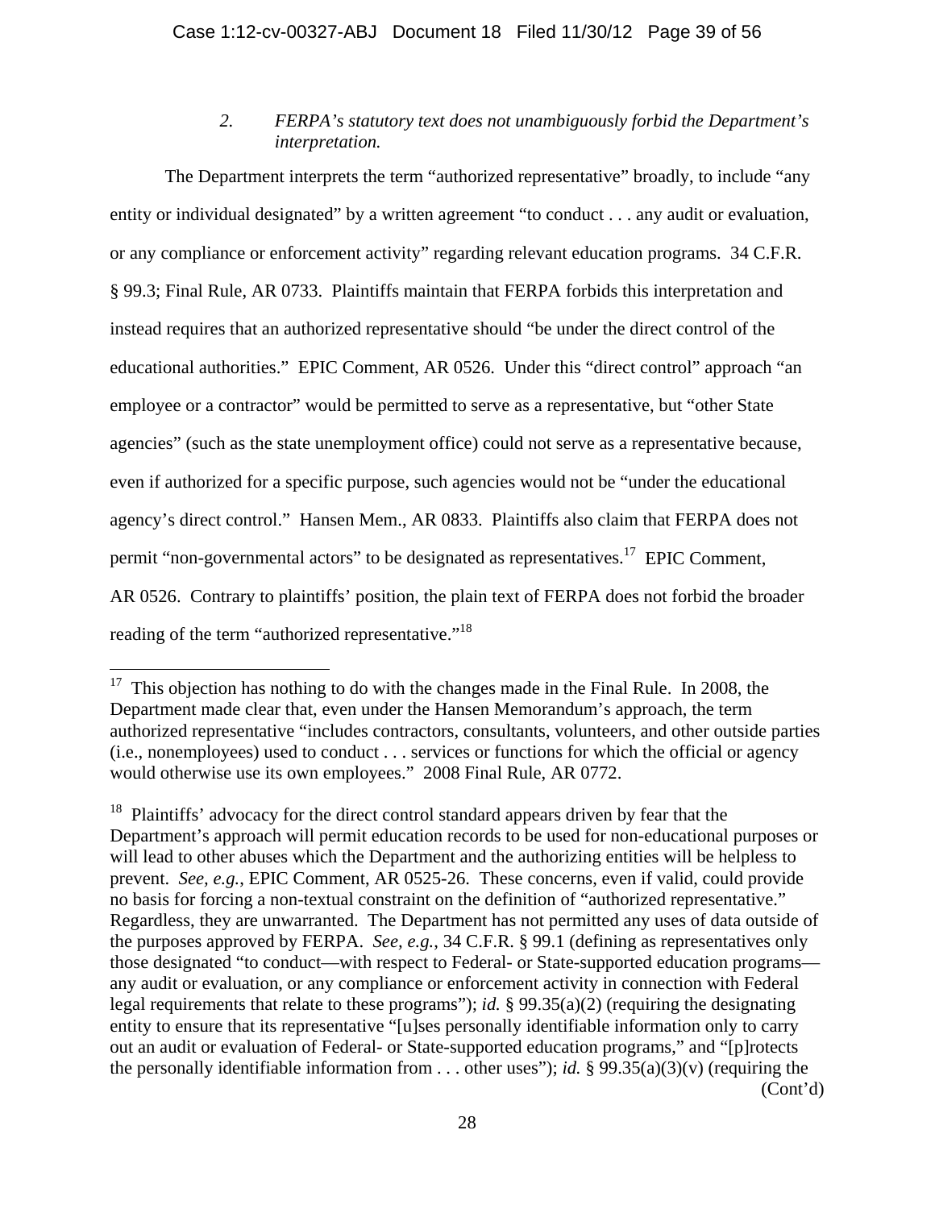### 2. *FERPA's statutory text does not unambiguously forbid the Department's interpretation.*

The Department interprets the term "authorized representative" broadly, to include "any entity or individual designated" by a written agreement "to conduct . . . any audit or evaluation, or any compliance or enforcement activity" regarding relevant education programs. 34 C.F.R. § 99.3; Final Rule, AR 0733. Plaintiffs maintain that FERPA forbids this interpretation and instead requires that an authorized representative should "be under the direct control of the educational authorities." EPIC Comment, AR 0526. Under this "direct control" approach "an employee or a contractor" would be permitted to serve as a representative, but "other State agencies" (such as the state unemployment office) could not serve as a representative because, even if authorized for a specific purpose, such agencies would not be "under the educational agency's direct control." Hansen Mem., AR 0833. Plaintiffs also claim that FERPA does not permit "non-governmental actors" to be designated as representatives.[17] EPIC Comment, AR 0526. Contrary to plaintiffs' position, the plain text of FERPA does not forbid the broader reading of the term "authorized representative."[18]

---

[17] This objection has nothing to do with the changes made in the Final Rule. In 2008, the Department made clear that, even under the Hansen Memorandum's approach, the term authorized representative "includes contractors, consultants, volunteers, and other outside parties (i.e., nonemployees) used to conduct . . . services or functions for which the official or agency would otherwise use its own employees." 2008 Final Rule, AR 0772.

[18] Plaintiffs' advocacy for the direct control standard appears driven by fear that the Department's approach will permit education records to be used for non-educational purposes or will lead to other abuses which the Department and the authorizing entities will be helpless to prevent. *See, e.g.*, EPIC Comment, AR 0525-26. These concerns, even if valid, could provide no basis for forcing a non-textual constraint on the definition of "authorized representative." Regardless, they are unwarranted. The Department has not permitted any uses of data outside of the purposes approved by FERPA. *See, e.g.*, 34 C.F.R. § 99.1 (defining as representatives only those designated "to conduct—with respect to Federal- or State-supported education programs—any audit or evaluation, or any compliance or enforcement activity in connection with Federal legal requirements that relate to these programs"); *id.* § 99.35(a)(2) (requiring the designating entity to ensure that its representative "[u]ses personally identifiable information only to carry out an audit or evaluation of Federal- or State-supported education programs," and "[p]rotects the personally identifiable information from . . . other uses"); *id.* § 99.35(a)(3)(v) (requiring the (Cont'd)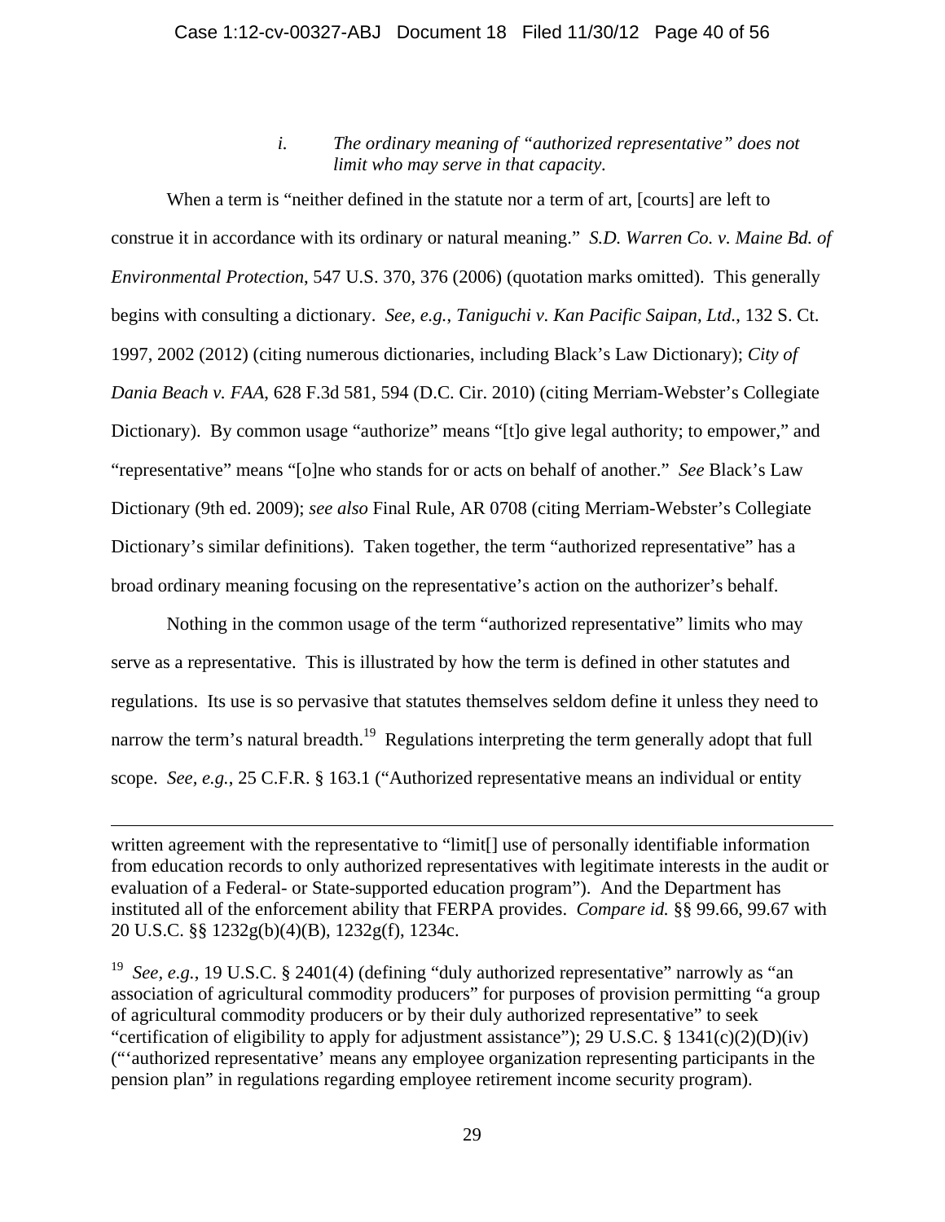### i. *The ordinary meaning of "authorized representative" does not limit who may serve in that capacity.*

When a term is "neither defined in the statute nor a term of art, [courts] are left to construe it in accordance with its ordinary or natural meaning." *S.D. Warren Co. v. Maine Bd. of Environmental Protection*, 547 U.S. 370, 376 (2006) (quotation marks omitted). This generally begins with consulting a dictionary. *See, e.g.*, *Taniguchi v. Kan Pacific Saipan, Ltd.*, 132 S. Ct. 1997, 2002 (2012) (citing numerous dictionaries, including Black's Law Dictionary); *City of Dania Beach v. FAA*, 628 F.3d 581, 594 (D.C. Cir. 2010) (citing Merriam-Webster's Collegiate Dictionary). By common usage "authorize" means "[t]o give legal authority; to empower," and "representative" means "[o]ne who stands for or acts on behalf of another." *See* Black's Law Dictionary (9th ed. 2009); *see also* Final Rule, AR 0708 (citing Merriam-Webster's Collegiate Dictionary's similar definitions). Taken together, the term "authorized representative" has a broad ordinary meaning focusing on the representative's action on the authorizer's behalf.

Nothing in the common usage of the term "authorized representative" limits who may serve as a representative. This is illustrated by how the term is defined in other statutes and regulations. Its use is so pervasive that statutes themselves seldom define it unless they need to narrow the term's natural breadth.[19] Regulations interpreting the term generally adopt that full scope. *See, e.g.*, 25 C.F.R. § 163.1 ("Authorized representative means an individual or entity

---

written agreement with the representative to "limit[] use of personally identifiable information from education records to only authorized representatives with legitimate interests in the audit or evaluation of a Federal- or State-supported education program"). And the Department has instituted all of the enforcement ability that FERPA provides. *Compare id.* §§ 99.66, 99.67 with 20 U.S.C. §§ 1232g(b)(4)(B), 1232g(f), 1234c.

[19] *See, e.g.*, 19 U.S.C. § 2401(4) (defining "duly authorized representative" narrowly as "an association of agricultural commodity producers" for purposes of provision permitting "a group of agricultural commodity producers or by their duly authorized representative" to seek "certification of eligibility to apply for adjustment assistance"); 29 U.S.C. § 1341(c)(2)(D)(iv) ("'authorized representative' means any employee organization representing participants in the pension plan" in regulations regarding employee retirement income security program).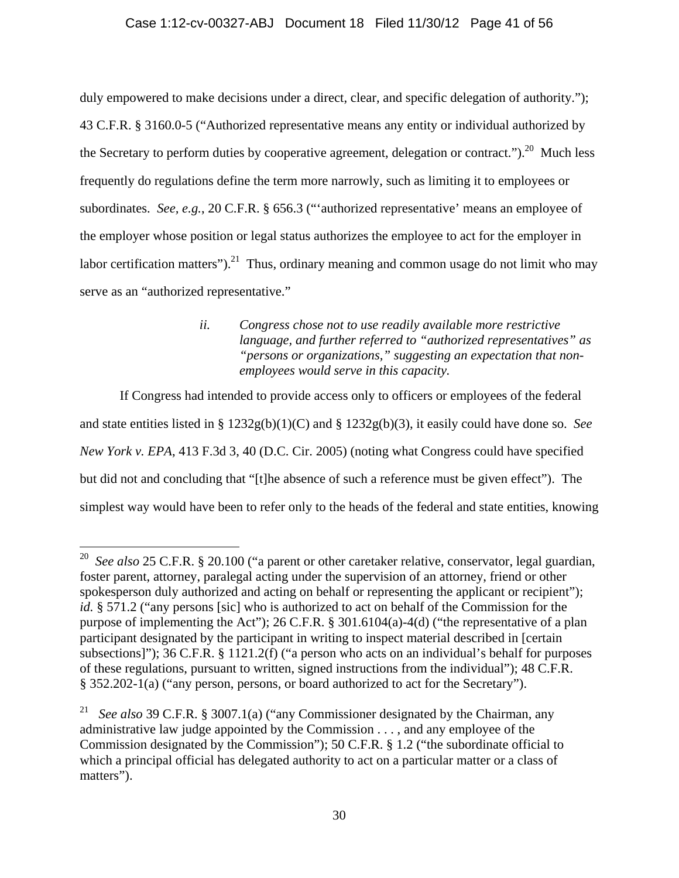duly empowered to make decisions under a direct, clear, and specific delegation of authority."); 43 C.F.R. § 3160.0-5 ("Authorized representative means any entity or individual authorized by the Secretary to perform duties by cooperative agreement, delegation or contract.").[20] Much less frequently do regulations define the term more narrowly, such as limiting it to employees or subordinates. *See, e.g.*, 20 C.F.R. § 656.3 ("'authorized representative' means an employee of the employer whose position or legal status authorizes the employee to act for the employer in labor certification matters").[21] Thus, ordinary meaning and common usage do not limit who may serve as an "authorized representative."

> *ii. Congress chose not to use readily available more restrictive language, and further referred to "authorized representatives" as "persons or organizations," suggesting an expectation that non-employees would serve in this capacity.*

If Congress had intended to provide access only to officers or employees of the federal and state entities listed in § 1232g(b)(1)(C) and § 1232g(b)(3), it easily could have done so. *See New York v. EPA*, 413 F.3d 3, 40 (D.C. Cir. 2005) (noting what Congress could have specified but did not and concluding that "[t]he absence of such a reference must be given effect"). The simplest way would have been to refer only to the heads of the federal and state entities, knowing

---

[20] *See also* 25 C.F.R. § 20.100 ("a parent or other caretaker relative, conservator, legal guardian, foster parent, attorney, paralegal acting under the supervision of an attorney, friend or other spokesperson duly authorized and acting on behalf or representing the applicant or recipient"); *id.* § 571.2 ("any persons [sic] who is authorized to act on behalf of the Commission for the purpose of implementing the Act"); 26 C.F.R. § 301.6104(a)-4(d) ("the representative of a plan participant designated by the participant in writing to inspect material described in [certain subsections]"); 36 C.F.R. § 1121.2(f) ("a person who acts on an individual's behalf for purposes of these regulations, pursuant to written, signed instructions from the individual"); 48 C.F.R. § 352.202-1(a) ("any person, persons, or board authorized to act for the Secretary").

[21] *See also* 39 C.F.R. § 3007.1(a) ("any Commissioner designated by the Chairman, any administrative law judge appointed by the Commission . . . , and any employee of the Commission designated by the Commission"); 50 C.F.R. § 1.2 ("the subordinate official to which a principal official has delegated authority to act on a particular matter or a class of matters").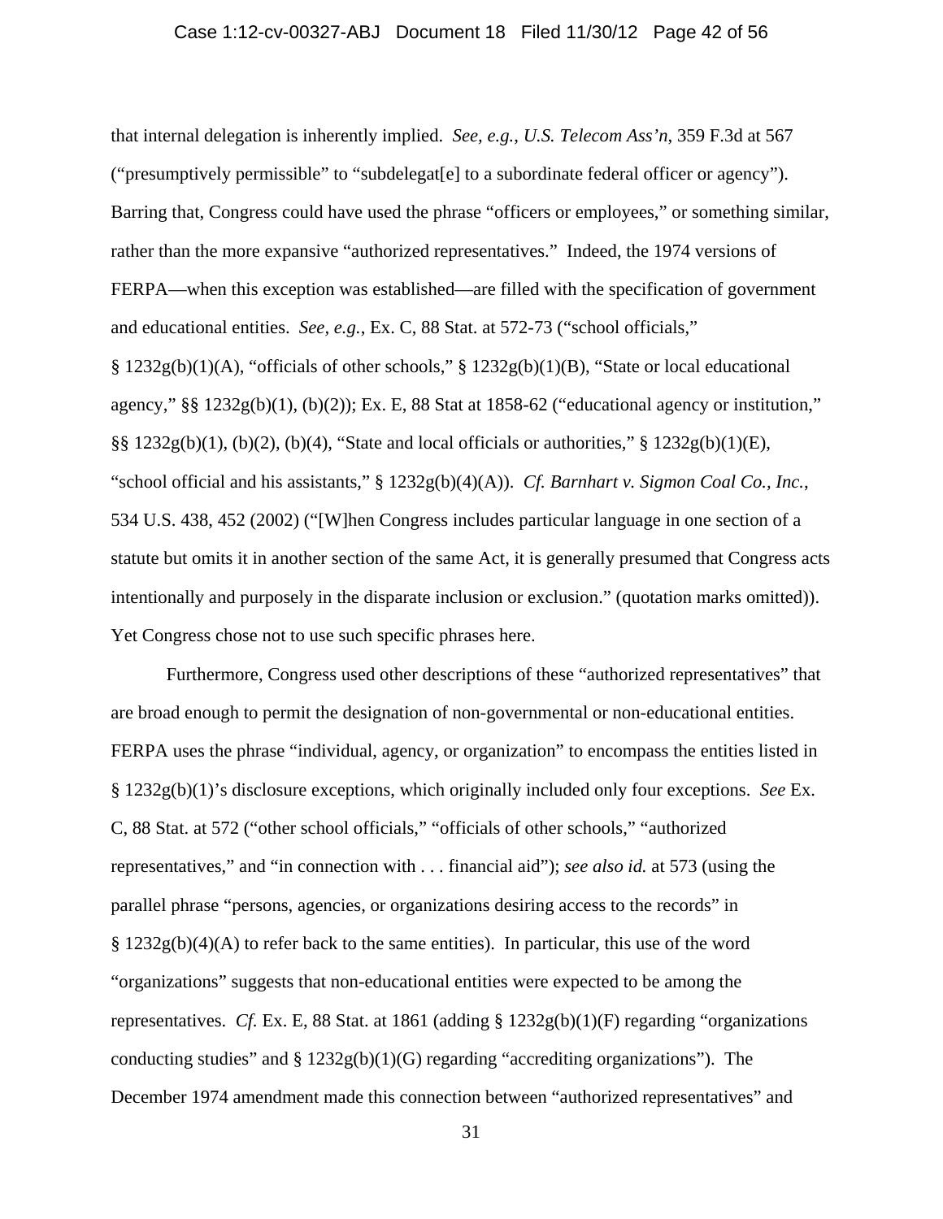that internal delegation is inherently implied. *See, e.g.*, *U.S. Telecom Ass'n*, 359 F.3d at 567 ("presumptively permissible" to "subdelegat[e] to a subordinate federal officer or agency"). Barring that, Congress could have used the phrase "officers or employees," or something similar, rather than the more expansive "authorized representatives." Indeed, the 1974 versions of FERPA—when this exception was established—are filled with the specification of government and educational entities. *See, e.g.*, Ex. C, 88 Stat. at 572-73 ("school officials," § 1232g(b)(1)(A), "officials of other schools," § 1232g(b)(1)(B), "State or local educational agency," §§ 1232g(b)(1), (b)(2)); Ex. E, 88 Stat at 1858-62 ("educational agency or institution," §§ 1232g(b)(1), (b)(2), (b)(4), "State and local officials or authorities," § 1232g(b)(1)(E), "school official and his assistants," § 1232g(b)(4)(A)). *Cf. Barnhart v. Sigmon Coal Co., Inc.*, 534 U.S. 438, 452 (2002) ("[W]hen Congress includes particular language in one section of a statute but omits it in another section of the same Act, it is generally presumed that Congress acts intentionally and purposely in the disparate inclusion or exclusion." (quotation marks omitted)). Yet Congress chose not to use such specific phrases here.

Furthermore, Congress used other descriptions of these "authorized representatives" that are broad enough to permit the designation of non-governmental or non-educational entities. FERPA uses the phrase "individual, agency, or organization" to encompass the entities listed in § 1232g(b)(1)'s disclosure exceptions, which originally included only four exceptions. *See* Ex. C, 88 Stat. at 572 ("other school officials," "officials of other schools," "authorized representatives," and "in connection with . . . financial aid"); *see also id.* at 573 (using the parallel phrase "persons, agencies, or organizations desiring access to the records" in § 1232g(b)(4)(A) to refer back to the same entities). In particular, this use of the word "organizations" suggests that non-educational entities were expected to be among the representatives. *Cf.* Ex. E, 88 Stat. at 1861 (adding § 1232g(b)(1)(F) regarding "organizations conducting studies" and § 1232g(b)(1)(G) regarding "accrediting organizations"). The December 1974 amendment made this connection between "authorized representatives" and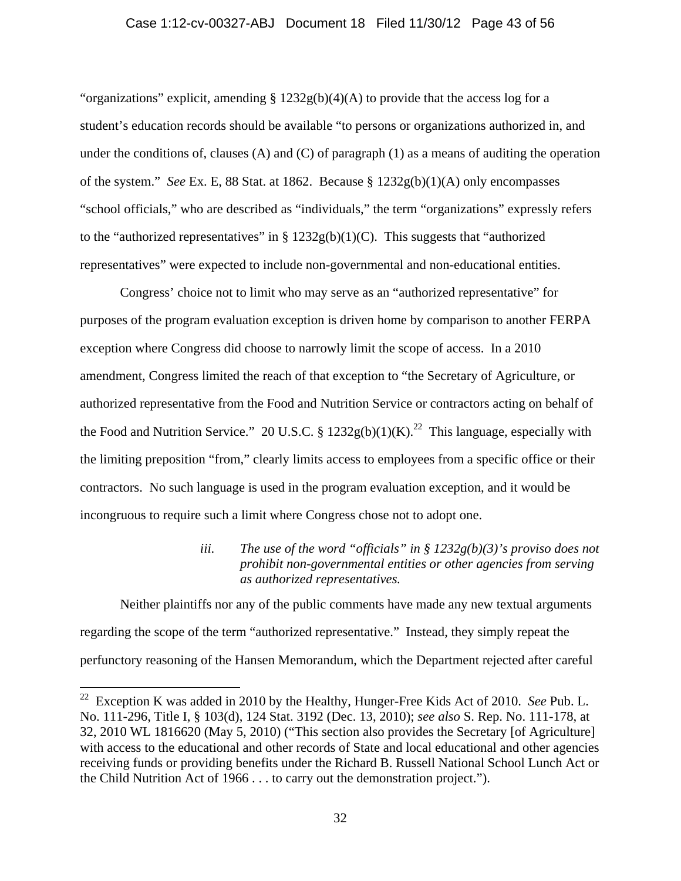"organizations" explicit, amending § 1232g(b)(4)(A) to provide that the access log for a student's education records should be available "to persons or organizations authorized in, and under the conditions of, clauses (A) and (C) of paragraph (1) as a means of auditing the operation of the system." *See* Ex. E, 88 Stat. at 1862. Because § 1232g(b)(1)(A) only encompasses "school officials," who are described as "individuals," the term "organizations" expressly refers to the "authorized representatives" in § 1232g(b)(1)(C). This suggests that "authorized representatives" were expected to include non-governmental and non-educational entities.

Congress' choice not to limit who may serve as an "authorized representative" for purposes of the program evaluation exception is driven home by comparison to another FERPA exception where Congress did choose to narrowly limit the scope of access. In a 2010 amendment, Congress limited the reach of that exception to "the Secretary of Agriculture, or authorized representative from the Food and Nutrition Service or contractors acting on behalf of the Food and Nutrition Service." 20 U.S.C. § 1232g(b)(1)(K).[22] This language, especially with the limiting preposition "from," clearly limits access to employees from a specific office or their contractors. No such language is used in the program evaluation exception, and it would be incongruous to require such a limit where Congress chose not to adopt one.

*iii. The use of the word "officials" in § 1232g(b)(3)'s proviso does not prohibit non-governmental entities or other agencies from serving as authorized representatives.*

Neither plaintiffs nor any of the public comments have made any new textual arguments regarding the scope of the term "authorized representative." Instead, they simply repeat the perfunctory reasoning of the Hansen Memorandum, which the Department rejected after careful

[22] Exception K was added in 2010 by the Healthy, Hunger-Free Kids Act of 2010. *See* Pub. L. No. 111-296, Title I, § 103(d), 124 Stat. 3192 (Dec. 13, 2010); *see also* S. Rep. No. 111-178, at 32, 2010 WL 1816620 (May 5, 2010) ("This section also provides the Secretary [of Agriculture] with access to the educational and other records of State and local educational and other agencies receiving funds or providing benefits under the Richard B. Russell National School Lunch Act or the Child Nutrition Act of 1966 . . . to carry out the demonstration project.").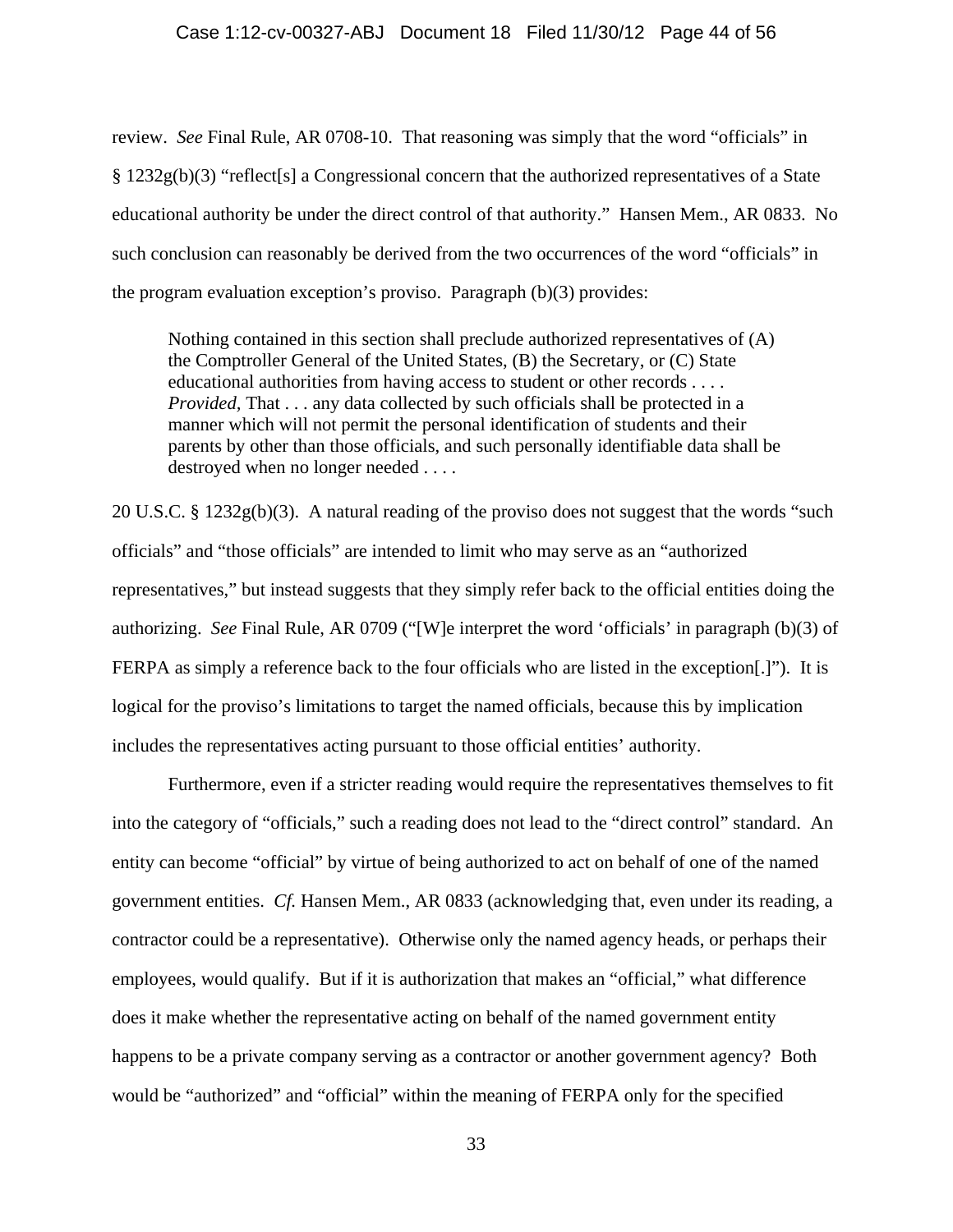review. *See* Final Rule, AR 0708-10. That reasoning was simply that the word "officials" in § 1232g(b)(3) "reflect[s] a Congressional concern that the authorized representatives of a State educational authority be under the direct control of that authority." Hansen Mem., AR 0833. No such conclusion can reasonably be derived from the two occurrences of the word "officials" in the program evaluation exception's proviso. Paragraph (b)(3) provides:

> Nothing contained in this section shall preclude authorized representatives of (A) the Comptroller General of the United States, (B) the Secretary, or (C) State educational authorities from having access to student or other records . . . . *Provided*, That . . . any data collected by such officials shall be protected in a manner which will not permit the personal identification of students and their parents by other than those officials, and such personally identifiable data shall be destroyed when no longer needed . . . .

20 U.S.C. § 1232g(b)(3). A natural reading of the proviso does not suggest that the words "such officials" and "those officials" are intended to limit who may serve as an "authorized representatives," but instead suggests that they simply refer back to the official entities doing the authorizing. *See* Final Rule, AR 0709 ("[W]e interpret the word 'officials' in paragraph (b)(3) of FERPA as simply a reference back to the four officials who are listed in the exception[.]"). It is logical for the proviso's limitations to target the named officials, because this by implication includes the representatives acting pursuant to those official entities' authority.

Furthermore, even if a stricter reading would require the representatives themselves to fit into the category of "officials," such a reading does not lead to the "direct control" standard. An entity can become "official" by virtue of being authorized to act on behalf of one of the named government entities. *Cf.* Hansen Mem., AR 0833 (acknowledging that, even under its reading, a contractor could be a representative). Otherwise only the named agency heads, or perhaps their employees, would qualify. But if it is authorization that makes an "official," what difference does it make whether the representative acting on behalf of the named government entity happens to be a private company serving as a contractor or another government agency? Both would be "authorized" and "official" within the meaning of FERPA only for the specified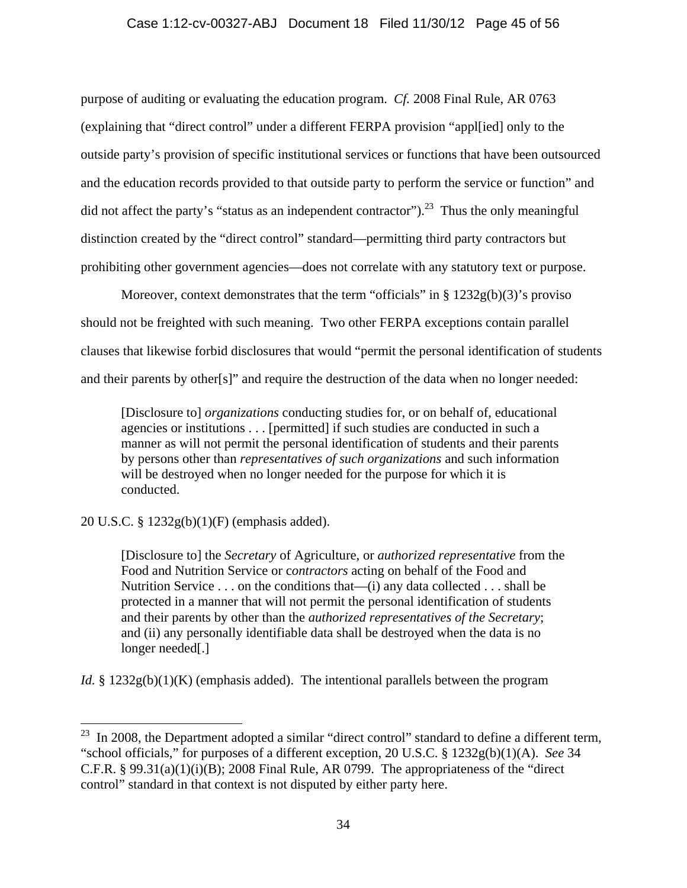purpose of auditing or evaluating the education program. *Cf.* 2008 Final Rule, AR 0763 (explaining that "direct control" under a different FERPA provision "appl[ied] only to the outside party's provision of specific institutional services or functions that have been outsourced and the education records provided to that outside party to perform the service or function" and did not affect the party's "status as an independent contractor").[23] Thus the only meaningful distinction created by the "direct control" standard—permitting third party contractors but prohibiting other government agencies—does not correlate with any statutory text or purpose.

Moreover, context demonstrates that the term "officials" in § 1232g(b)(3)'s proviso should not be freighted with such meaning. Two other FERPA exceptions contain parallel clauses that likewise forbid disclosures that would "permit the personal identification of students and their parents by other[s]" and require the destruction of the data when no longer needed:

> [Disclosure to] *organizations* conducting studies for, or on behalf of, educational agencies or institutions . . . [permitted] if such studies are conducted in such a manner as will not permit the personal identification of students and their parents by persons other than *representatives of such organizations* and such information will be destroyed when no longer needed for the purpose for which it is conducted.

20 U.S.C. § 1232g(b)(1)(F) (emphasis added).

> [Disclosure to] the *Secretary* of Agriculture, or *authorized representative* from the Food and Nutrition Service or c*ontractors* acting on behalf of the Food and Nutrition Service . . . on the conditions that—(i) any data collected . . . shall be protected in a manner that will not permit the personal identification of students and their parents by other than the *authorized representatives of the Secretary*; and (ii) any personally identifiable data shall be destroyed when the data is no longer needed[.]

*Id.* § 1232g(b)(1)(K) (emphasis added). The intentional parallels between the program

---

[23] In 2008, the Department adopted a similar "direct control" standard to define a different term, "school officials," for purposes of a different exception, 20 U.S.C. § 1232g(b)(1)(A). *See* 34 C.F.R. § 99.31(a)(1)(i)(B); 2008 Final Rule, AR 0799. The appropriateness of the "direct control" standard in that context is not disputed by either party here.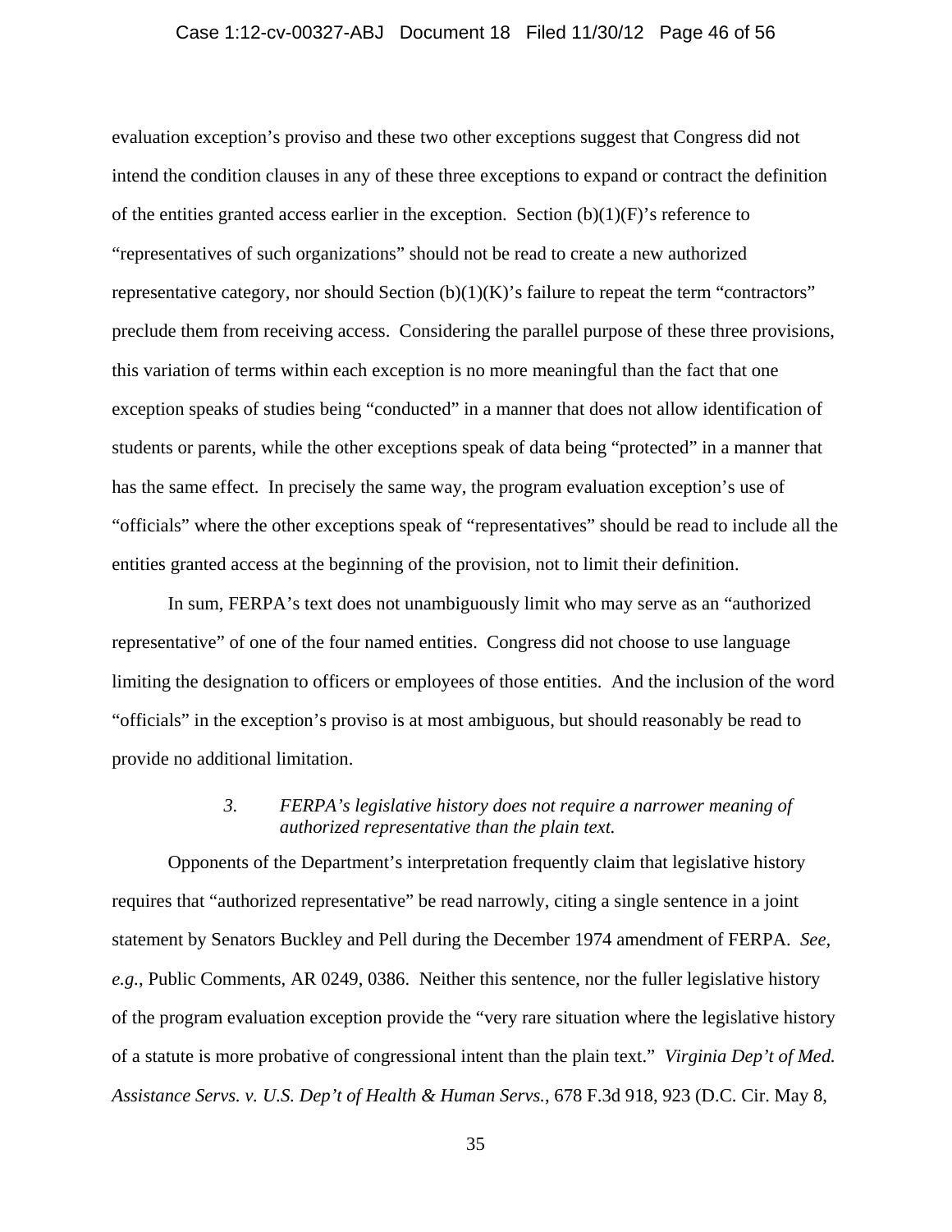evaluation exception's proviso and these two other exceptions suggest that Congress did not intend the condition clauses in any of these three exceptions to expand or contract the definition of the entities granted access earlier in the exception. Section (b)(1)(F)'s reference to "representatives of such organizations" should not be read to create a new authorized representative category, nor should Section (b)(1)(K)'s failure to repeat the term "contractors" preclude them from receiving access. Considering the parallel purpose of these three provisions, this variation of terms within each exception is no more meaningful than the fact that one exception speaks of studies being "conducted" in a manner that does not allow identification of students or parents, while the other exceptions speak of data being "protected" in a manner that has the same effect. In precisely the same way, the program evaluation exception's use of "officials" where the other exceptions speak of "representatives" should be read to include all the entities granted access at the beginning of the provision, not to limit their definition.

In sum, FERPA's text does not unambiguously limit who may serve as an "authorized representative" of one of the four named entities. Congress did not choose to use language limiting the designation to officers or employees of those entities. And the inclusion of the word "officials" in the exception's proviso is at most ambiguous, but should reasonably be read to provide no additional limitation.

### *3. FERPA's legislative history does not require a narrower meaning of authorized representative than the plain text.*

Opponents of the Department's interpretation frequently claim that legislative history requires that "authorized representative" be read narrowly, citing a single sentence in a joint statement by Senators Buckley and Pell during the December 1974 amendment of FERPA. *See, e.g.*, Public Comments, AR 0249, 0386. Neither this sentence, nor the fuller legislative history of the program evaluation exception provide the "very rare situation where the legislative history of a statute is more probative of congressional intent than the plain text." *Virginia Dep't of Med. Assistance Servs. v. U.S. Dep't of Health & Human Servs.*, 678 F.3d 918, 923 (D.C. Cir. May 8,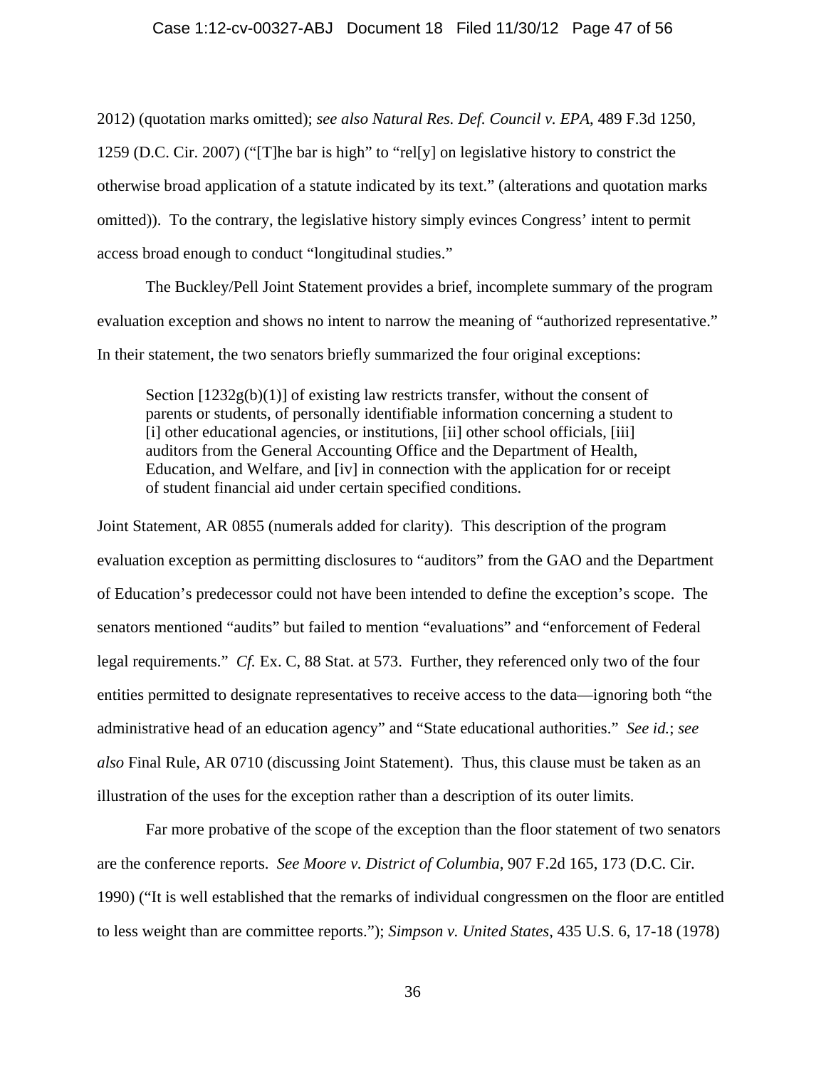2012) (quotation marks omitted); *see also Natural Res. Def. Council v. EPA*, 489 F.3d 1250, 1259 (D.C. Cir. 2007) ("[T]he bar is high" to "rel[y] on legislative history to constrict the otherwise broad application of a statute indicated by its text." (alterations and quotation marks omitted)). To the contrary, the legislative history simply evinces Congress' intent to permit access broad enough to conduct "longitudinal studies."

The Buckley/Pell Joint Statement provides a brief, incomplete summary of the program evaluation exception and shows no intent to narrow the meaning of "authorized representative." In their statement, the two senators briefly summarized the four original exceptions:

> Section [1232g(b)(1)] of existing law restricts transfer, without the consent of parents or students, of personally identifiable information concerning a student to [i] other educational agencies, or institutions, [ii] other school officials, [iii] auditors from the General Accounting Office and the Department of Health, Education, and Welfare, and [iv] in connection with the application for or receipt of student financial aid under certain specified conditions.

Joint Statement, AR 0855 (numerals added for clarity). This description of the program evaluation exception as permitting disclosures to "auditors" from the GAO and the Department of Education's predecessor could not have been intended to define the exception's scope. The senators mentioned "audits" but failed to mention "evaluations" and "enforcement of Federal legal requirements." *Cf.* Ex. C, 88 Stat. at 573. Further, they referenced only two of the four entities permitted to designate representatives to receive access to the data—ignoring both "the administrative head of an education agency" and "State educational authorities." *See id.*; *see also* Final Rule, AR 0710 (discussing Joint Statement). Thus, this clause must be taken as an illustration of the uses for the exception rather than a description of its outer limits.

Far more probative of the scope of the exception than the floor statement of two senators are the conference reports. *See Moore v. District of Columbia*, 907 F.2d 165, 173 (D.C. Cir. 1990) ("It is well established that the remarks of individual congressmen on the floor are entitled to less weight than are committee reports."); *Simpson v. United States*, 435 U.S. 6, 17-18 (1978)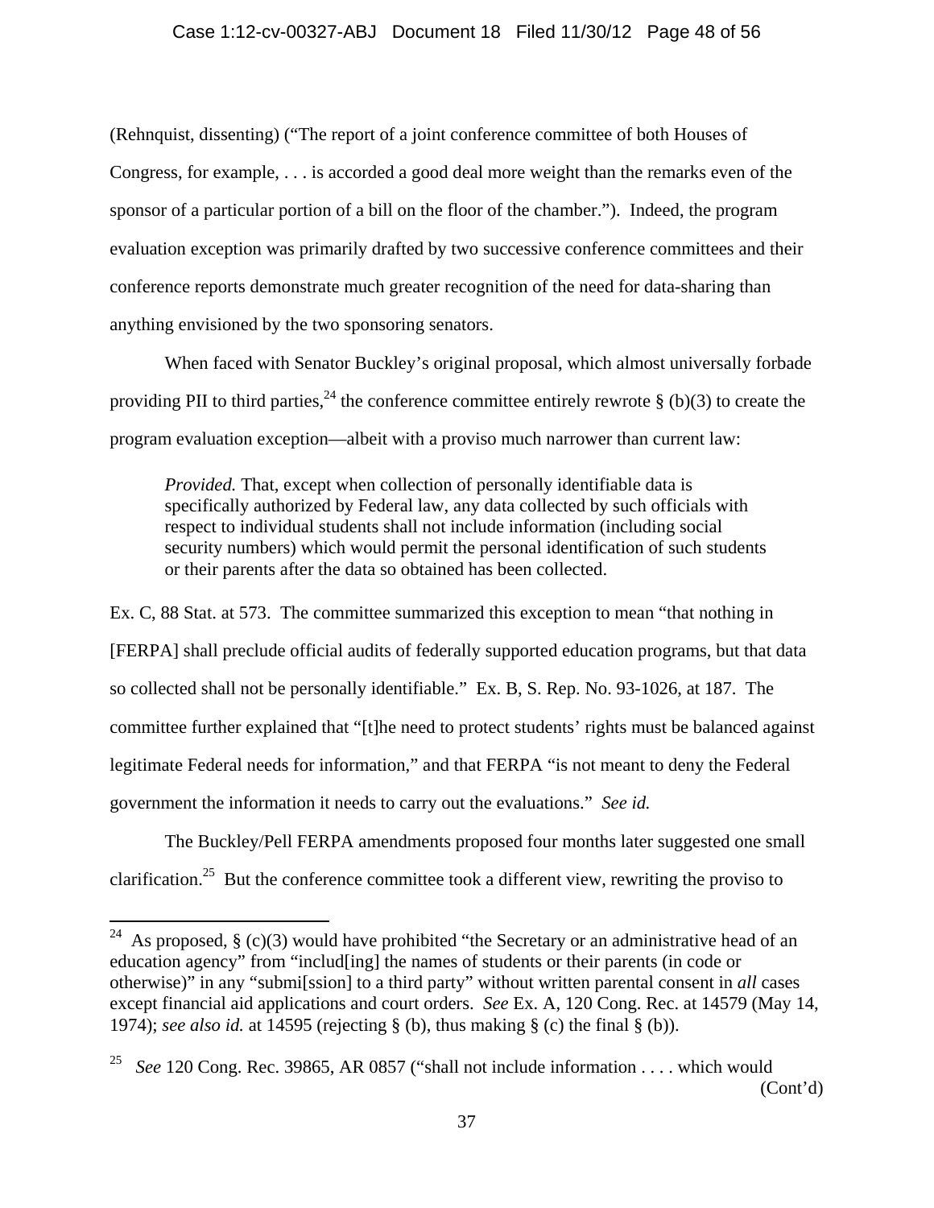(Rehnquist, dissenting) ("The report of a joint conference committee of both Houses of Congress, for example, . . . is accorded a good deal more weight than the remarks even of the sponsor of a particular portion of a bill on the floor of the chamber."). Indeed, the program evaluation exception was primarily drafted by two successive conference committees and their conference reports demonstrate much greater recognition of the need for data-sharing than anything envisioned by the two sponsoring senators.

When faced with Senator Buckley's original proposal, which almost universally forbade providing PII to third parties,[24] the conference committee entirely rewrote § (b)(3) to create the program evaluation exception—albeit with a proviso much narrower than current law:

> *Provided.* That, except when collection of personally identifiable data is specifically authorized by Federal law, any data collected by such officials with respect to individual students shall not include information (including social security numbers) which would permit the personal identification of such students or their parents after the data so obtained has been collected.

Ex. C, 88 Stat. at 573. The committee summarized this exception to mean "that nothing in [FERPA] shall preclude official audits of federally supported education programs, but that data so collected shall not be personally identifiable." Ex. B, S. Rep. No. 93-1026, at 187. The committee further explained that "[t]he need to protect students' rights must be balanced against legitimate Federal needs for information," and that FERPA "is not meant to deny the Federal government the information it needs to carry out the evaluations." *See id.*

The Buckley/Pell FERPA amendments proposed four months later suggested one small clarification.[25] But the conference committee took a different view, rewriting the proviso to

---

[24] As proposed, § (c)(3) would have prohibited "the Secretary or an administrative head of an education agency" from "includ[ing] the names of students or their parents (in code or otherwise)" in any "submi[ssion] to a third party" without written parental consent in *all* cases except financial aid applications and court orders. *See* Ex. A, 120 Cong. Rec. at 14579 (May 14, 1974); *see also id.* at 14595 (rejecting § (b), thus making § (c) the final § (b)).

[25] *See* 120 Cong. Rec. 39865, AR 0857 ("shall not include information . . . . which would (Cont'd)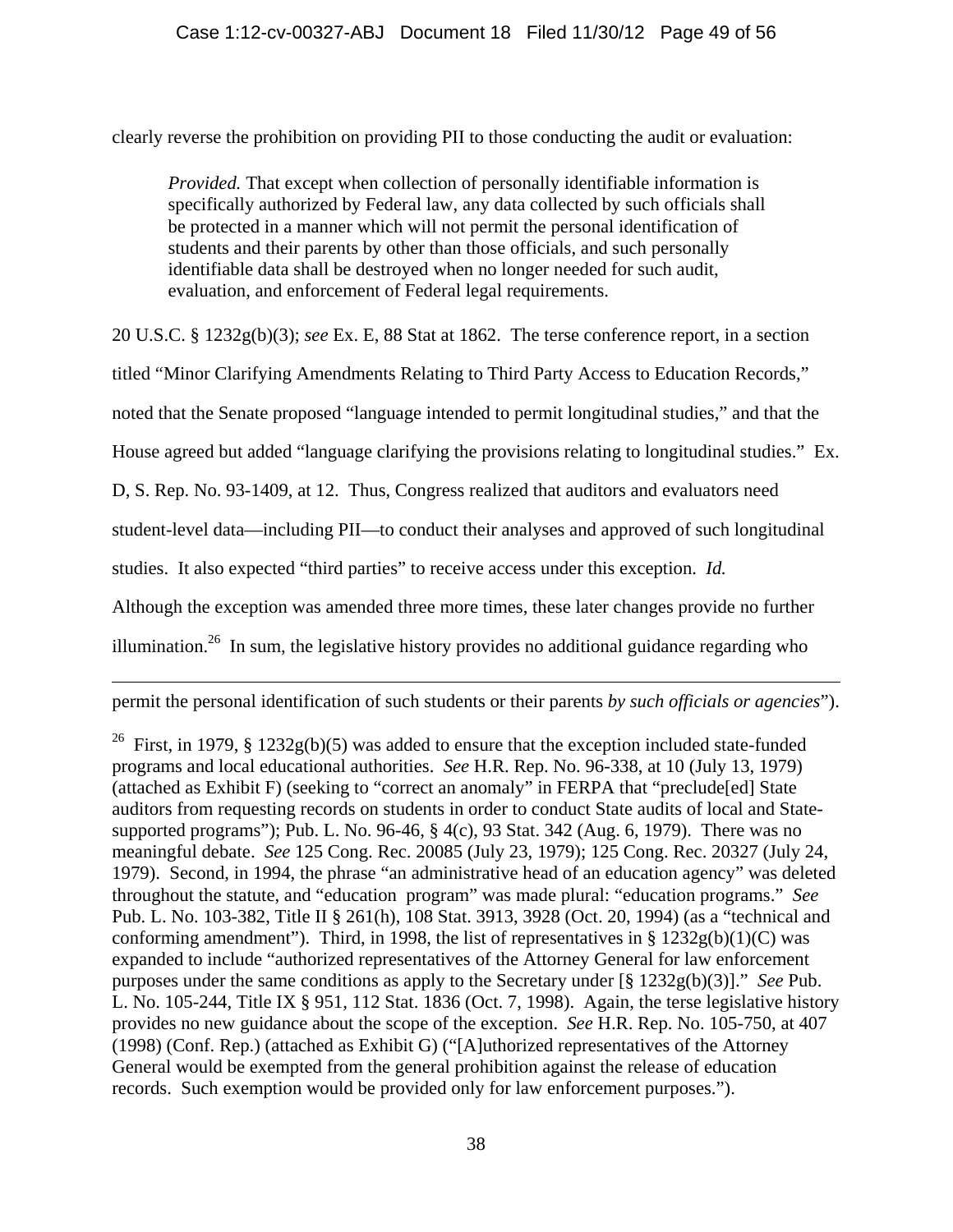clearly reverse the prohibition on providing PII to those conducting the audit or evaluation:

> *Provided.* That except when collection of personally identifiable information is specifically authorized by Federal law, any data collected by such officials shall be protected in a manner which will not permit the personal identification of students and their parents by other than those officials, and such personally identifiable data shall be destroyed when no longer needed for such audit, evaluation, and enforcement of Federal legal requirements.

20 U.S.C. § 1232g(b)(3); *see* Ex. E, 88 Stat at 1862. The terse conference report, in a section titled "Minor Clarifying Amendments Relating to Third Party Access to Education Records," noted that the Senate proposed "language intended to permit longitudinal studies," and that the House agreed but added "language clarifying the provisions relating to longitudinal studies." Ex. D, S. Rep. No. 93-1409, at 12. Thus, Congress realized that auditors and evaluators need student-level data—including PII—to conduct their analyses and approved of such longitudinal studies. It also expected "third parties" to receive access under this exception. *Id.* Although the exception was amended three more times, these later changes provide no further illumination.[26] In sum, the legislative history provides no additional guidance regarding who

---

permit the personal identification of such students or their parents *by such officials or agencies*").

[26] First, in 1979, § 1232g(b)(5) was added to ensure that the exception included state-funded programs and local educational authorities. *See* H.R. Rep. No. 96-338, at 10 (July 13, 1979) (attached as Exhibit F) (seeking to "correct an anomaly" in FERPA that "preclude[ed] State auditors from requesting records on students in order to conduct State audits of local and State-supported programs"); Pub. L. No. 96-46, § 4(c), 93 Stat. 342 (Aug. 6, 1979). There was no meaningful debate. *See* 125 Cong. Rec. 20085 (July 23, 1979); 125 Cong. Rec. 20327 (July 24, 1979). Second, in 1994, the phrase "an administrative head of an education agency" was deleted throughout the statute, and "education program" was made plural: "education programs." *See* Pub. L. No. 103-382, Title II § 261(h), 108 Stat. 3913, 3928 (Oct. 20, 1994) (as a "technical and conforming amendment"). Third, in 1998, the list of representatives in § 1232g(b)(1)(C) was expanded to include "authorized representatives of the Attorney General for law enforcement purposes under the same conditions as apply to the Secretary under [§ 1232g(b)(3)]." *See* Pub. L. No. 105-244, Title IX § 951, 112 Stat. 1836 (Oct. 7, 1998). Again, the terse legislative history provides no new guidance about the scope of the exception. *See* H.R. Rep. No. 105-750, at 407 (1998) (Conf. Rep.) (attached as Exhibit G) ("[A]uthorized representatives of the Attorney General would be exempted from the general prohibition against the release of education records. Such exemption would be provided only for law enforcement purposes.").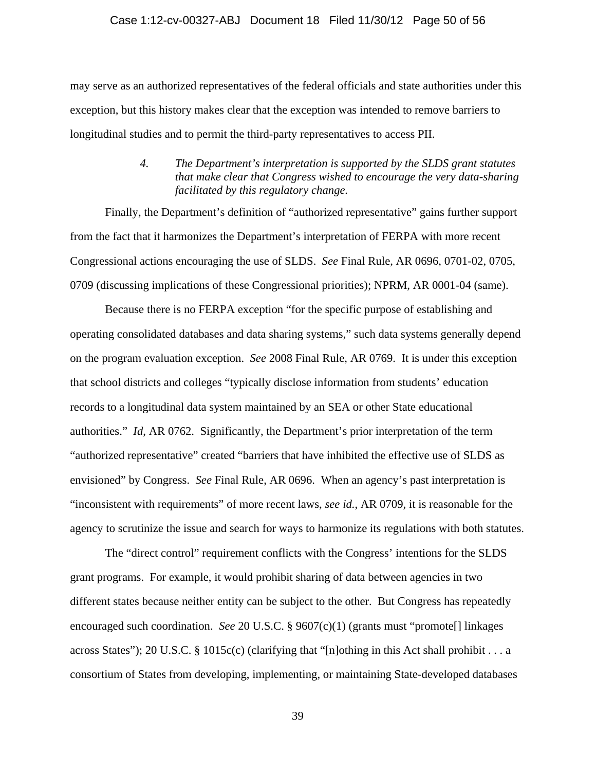may serve as an authorized representatives of the federal officials and state authorities under this exception, but this history makes clear that the exception was intended to remove barriers to longitudinal studies and to permit the third-party representatives to access PII.

> *4. The Department's interpretation is supported by the SLDS grant statutes that make clear that Congress wished to encourage the very data-sharing facilitated by this regulatory change.*

Finally, the Department's definition of "authorized representative" gains further support from the fact that it harmonizes the Department's interpretation of FERPA with more recent Congressional actions encouraging the use of SLDS. *See* Final Rule, AR 0696, 0701-02, 0705, 0709 (discussing implications of these Congressional priorities); NPRM, AR 0001-04 (same).

Because there is no FERPA exception "for the specific purpose of establishing and operating consolidated databases and data sharing systems," such data systems generally depend on the program evaluation exception. *See* 2008 Final Rule, AR 0769. It is under this exception that school districts and colleges "typically disclose information from students' education records to a longitudinal data system maintained by an SEA or other State educational authorities." *Id*, AR 0762. Significantly, the Department's prior interpretation of the term "authorized representative" created "barriers that have inhibited the effective use of SLDS as envisioned" by Congress. *See* Final Rule, AR 0696. When an agency's past interpretation is "inconsistent with requirements" of more recent laws, *see id.*, AR 0709, it is reasonable for the agency to scrutinize the issue and search for ways to harmonize its regulations with both statutes.

The "direct control" requirement conflicts with the Congress' intentions for the SLDS grant programs. For example, it would prohibit sharing of data between agencies in two different states because neither entity can be subject to the other. But Congress has repeatedly encouraged such coordination. *See* 20 U.S.C. § 9607(c)(1) (grants must "promote[] linkages across States"); 20 U.S.C. § 1015c(c) (clarifying that "[n]othing in this Act shall prohibit . . . a consortium of States from developing, implementing, or maintaining State-developed databases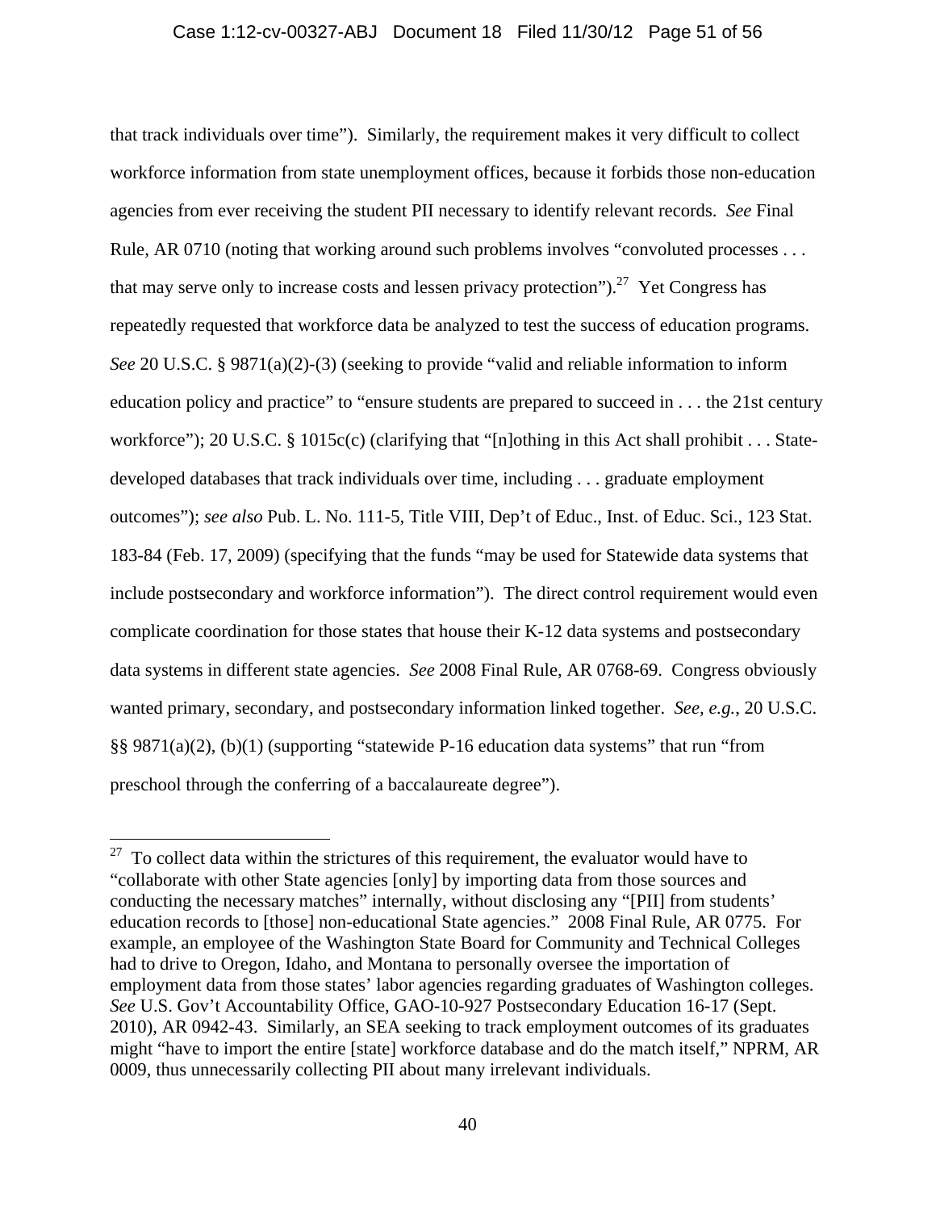that track individuals over time"). Similarly, the requirement makes it very difficult to collect workforce information from state unemployment offices, because it forbids those non-education agencies from ever receiving the student PII necessary to identify relevant records. *See* Final Rule, AR 0710 (noting that working around such problems involves "convoluted processes . . . that may serve only to increase costs and lessen privacy protection").[27] Yet Congress has repeatedly requested that workforce data be analyzed to test the success of education programs. *See* 20 U.S.C. § 9871(a)(2)-(3) (seeking to provide "valid and reliable information to inform education policy and practice" to "ensure students are prepared to succeed in . . . the 21st century workforce"); 20 U.S.C. § 1015c(c) (clarifying that "[n]othing in this Act shall prohibit . . . State-developed databases that track individuals over time, including . . . graduate employment outcomes"); *see also* Pub. L. No. 111-5, Title VIII, Dep't of Educ., Inst. of Educ. Sci., 123 Stat. 183-84 (Feb. 17, 2009) (specifying that the funds "may be used for Statewide data systems that include postsecondary and workforce information"). The direct control requirement would even complicate coordination for those states that house their K-12 data systems and postsecondary data systems in different state agencies. *See* 2008 Final Rule, AR 0768-69. Congress obviously wanted primary, secondary, and postsecondary information linked together. *See, e.g.*, 20 U.S.C. §§ 9871(a)(2), (b)(1) (supporting "statewide P-16 education data systems" that run "from preschool through the conferring of a baccalaureate degree").

---

[27] To collect data within the strictures of this requirement, the evaluator would have to "collaborate with other State agencies [only] by importing data from those sources and conducting the necessary matches" internally, without disclosing any "[PII] from students' education records to [those] non-educational State agencies." 2008 Final Rule, AR 0775. For example, an employee of the Washington State Board for Community and Technical Colleges had to drive to Oregon, Idaho, and Montana to personally oversee the importation of employment data from those states' labor agencies regarding graduates of Washington colleges. *See* U.S. Gov't Accountability Office, GAO-10-927 Postsecondary Education 16-17 (Sept. 2010), AR 0942-43. Similarly, an SEA seeking to track employment outcomes of its graduates might "have to import the entire [state] workforce database and do the match itself," NPRM, AR 0009, thus unnecessarily collecting PII about many irrelevant individuals.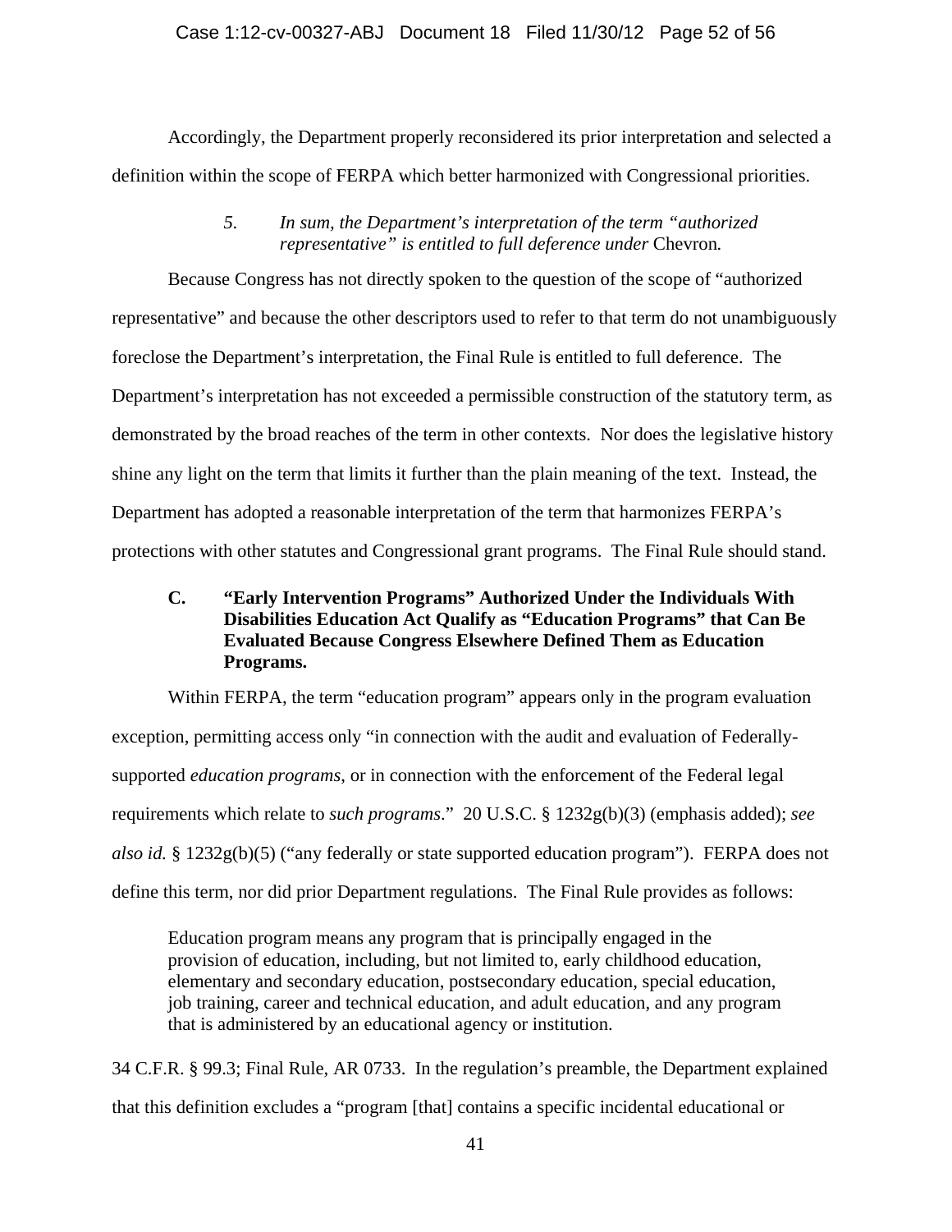Accordingly, the Department properly reconsidered its prior interpretation and selected a definition within the scope of FERPA which better harmonized with Congressional priorities.

*5. In sum, the Department's interpretation of the term "authorized representative" is entitled to full deference under* Chevron*.*

Because Congress has not directly spoken to the question of the scope of "authorized representative" and because the other descriptors used to refer to that term do not unambiguously foreclose the Department's interpretation, the Final Rule is entitled to full deference. The Department's interpretation has not exceeded a permissible construction of the statutory term, as demonstrated by the broad reaches of the term in other contexts. Nor does the legislative history shine any light on the term that limits it further than the plain meaning of the text. Instead, the Department has adopted a reasonable interpretation of the term that harmonizes FERPA's protections with other statutes and Congressional grant programs. The Final Rule should stand.

### C. "Early Intervention Programs" Authorized Under the Individuals With Disabilities Education Act Qualify as "Education Programs" that Can Be Evaluated Because Congress Elsewhere Defined Them as Education Programs.

Within FERPA, the term "education program" appears only in the program evaluation exception, permitting access only "in connection with the audit and evaluation of Federally-supported *education programs*, or in connection with the enforcement of the Federal legal requirements which relate to *such programs*." 20 U.S.C. § 1232g(b)(3) (emphasis added); *see also id.* § 1232g(b)(5) ("any federally or state supported education program"). FERPA does not define this term, nor did prior Department regulations. The Final Rule provides as follows:

> Education program means any program that is principally engaged in the provision of education, including, but not limited to, early childhood education, elementary and secondary education, postsecondary education, special education, job training, career and technical education, and adult education, and any program that is administered by an educational agency or institution.

34 C.F.R. § 99.3; Final Rule, AR 0733. In the regulation's preamble, the Department explained that this definition excludes a "program [that] contains a specific incidental educational or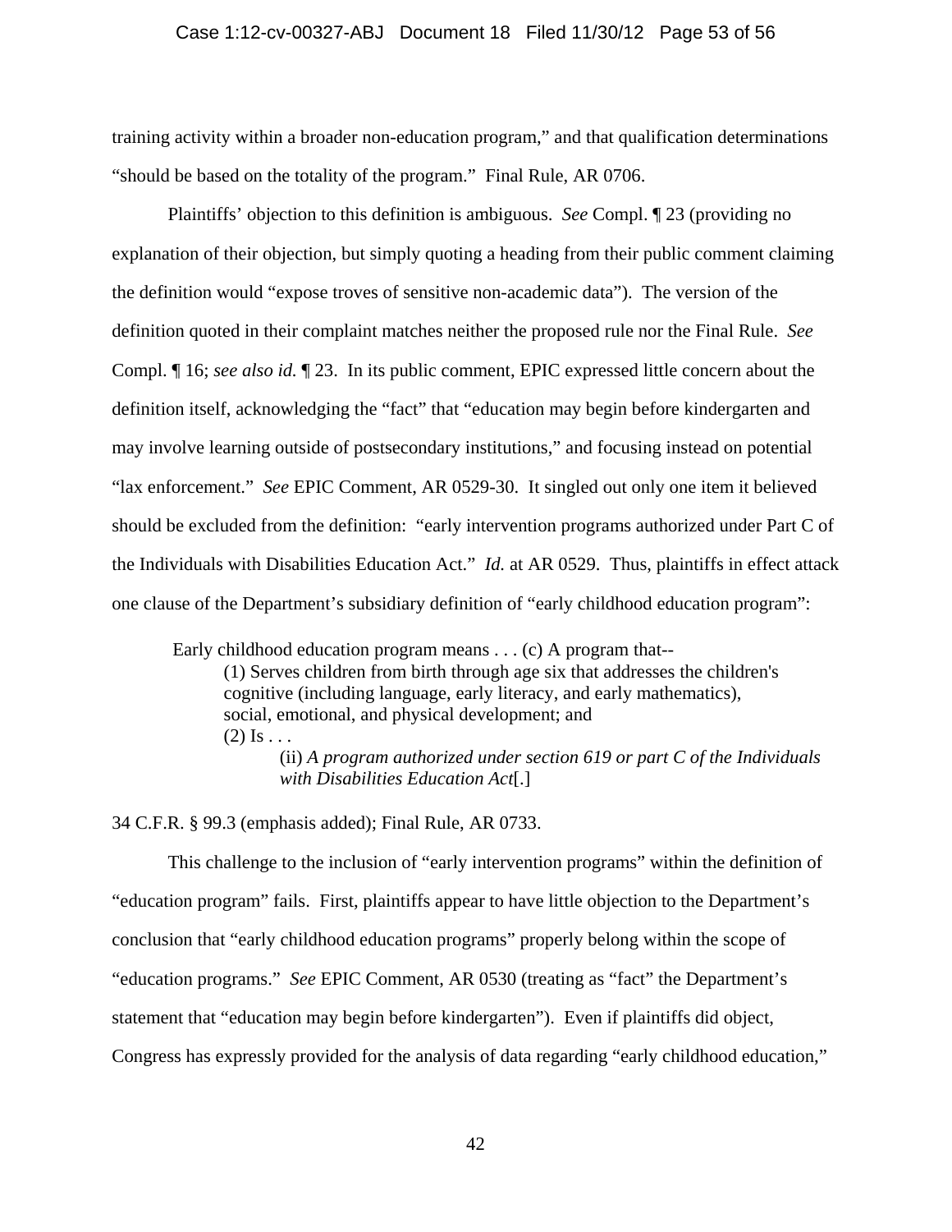training activity within a broader non-education program," and that qualification determinations "should be based on the totality of the program." Final Rule, AR 0706.

Plaintiffs' objection to this definition is ambiguous. *See* Compl. ¶ 23 (providing no explanation of their objection, but simply quoting a heading from their public comment claiming the definition would "expose troves of sensitive non-academic data"). The version of the definition quoted in their complaint matches neither the proposed rule nor the Final Rule. *See* Compl. ¶ 16; *see also id.* ¶ 23. In its public comment, EPIC expressed little concern about the definition itself, acknowledging the "fact" that "education may begin before kindergarten and may involve learning outside of postsecondary institutions," and focusing instead on potential "lax enforcement." *See* EPIC Comment, AR 0529-30. It singled out only one item it believed should be excluded from the definition: "early intervention programs authorized under Part C of the Individuals with Disabilities Education Act." *Id.* at AR 0529. Thus, plaintiffs in effect attack one clause of the Department's subsidiary definition of "early childhood education program":

> Early childhood education program means . . . (c) A program that--
>
> (1) Serves children from birth through age six that addresses the children's cognitive (including language, early literacy, and early mathematics), social, emotional, and physical development; and
>
> (2) Is . . .
>
> (ii) *A program authorized under section 619 or part C of the Individuals with Disabilities Education Act*[.]

34 C.F.R. § 99.3 (emphasis added); Final Rule, AR 0733.

This challenge to the inclusion of "early intervention programs" within the definition of "education program" fails. First, plaintiffs appear to have little objection to the Department's conclusion that "early childhood education programs" properly belong within the scope of "education programs." *See* EPIC Comment, AR 0530 (treating as "fact" the Department's statement that "education may begin before kindergarten"). Even if plaintiffs did object, Congress has expressly provided for the analysis of data regarding "early childhood education,"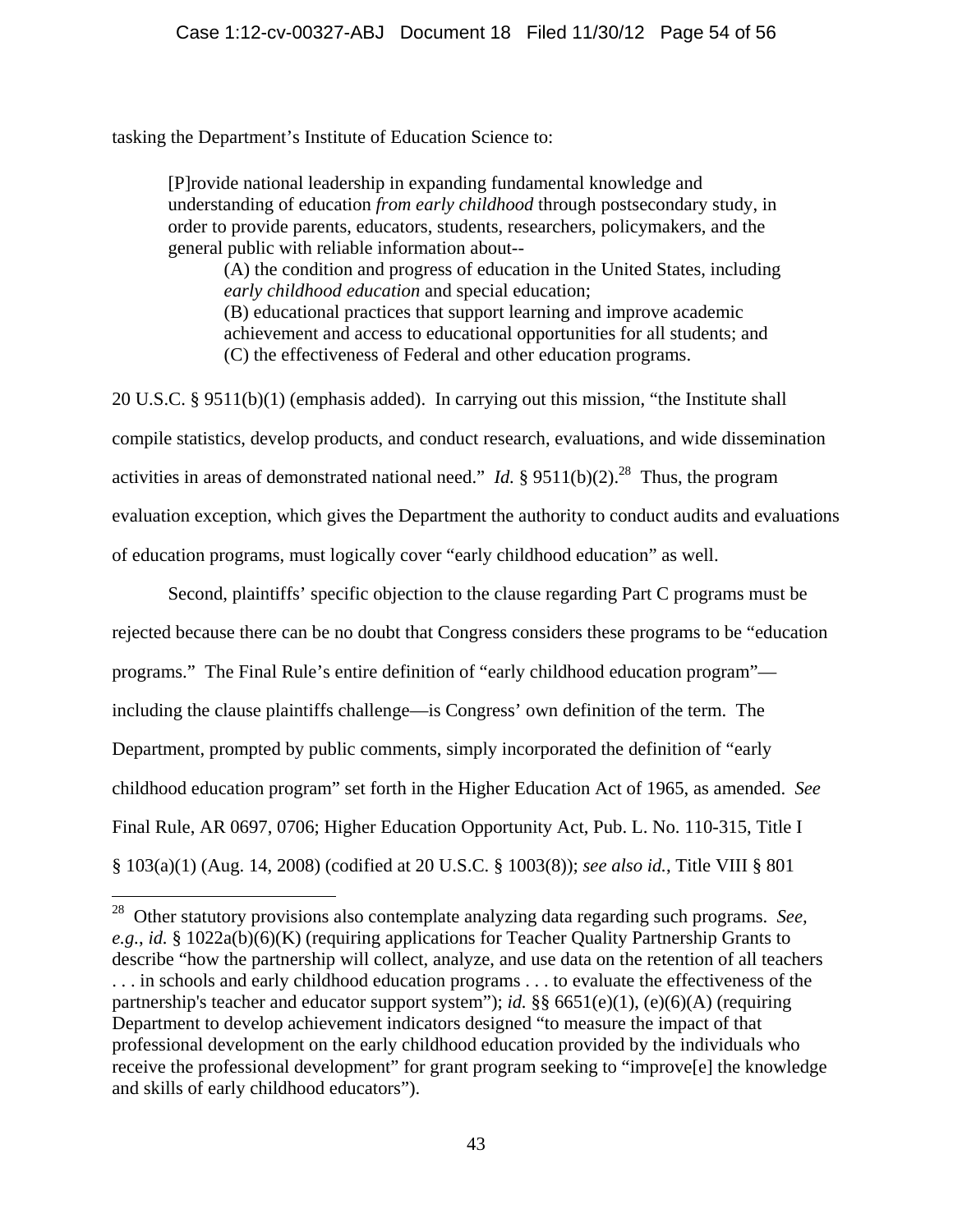tasking the Department's Institute of Education Science to:

> [P]rovide national leadership in expanding fundamental knowledge and understanding of education *from early childhood* through postsecondary study, in order to provide parents, educators, students, researchers, policymakers, and the general public with reliable information about--
>
> (A) the condition and progress of education in the United States, including *early childhood education* and special education;
> (B) educational practices that support learning and improve academic achievement and access to educational opportunities for all students; and
> (C) the effectiveness of Federal and other education programs.

20 U.S.C. § 9511(b)(1) (emphasis added). In carrying out this mission, "the Institute shall compile statistics, develop products, and conduct research, evaluations, and wide dissemination activities in areas of demonstrated national need." *Id.* § 9511(b)(2).[28] Thus, the program evaluation exception, which gives the Department the authority to conduct audits and evaluations of education programs, must logically cover "early childhood education" as well.

Second, plaintiffs' specific objection to the clause regarding Part C programs must be rejected because there can be no doubt that Congress considers these programs to be "education programs." The Final Rule's entire definition of "early childhood education program"—including the clause plaintiffs challenge—is Congress' own definition of the term. The Department, prompted by public comments, simply incorporated the definition of "early childhood education program" set forth in the Higher Education Act of 1965, as amended. *See* Final Rule, AR 0697, 0706; Higher Education Opportunity Act, Pub. L. No. 110-315, Title I § 103(a)(1) (Aug. 14, 2008) (codified at 20 U.S.C. § 1003(8)); *see also id.*, Title VIII § 801

---

[28] Other statutory provisions also contemplate analyzing data regarding such programs. *See, e.g., id.* § 1022a(b)(6)(K) (requiring applications for Teacher Quality Partnership Grants to describe "how the partnership will collect, analyze, and use data on the retention of all teachers . . . in schools and early childhood education programs . . . to evaluate the effectiveness of the partnership's teacher and educator support system"); *id.* §§ 6651(e)(1), (e)(6)(A) (requiring Department to develop achievement indicators designed "to measure the impact of that professional development on the early childhood education provided by the individuals who receive the professional development" for grant program seeking to "improve[e] the knowledge and skills of early childhood educators").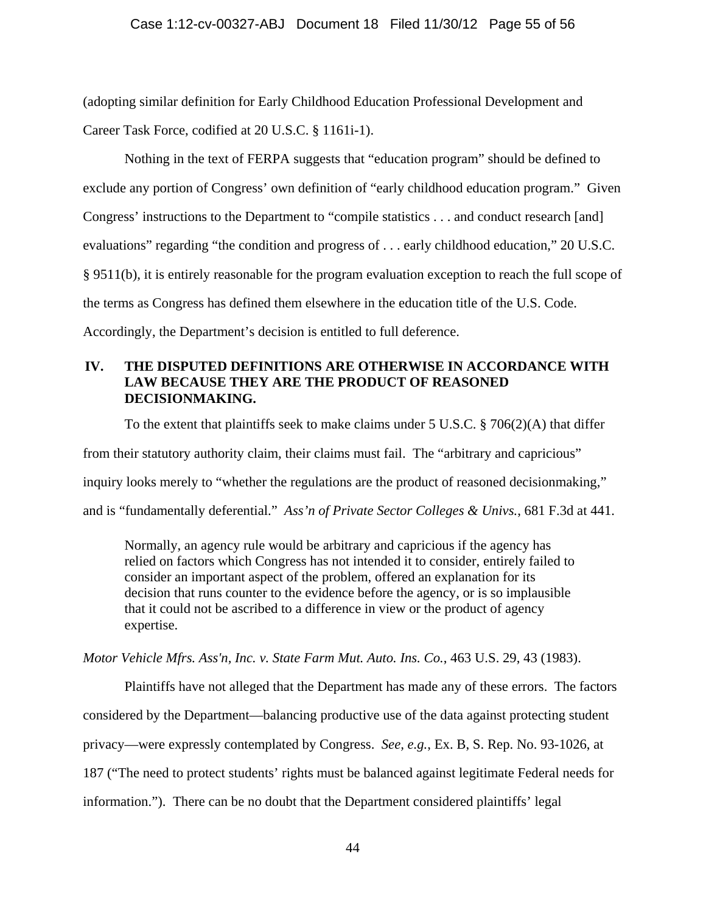(adopting similar definition for Early Childhood Education Professional Development and Career Task Force, codified at 20 U.S.C. § 1161i-1).

Nothing in the text of FERPA suggests that "education program" should be defined to exclude any portion of Congress' own definition of "early childhood education program." Given Congress' instructions to the Department to "compile statistics . . . and conduct research [and] evaluations" regarding "the condition and progress of . . . early childhood education," 20 U.S.C. § 9511(b), it is entirely reasonable for the program evaluation exception to reach the full scope of the terms as Congress has defined them elsewhere in the education title of the U.S. Code. Accordingly, the Department's decision is entitled to full deference.

## IV. THE DISPUTED DEFINITIONS ARE OTHERWISE IN ACCORDANCE WITH LAW BECAUSE THEY ARE THE PRODUCT OF REASONED DECISIONMAKING.

To the extent that plaintiffs seek to make claims under 5 U.S.C. § 706(2)(A) that differ from their statutory authority claim, their claims must fail. The "arbitrary and capricious" inquiry looks merely to "whether the regulations are the product of reasoned decisionmaking," and is "fundamentally deferential." *Ass'n of Private Sector Colleges & Univs.*, 681 F.3d at 441.

> Normally, an agency rule would be arbitrary and capricious if the agency has relied on factors which Congress has not intended it to consider, entirely failed to consider an important aspect of the problem, offered an explanation for its decision that runs counter to the evidence before the agency, or is so implausible that it could not be ascribed to a difference in view or the product of agency expertise.

*Motor Vehicle Mfrs. Ass'n, Inc. v. State Farm Mut. Auto. Ins. Co.*, 463 U.S. 29, 43 (1983).

Plaintiffs have not alleged that the Department has made any of these errors. The factors considered by the Department—balancing productive use of the data against protecting student privacy—were expressly contemplated by Congress. *See*, *e.g.*, Ex. B, S. Rep. No. 93-1026, at 187 ("The need to protect students' rights must be balanced against legitimate Federal needs for information."). There can be no doubt that the Department considered plaintiffs' legal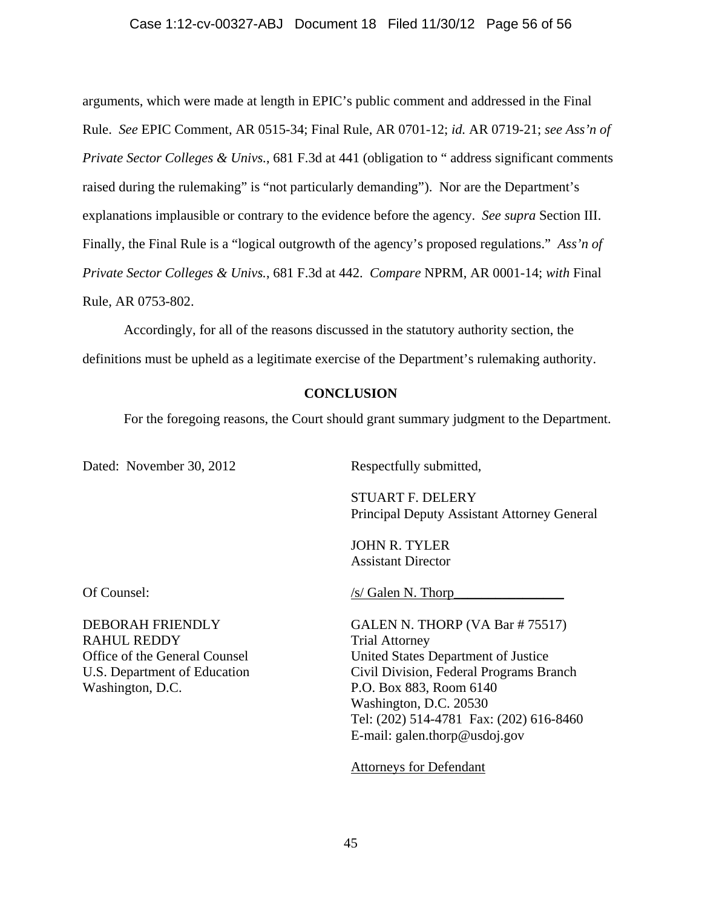arguments, which were made at length in EPIC's public comment and addressed in the Final Rule. *See* EPIC Comment, AR 0515-34; Final Rule, AR 0701-12; *id.* AR 0719-21; *see Ass'n of Private Sector Colleges & Univs.*, 681 F.3d at 441 (obligation to " address significant comments raised during the rulemaking" is "not particularly demanding"). Nor are the Department's explanations implausible or contrary to the evidence before the agency. *See supra* Section III. Finally, the Final Rule is a "logical outgrowth of the agency's proposed regulations." *Ass'n of Private Sector Colleges & Univs.*, 681 F.3d at 442. *Compare* NPRM, AR 0001-14; *with* Final Rule, AR 0753-802.

Accordingly, for all of the reasons discussed in the statutory authority section, the definitions must be upheld as a legitimate exercise of the Department's rulemaking authority.

**CONCLUSION**

For the foregoing reasons, the Court should grant summary judgment to the Department.

Dated: November 30, 2012

Respectfully submitted,

STUART F. DELERY
Principal Deputy Assistant Attorney General

JOHN R. TYLER
Assistant Director

/s/ Galen N. Thorp

GALEN N. THORP (VA Bar # 75517)
Trial Attorney
United States Department of Justice
Civil Division, Federal Programs Branch
P.O. Box 883, Room 6140
Washington, D.C. 20530
Tel: (202) 514-4781 Fax: (202) 616-8460
E-mail: galen.thorp@usdoj.gov

Attorneys for Defendant

Of Counsel:

DEBORAH FRIENDLY
RAHUL REDDY
Office of the General Counsel
U.S. Department of Education
Washington, D.C.